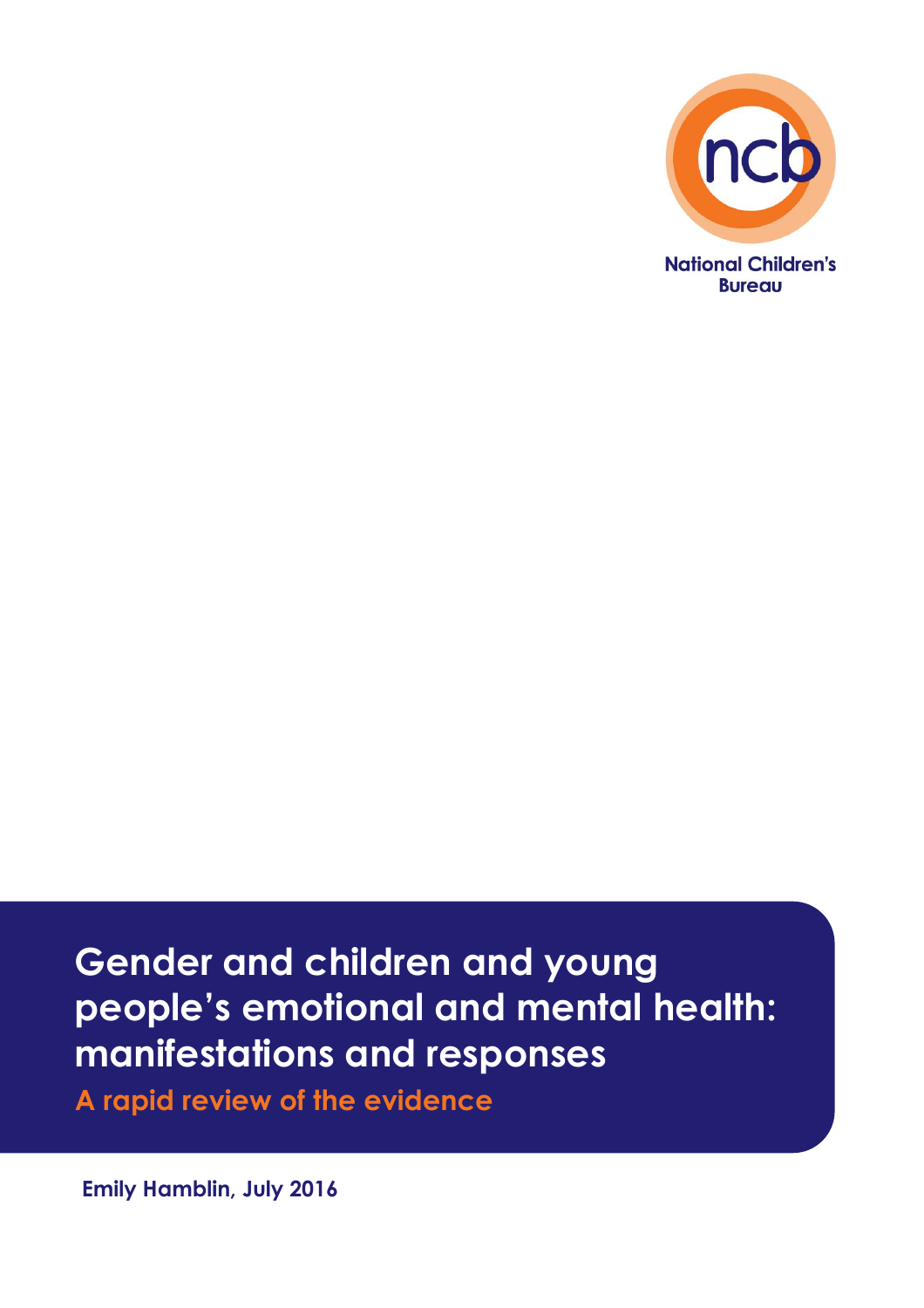National Children's Bureau

# Gender and children and young people's emotional and mental health: manifestations and responses

## A rapid review of the evidence

**Emily Hamblin, July 2016**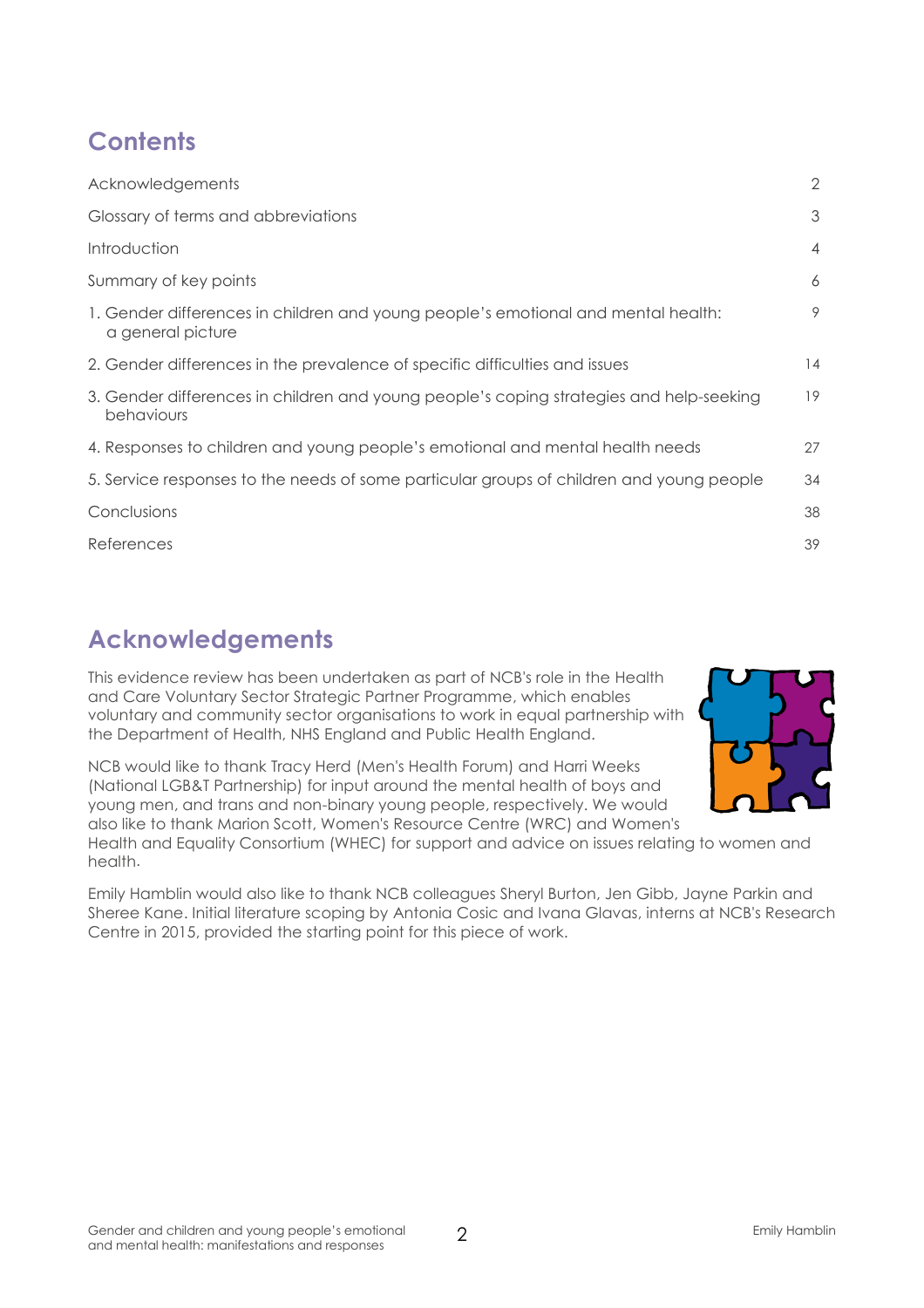## Contents

| | |
|---|---|
| Acknowledgements | 2 |
| Glossary of terms and abbreviations | 3 |
| Introduction | 4 |
| Summary of key points | 6 |
| 1. Gender differences in children and young people's emotional and mental health: a general picture | 9 |
| 2. Gender differences in the prevalence of specific difficulties and issues | 14 |
| 3. Gender differences in children and young people's coping strategies and help-seeking behaviours | 19 |
| 4. Responses to children and young people's emotional and mental health needs | 27 |
| 5. Service responses to the needs of some particular groups of children and young people | 34 |
| Conclusions | 38 |
| References | 39 |

## Acknowledgements

This evidence review has been undertaken as part of NCB's role in the Health and Care Voluntary Sector Strategic Partner Programme, which enables voluntary and community sector organisations to work in equal partnership with the Department of Health, NHS England and Public Health England.

NCB would like to thank Tracy Herd (Men's Health Forum) and Harri Weeks (National LGB&T Partnership) for input around the mental health of boys and young men, and trans and non-binary young people, respectively. We would also like to thank Marion Scott, Women's Resource Centre (WRC) and Women's Health and Equality Consortium (WHEC) for support and advice on issues relating to women and health.

Emily Hamblin would also like to thank NCB colleagues Sheryl Burton, Jen Gibb, Jayne Parkin and Sheree Kane. Initial literature scoping by Antonia Cosic and Ivana Glavas, interns at NCB's Research Centre in 2015, provided the starting point for this piece of work.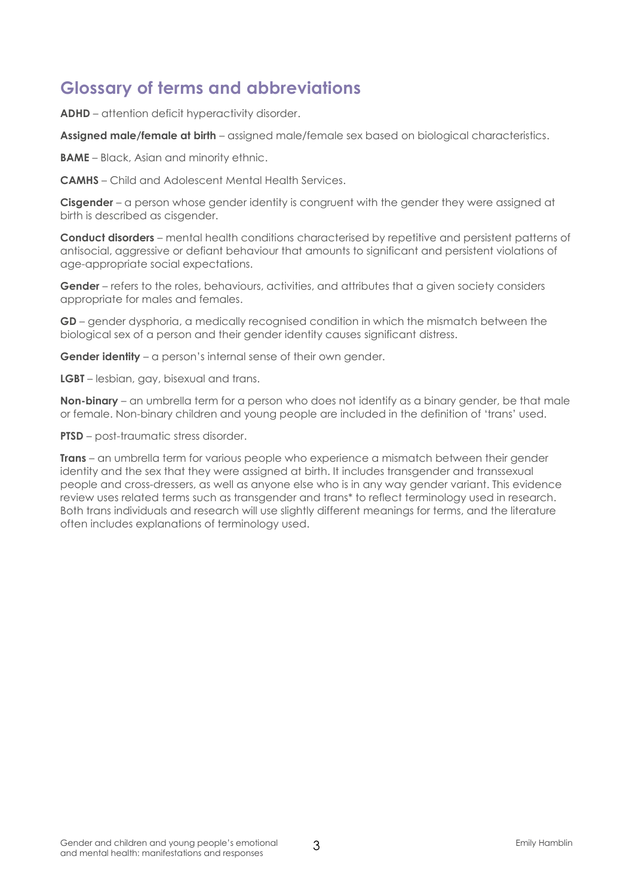## Glossary of terms and abbreviations

**ADHD** – attention deficit hyperactivity disorder.

**Assigned male/female at birth** – assigned male/female sex based on biological characteristics.

**BAME** – Black, Asian and minority ethnic.

**CAMHS** – Child and Adolescent Mental Health Services.

**Cisgender** – a person whose gender identity is congruent with the gender they were assigned at birth is described as cisgender.

**Conduct disorders** – mental health conditions characterised by repetitive and persistent patterns of antisocial, aggressive or defiant behaviour that amounts to significant and persistent violations of age-appropriate social expectations.

**Gender** – refers to the roles, behaviours, activities, and attributes that a given society considers appropriate for males and females.

**GD** – gender dysphoria, a medically recognised condition in which the mismatch between the biological sex of a person and their gender identity causes significant distress.

**Gender identity** – a person's internal sense of their own gender.

**LGBT** – lesbian, gay, bisexual and trans.

**Non-binary** – an umbrella term for a person who does not identify as a binary gender, be that male or female. Non-binary children and young people are included in the definition of 'trans' used.

**PTSD** – post-traumatic stress disorder.

**Trans** – an umbrella term for various people who experience a mismatch between their gender identity and the sex that they were assigned at birth. It includes transgender and transsexual people and cross-dressers, as well as anyone else who is in any way gender variant. This evidence review uses related terms such as transgender and trans* to reflect terminology used in research. Both trans individuals and research will use slightly different meanings for terms, and the literature often includes explanations of terminology used.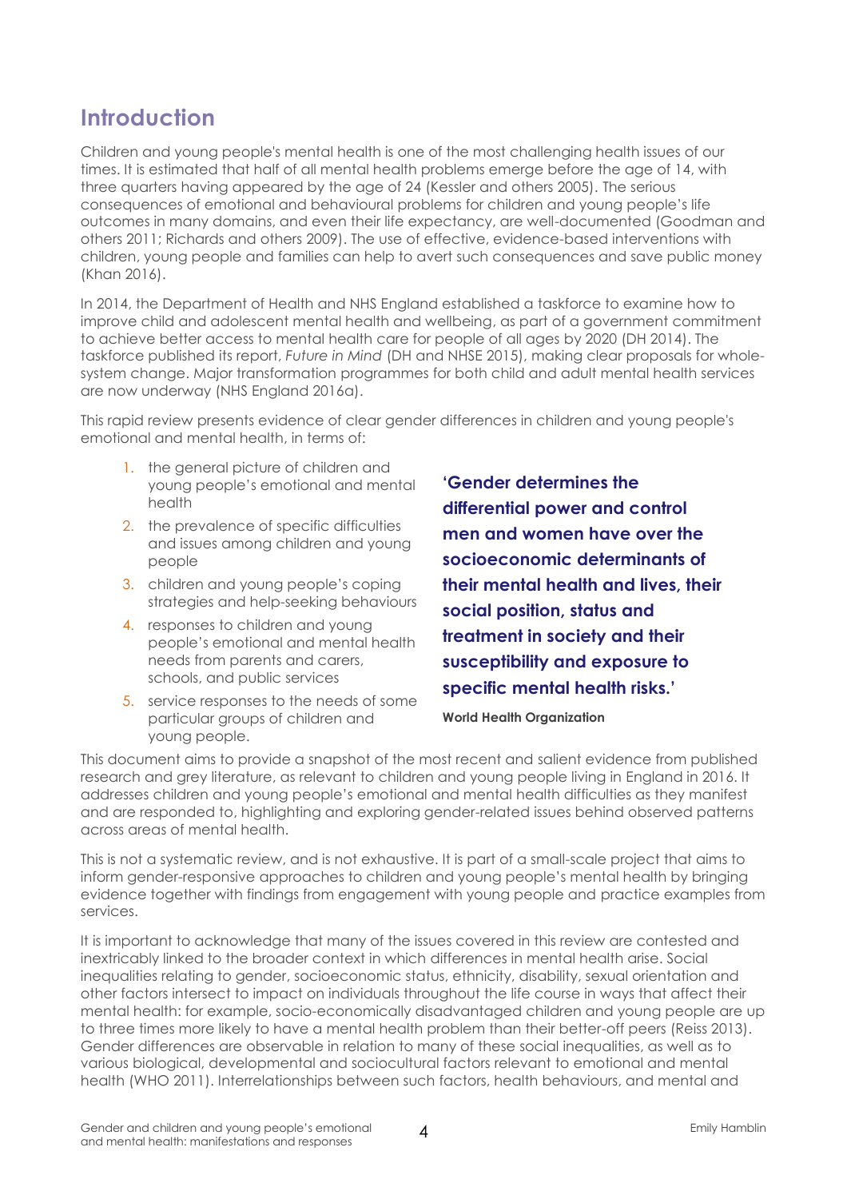# Introduction

Children and young people's mental health is one of the most challenging health issues of our times. It is estimated that half of all mental health problems emerge before the age of 14, with three quarters having appeared by the age of 24 (Kessler and others 2005). The serious consequences of emotional and behavioural problems for children and young people's life outcomes in many domains, and even their life expectancy, are well-documented (Goodman and others 2011; Richards and others 2009). The use of effective, evidence-based interventions with children, young people and families can help to avert such consequences and save public money (Khan 2016).

In 2014, the Department of Health and NHS England established a taskforce to examine how to improve child and adolescent mental health and wellbeing, as part of a government commitment to achieve better access to mental health care for people of all ages by 2020 (DH 2014). The taskforce published its report, *Future in Mind* (DH and NHSE 2015), making clear proposals for whole-system change. Major transformation programmes for both child and adult mental health services are now underway (NHS England 2016a).

This rapid review presents evidence of clear gender differences in children and young people's emotional and mental health, in terms of:

1. the general picture of children and young people's emotional and mental health
2. the prevalence of specific difficulties and issues among children and young people
3. children and young people's coping strategies and help-seeking behaviours
4. responses to children and young people's emotional and mental health needs from parents and carers, schools, and public services
5. service responses to the needs of some particular groups of children and young people.

> **'Gender determines the differential power and control men and women have over the socioeconomic determinants of their mental health and lives, their social position, status and treatment in society and their susceptibility and exposure to specific mental health risks.'**
>
> **World Health Organization**

This document aims to provide a snapshot of the most recent and salient evidence from published research and grey literature, as relevant to children and young people living in England in 2016. It addresses children and young people's emotional and mental health difficulties as they manifest and are responded to, highlighting and exploring gender-related issues behind observed patterns across areas of mental health.

This is not a systematic review, and is not exhaustive. It is part of a small-scale project that aims to inform gender-responsive approaches to children and young people's mental health by bringing evidence together with findings from engagement with young people and practice examples from services.

It is important to acknowledge that many of the issues covered in this review are contested and inextricably linked to the broader context in which differences in mental health arise. Social inequalities relating to gender, socioeconomic status, ethnicity, disability, sexual orientation and other factors intersect to impact on individuals throughout the life course in ways that affect their mental health: for example, socio-economically disadvantaged children and young people are up to three times more likely to have a mental health problem than their better-off peers (Reiss 2013). Gender differences are observable in relation to many of these social inequalities, as well as to various biological, developmental and sociocultural factors relevant to emotional and mental health (WHO 2011). Interrelationships between such factors, health behaviours, and mental and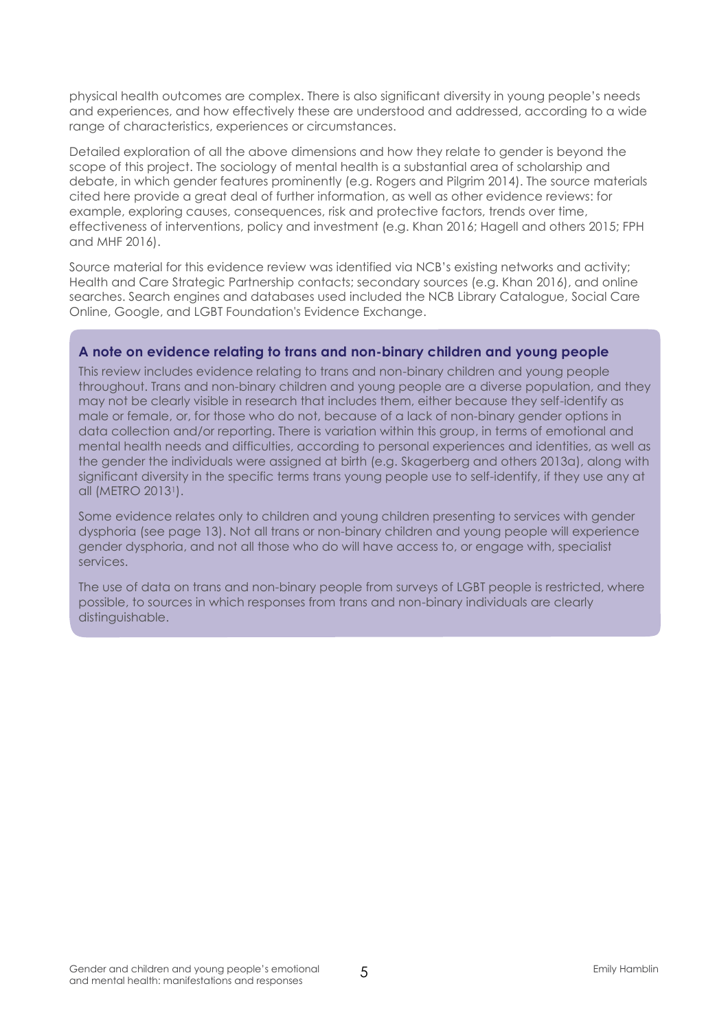physical health outcomes are complex. There is also significant diversity in young people's needs and experiences, and how effectively these are understood and addressed, according to a wide range of characteristics, experiences or circumstances.

Detailed exploration of all the above dimensions and how they relate to gender is beyond the scope of this project. The sociology of mental health is a substantial area of scholarship and debate, in which gender features prominently (e.g. Rogers and Pilgrim 2014). The source materials cited here provide a great deal of further information, as well as other evidence reviews: for example, exploring causes, consequences, risk and protective factors, trends over time, effectiveness of interventions, policy and investment (e.g. Khan 2016; Hagell and others 2015; FPH and MHF 2016).

Source material for this evidence review was identified via NCB's existing networks and activity; Health and Care Strategic Partnership contacts; secondary sources (e.g. Khan 2016), and online searches. Search engines and databases used included the NCB Library Catalogue, Social Care Online, Google, and LGBT Foundation's Evidence Exchange.

### A note on evidence relating to trans and non-binary children and young people

This review includes evidence relating to trans and non-binary children and young people throughout. Trans and non-binary children and young people are a diverse population, and they may not be clearly visible in research that includes them, either because they self-identify as male or female, or, for those who do not, because of a lack of non-binary gender options in data collection and/or reporting. There is variation within this group, in terms of emotional and mental health needs and difficulties, according to personal experiences and identities, as well as the gender the individuals were assigned at birth (e.g. Skagerberg and others 2013a), along with significant diversity in the specific terms trans young people use to self-identify, if they use any at all (METRO 2013[1]).

Some evidence relates only to children and young children presenting to services with gender dysphoria (see page 13). Not all trans or non-binary children and young people will experience gender dysphoria, and not all those who do will have access to, or engage with, specialist services.

The use of data on trans and non-binary people from surveys of LGBT people is restricted, where possible, to sources in which responses from trans and non-binary individuals are clearly distinguishable.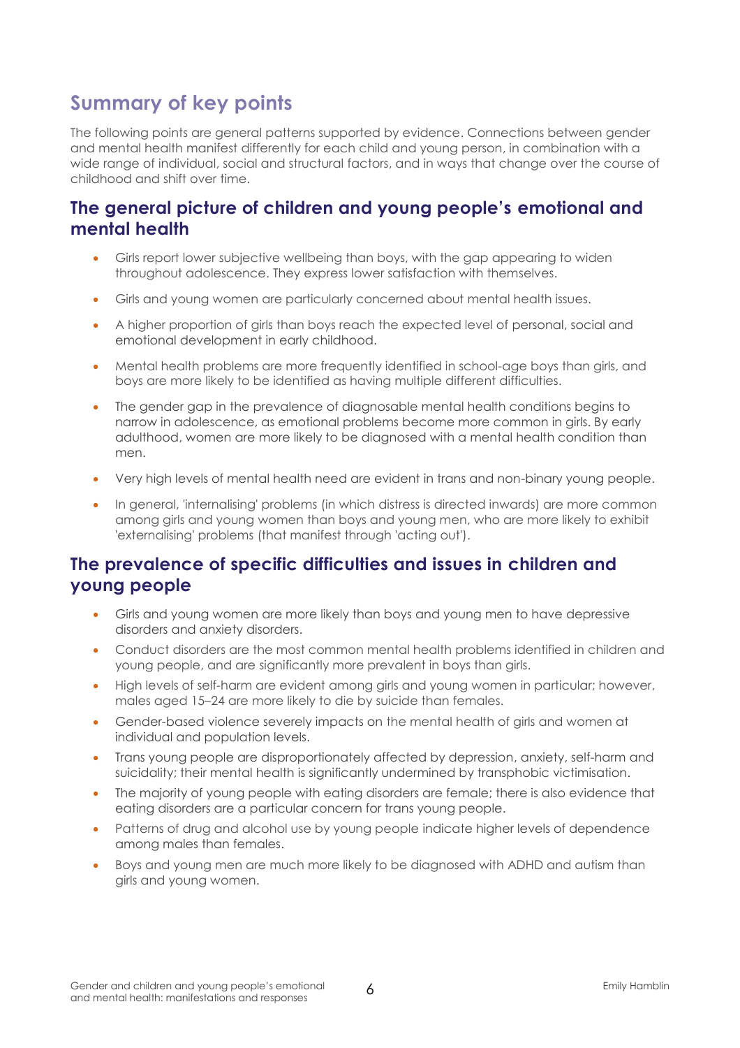## Summary of key points

The following points are general patterns supported by evidence. Connections between gender and mental health manifest differently for each child and young person, in combination with a wide range of individual, social and structural factors, and in ways that change over the course of childhood and shift over time.

### The general picture of children and young people's emotional and mental health

- Girls report lower subjective wellbeing than boys, with the gap appearing to widen throughout adolescence. They express lower satisfaction with themselves.
- Girls and young women are particularly concerned about mental health issues.
- A higher proportion of girls than boys reach the expected level of personal, social and emotional development in early childhood.
- Mental health problems are more frequently identified in school-age boys than girls, and boys are more likely to be identified as having multiple different difficulties.
- The gender gap in the prevalence of diagnosable mental health conditions begins to narrow in adolescence, as emotional problems become more common in girls. By early adulthood, women are more likely to be diagnosed with a mental health condition than men.
- Very high levels of mental health need are evident in trans and non-binary young people.
- In general, 'internalising' problems (in which distress is directed inwards) are more common among girls and young women than boys and young men, who are more likely to exhibit 'externalising' problems (that manifest through 'acting out').

### The prevalence of specific difficulties and issues in children and young people

- Girls and young women are more likely than boys and young men to have depressive disorders and anxiety disorders.
- Conduct disorders are the most common mental health problems identified in children and young people, and are significantly more prevalent in boys than girls.
- High levels of self-harm are evident among girls and young women in particular; however, males aged 15–24 are more likely to die by suicide than females.
- Gender-based violence severely impacts on the mental health of girls and women at individual and population levels.
- Trans young people are disproportionately affected by depression, anxiety, self-harm and suicidality; their mental health is significantly undermined by transphobic victimisation.
- The majority of young people with eating disorders are female; there is also evidence that eating disorders are a particular concern for trans young people.
- Patterns of drug and alcohol use by young people indicate higher levels of dependence among males than females.
- Boys and young men are much more likely to be diagnosed with ADHD and autism than girls and young women.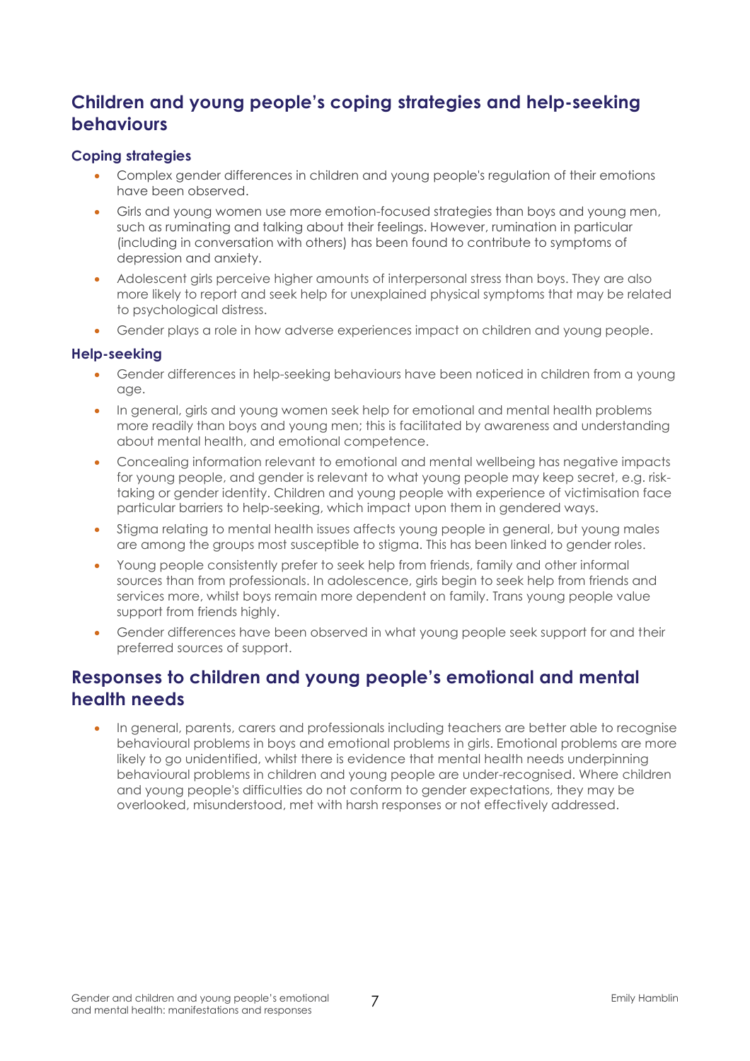## Children and young people's coping strategies and help-seeking behaviours

### Coping strategies

- Complex gender differences in children and young people's regulation of their emotions have been observed.
- Girls and young women use more emotion-focused strategies than boys and young men, such as ruminating and talking about their feelings. However, rumination in particular (including in conversation with others) has been found to contribute to symptoms of depression and anxiety.
- Adolescent girls perceive higher amounts of interpersonal stress than boys. They are also more likely to report and seek help for unexplained physical symptoms that may be related to psychological distress.
- Gender plays a role in how adverse experiences impact on children and young people.

### Help-seeking

- Gender differences in help-seeking behaviours have been noticed in children from a young age.
- In general, girls and young women seek help for emotional and mental health problems more readily than boys and young men; this is facilitated by awareness and understanding about mental health, and emotional competence.
- Concealing information relevant to emotional and mental wellbeing has negative impacts for young people, and gender is relevant to what young people may keep secret, e.g. risk-taking or gender identity. Children and young people with experience of victimisation face particular barriers to help-seeking, which impact upon them in gendered ways.
- Stigma relating to mental health issues affects young people in general, but young males are among the groups most susceptible to stigma. This has been linked to gender roles.
- Young people consistently prefer to seek help from friends, family and other informal sources than from professionals. In adolescence, girls begin to seek help from friends and services more, whilst boys remain more dependent on family. Trans young people value support from friends highly.
- Gender differences have been observed in what young people seek support for and their preferred sources of support.

## Responses to children and young people's emotional and mental health needs

- In general, parents, carers and professionals including teachers are better able to recognise behavioural problems in boys and emotional problems in girls. Emotional problems are more likely to go unidentified, whilst there is evidence that mental health needs underpinning behavioural problems in children and young people are under-recognised. Where children and young people's difficulties do not conform to gender expectations, they may be overlooked, misunderstood, met with harsh responses or not effectively addressed.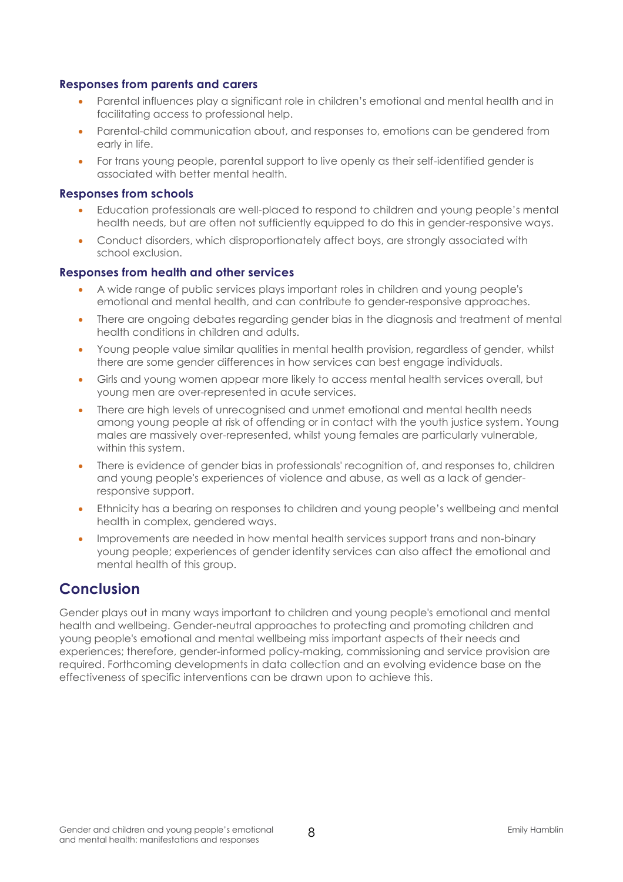### Responses from parents and carers

- Parental influences play a significant role in children's emotional and mental health and in facilitating access to professional help.
- Parental-child communication about, and responses to, emotions can be gendered from early in life.
- For trans young people, parental support to live openly as their self-identified gender is associated with better mental health.

### Responses from schools

- Education professionals are well-placed to respond to children and young people's mental health needs, but are often not sufficiently equipped to do this in gender-responsive ways.
- Conduct disorders, which disproportionately affect boys, are strongly associated with school exclusion.

### Responses from health and other services

- A wide range of public services plays important roles in children and young people's emotional and mental health, and can contribute to gender-responsive approaches.
- There are ongoing debates regarding gender bias in the diagnosis and treatment of mental health conditions in children and adults.
- Young people value similar qualities in mental health provision, regardless of gender, whilst there are some gender differences in how services can best engage individuals.
- Girls and young women appear more likely to access mental health services overall, but young men are over-represented in acute services.
- There are high levels of unrecognised and unmet emotional and mental health needs among young people at risk of offending or in contact with the youth justice system. Young males are massively over-represented, whilst young females are particularly vulnerable, within this system.
- There is evidence of gender bias in professionals' recognition of, and responses to, children and young people's experiences of violence and abuse, as well as a lack of gender-responsive support.
- Ethnicity has a bearing on responses to children and young people's wellbeing and mental health in complex, gendered ways.
- Improvements are needed in how mental health services support trans and non-binary young people; experiences of gender identity services can also affect the emotional and mental health of this group.

## Conclusion

Gender plays out in many ways important to children and young people's emotional and mental health and wellbeing. Gender-neutral approaches to protecting and promoting children and young people's emotional and mental wellbeing miss important aspects of their needs and experiences; therefore, gender-informed policy-making, commissioning and service provision are required. Forthcoming developments in data collection and an evolving evidence base on the effectiveness of specific interventions can be drawn upon to achieve this.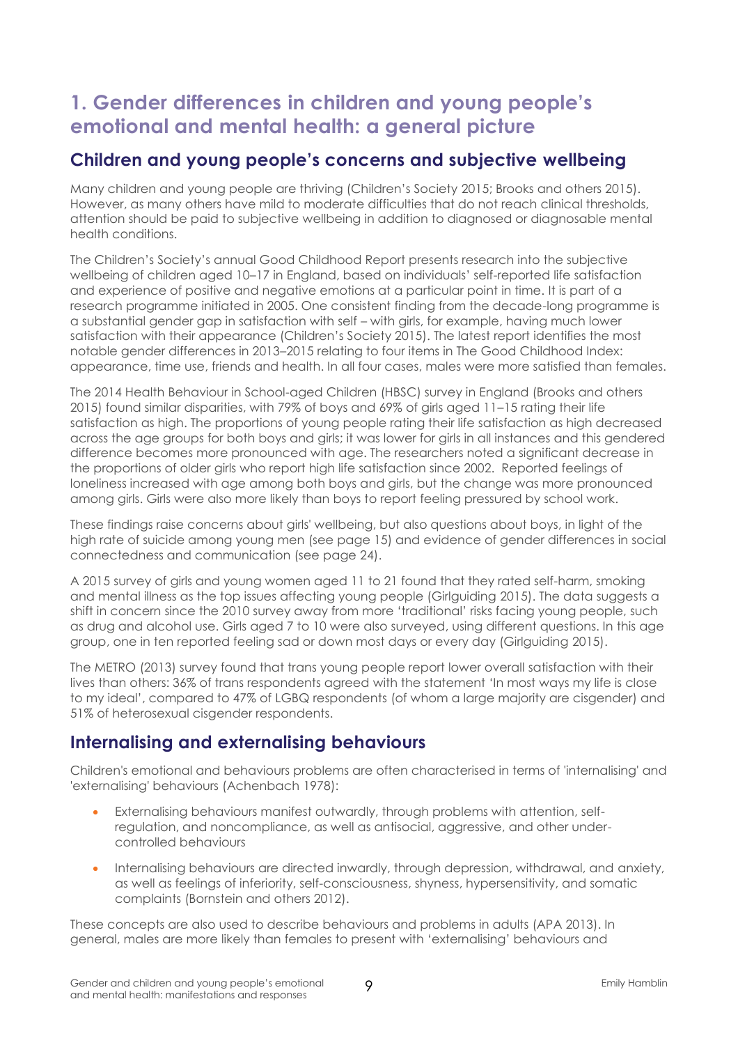# 1. Gender differences in children and young people's emotional and mental health: a general picture

## Children and young people's concerns and subjective wellbeing

Many children and young people are thriving (Children's Society 2015; Brooks and others 2015). However, as many others have mild to moderate difficulties that do not reach clinical thresholds, attention should be paid to subjective wellbeing in addition to diagnosed or diagnosable mental health conditions.

The Children's Society's annual Good Childhood Report presents research into the subjective wellbeing of children aged 10–17 in England, based on individuals' self-reported life satisfaction and experience of positive and negative emotions at a particular point in time. It is part of a research programme initiated in 2005. One consistent finding from the decade-long programme is a substantial gender gap in satisfaction with self – with girls, for example, having much lower satisfaction with their appearance (Children's Society 2015). The latest report identifies the most notable gender differences in 2013–2015 relating to four items in The Good Childhood Index: appearance, time use, friends and health. In all four cases, males were more satisfied than females.

The 2014 Health Behaviour in School-aged Children (HBSC) survey in England (Brooks and others 2015) found similar disparities, with 79% of boys and 69% of girls aged 11–15 rating their life satisfaction as high. The proportions of young people rating their life satisfaction as high decreased across the age groups for both boys and girls; it was lower for girls in all instances and this gendered difference becomes more pronounced with age. The researchers noted a significant decrease in the proportions of older girls who report high life satisfaction since 2002. Reported feelings of loneliness increased with age among both boys and girls, but the change was more pronounced among girls. Girls were also more likely than boys to report feeling pressured by school work.

These findings raise concerns about girls' wellbeing, but also questions about boys, in light of the high rate of suicide among young men (see page 15) and evidence of gender differences in social connectedness and communication (see page 24).

A 2015 survey of girls and young women aged 11 to 21 found that they rated self-harm, smoking and mental illness as the top issues affecting young people (Girlguiding 2015). The data suggests a shift in concern since the 2010 survey away from more 'traditional' risks facing young people, such as drug and alcohol use. Girls aged 7 to 10 were also surveyed, using different questions. In this age group, one in ten reported feeling sad or down most days or every day (Girlguiding 2015).

The METRO (2013) survey found that trans young people report lower overall satisfaction with their lives than others: 36% of trans respondents agreed with the statement 'In most ways my life is close to my ideal', compared to 47% of LGBQ respondents (of whom a large majority are cisgender) and 51% of heterosexual cisgender respondents.

## Internalising and externalising behaviours

Children's emotional and behaviours problems are often characterised in terms of 'internalising' and 'externalising' behaviours (Achenbach 1978):

- Externalising behaviours manifest outwardly, through problems with attention, self-regulation, and noncompliance, as well as antisocial, aggressive, and other under-controlled behaviours
- Internalising behaviours are directed inwardly, through depression, withdrawal, and anxiety, as well as feelings of inferiority, self-consciousness, shyness, hypersensitivity, and somatic complaints (Bornstein and others 2012).

These concepts are also used to describe behaviours and problems in adults (APA 2013). In general, males are more likely than females to present with 'externalising' behaviours and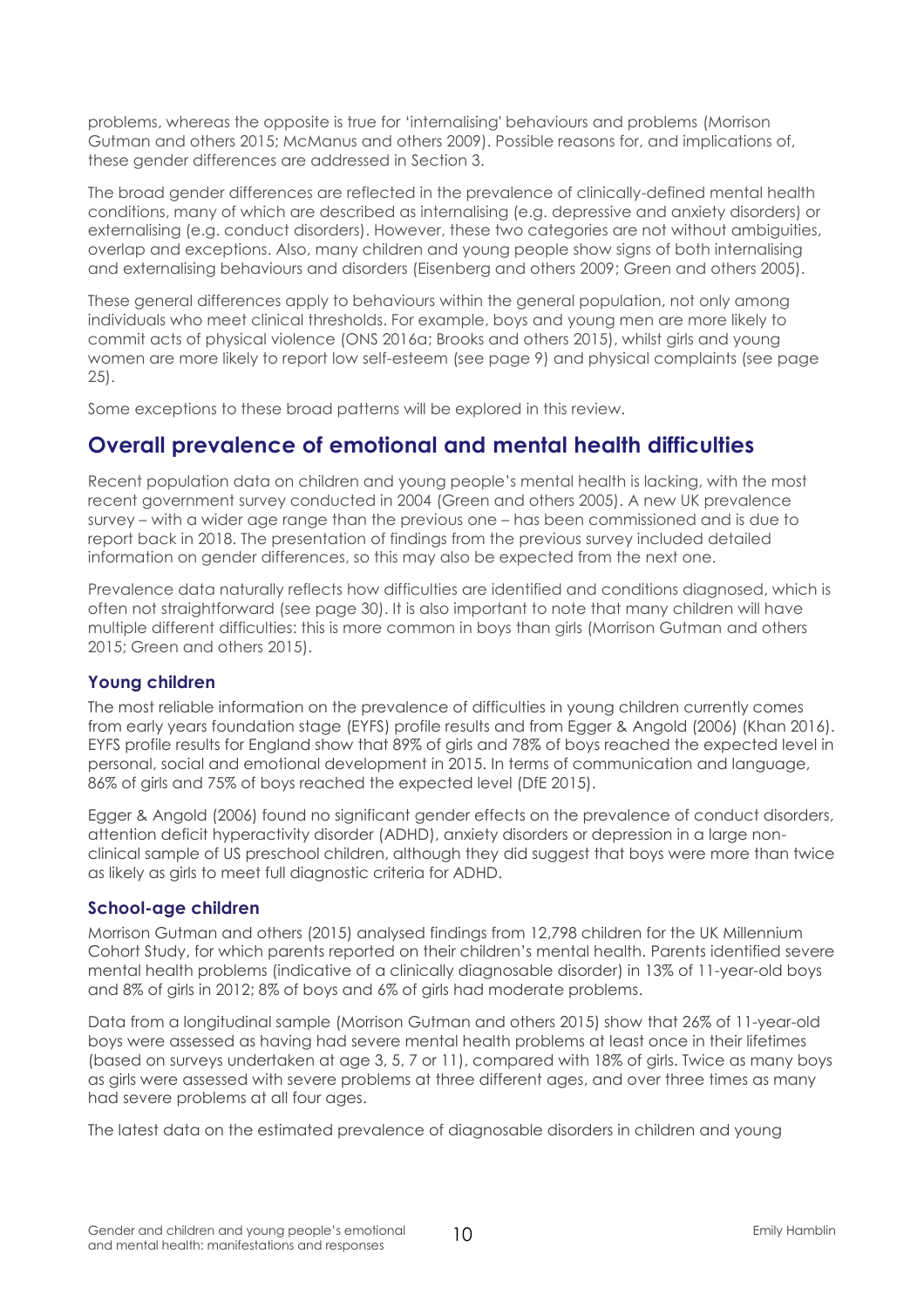problems, whereas the opposite is true for 'internalising' behaviours and problems (Morrison Gutman and others 2015; McManus and others 2009). Possible reasons for, and implications of, these gender differences are addressed in Section 3.

The broad gender differences are reflected in the prevalence of clinically-defined mental health conditions, many of which are described as internalising (e.g. depressive and anxiety disorders) or externalising (e.g. conduct disorders). However, these two categories are not without ambiguities, overlap and exceptions. Also, many children and young people show signs of both internalising and externalising behaviours and disorders (Eisenberg and others 2009; Green and others 2005).

These general differences apply to behaviours within the general population, not only among individuals who meet clinical thresholds. For example, boys and young men are more likely to commit acts of physical violence (ONS 2016a; Brooks and others 2015), whilst girls and young women are more likely to report low self-esteem (see page 9) and physical complaints (see page 25).

Some exceptions to these broad patterns will be explored in this review.

## Overall prevalence of emotional and mental health difficulties

Recent population data on children and young people's mental health is lacking, with the most recent government survey conducted in 2004 (Green and others 2005). A new UK prevalence survey – with a wider age range than the previous one – has been commissioned and is due to report back in 2018. The presentation of findings from the previous survey included detailed information on gender differences, so this may also be expected from the next one.

Prevalence data naturally reflects how difficulties are identified and conditions diagnosed, which is often not straightforward (see page 30). It is also important to note that many children will have multiple different difficulties: this is more common in boys than girls (Morrison Gutman and others 2015; Green and others 2015).

### Young children

The most reliable information on the prevalence of difficulties in young children currently comes from early years foundation stage (EYFS) profile results and from Egger & Angold (2006) (Khan 2016). EYFS profile results for England show that 89% of girls and 78% of boys reached the expected level in personal, social and emotional development in 2015. In terms of communication and language, 86% of girls and 75% of boys reached the expected level (DfE 2015).

Egger & Angold (2006) found no significant gender effects on the prevalence of conduct disorders, attention deficit hyperactivity disorder (ADHD), anxiety disorders or depression in a large non-clinical sample of US preschool children, although they did suggest that boys were more than twice as likely as girls to meet full diagnostic criteria for ADHD.

### School-age children

Morrison Gutman and others (2015) analysed findings from 12,798 children for the UK Millennium Cohort Study, for which parents reported on their children's mental health. Parents identified severe mental health problems (indicative of a clinically diagnosable disorder) in 13% of 11-year-old boys and 8% of girls in 2012; 8% of boys and 6% of girls had moderate problems.

Data from a longitudinal sample (Morrison Gutman and others 2015) show that 26% of 11-year-old boys were assessed as having had severe mental health problems at least once in their lifetimes (based on surveys undertaken at age 3, 5, 7 or 11), compared with 18% of girls. Twice as many boys as girls were assessed with severe problems at three different ages, and over three times as many had severe problems at all four ages.

The latest data on the estimated prevalence of diagnosable disorders in children and young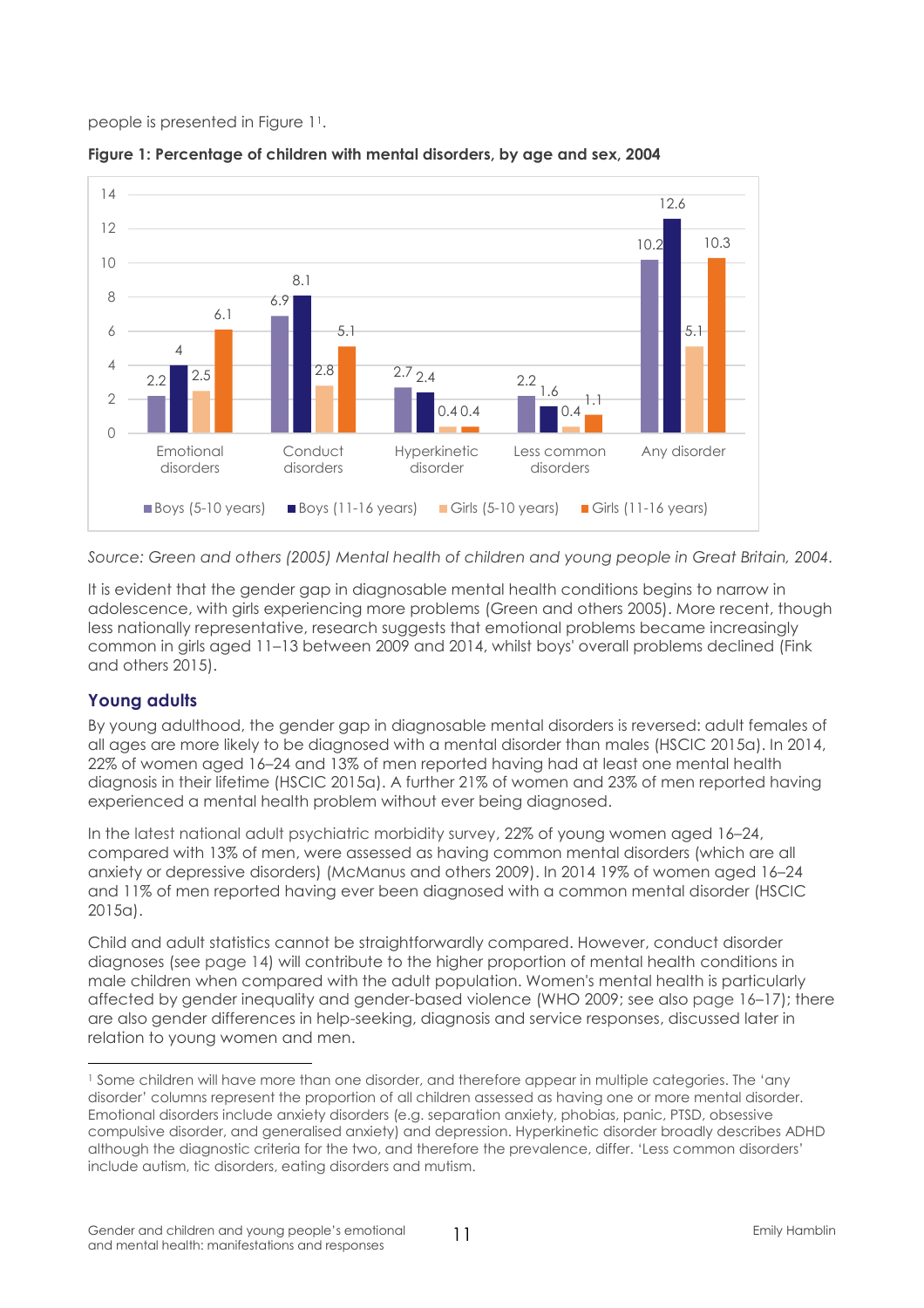people is presented in Figure 1[1].

**Figure 1: Percentage of children with mental disorders, by age and sex, 2004**

| | Boys (5-10 years) | Boys (11-16 years) | Girls (5-10 years) | Girls (11-16 years) |
|---|---|---|---|---|
| Emotional disorders | 2.2 | 4 | 2.5 | 6.1 |
| Conduct disorders | 6.9 | 8.1 | 2.8 | 5.1 |
| Hyperkinetic disorder | 2.7 | 2.4 | 0.4 | 0.4 |
| Less common disorders | 2.2 | 1.6 | 0.4 | 1.1 |
| Any disorder | 10.2 | 12.6 | 5.1 | 10.3 |

*Source: Green and others (2005) Mental health of children and young people in Great Britain, 2004.*

It is evident that the gender gap in diagnosable mental health conditions begins to narrow in adolescence, with girls experiencing more problems (Green and others 2005). More recent, though less nationally representative, research suggests that emotional problems became increasingly common in girls aged 11–13 between 2009 and 2014, whilst boys' overall problems declined (Fink and others 2015).

## Young adults

By young adulthood, the gender gap in diagnosable mental disorders is reversed: adult females of all ages are more likely to be diagnosed with a mental disorder than males (HSCIC 2015a). In 2014, 22% of women aged 16–24 and 13% of men reported having had at least one mental health diagnosis in their lifetime (HSCIC 2015a). A further 21% of women and 23% of men reported having experienced a mental health problem without ever being diagnosed.

In the latest national adult psychiatric morbidity survey, 22% of young women aged 16–24, compared with 13% of men, were assessed as having common mental disorders (which are all anxiety or depressive disorders) (McManus and others 2009). In 2014 19% of women aged 16–24 and 11% of men reported having ever been diagnosed with a common mental disorder (HSCIC 2015a).

Child and adult statistics cannot be straightforwardly compared. However, conduct disorder diagnoses (see page 14) will contribute to the higher proportion of mental health conditions in male children when compared with the adult population. Women's mental health is particularly affected by gender inequality and gender-based violence (WHO 2009; see also page 16–17); there are also gender differences in help-seeking, diagnosis and service responses, discussed later in relation to young women and men.

---

[1] Some children will have more than one disorder, and therefore appear in multiple categories. The 'any disorder' columns represent the proportion of all children assessed as having one or more mental disorder. Emotional disorders include anxiety disorders (e.g. separation anxiety, phobias, panic, PTSD, obsessive compulsive disorder, and generalised anxiety) and depression. Hyperkinetic disorder broadly describes ADHD although the diagnostic criteria for the two, and therefore the prevalence, differ. 'Less common disorders' include autism, tic disorders, eating disorders and mutism.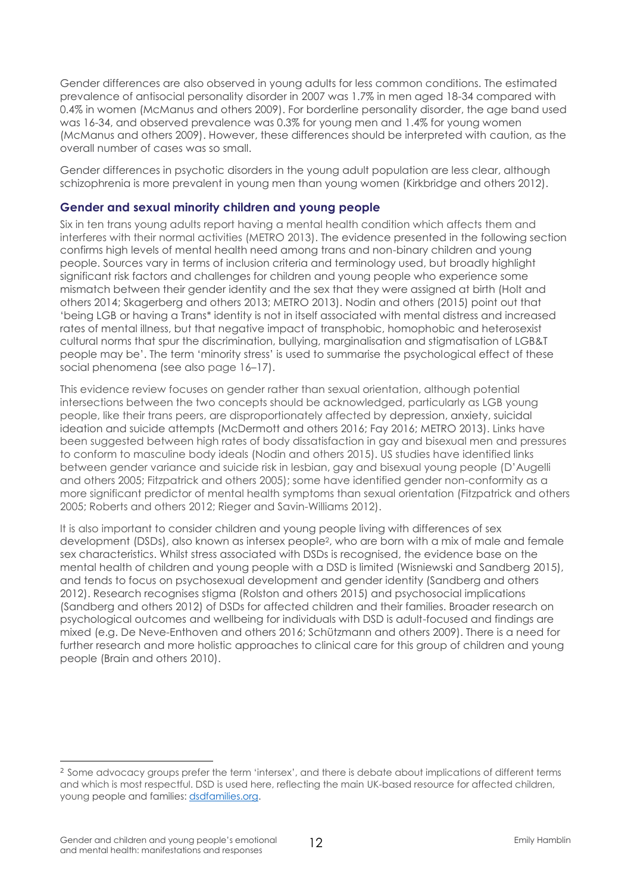Gender differences are also observed in young adults for less common conditions. The estimated prevalence of antisocial personality disorder in 2007 was 1.7% in men aged 18-34 compared with 0.4% in women (McManus and others 2009). For borderline personality disorder, the age band used was 16-34, and observed prevalence was 0.3% for young men and 1.4% for young women (McManus and others 2009). However, these differences should be interpreted with caution, as the overall number of cases was so small.

Gender differences in psychotic disorders in the young adult population are less clear, although schizophrenia is more prevalent in young men than young women (Kirkbridge and others 2012).

### Gender and sexual minority children and young people

Six in ten trans young adults report having a mental health condition which affects them and interferes with their normal activities (METRO 2013). The evidence presented in the following section confirms high levels of mental health need among trans and non-binary children and young people. Sources vary in terms of inclusion criteria and terminology used, but broadly highlight significant risk factors and challenges for children and young people who experience some mismatch between their gender identity and the sex that they were assigned at birth (Holt and others 2014; Skagerberg and others 2013; METRO 2013). Nodin and others (2015) point out that 'being LGB or having a Trans* identity is not in itself associated with mental distress and increased rates of mental illness, but that negative impact of transphobic, homophobic and heterosexist cultural norms that spur the discrimination, bullying, marginalisation and stigmatisation of LGB&T people may be'. The term 'minority stress' is used to summarise the psychological effect of these social phenomena (see also page 16–17).

This evidence review focuses on gender rather than sexual orientation, although potential intersections between the two concepts should be acknowledged, particularly as LGB young people, like their trans peers, are disproportionately affected by depression, anxiety, suicidal ideation and suicide attempts (McDermott and others 2016; Fay 2016; METRO 2013). Links have been suggested between high rates of body dissatisfaction in gay and bisexual men and pressures to conform to masculine body ideals (Nodin and others 2015). US studies have identified links between gender variance and suicide risk in lesbian, gay and bisexual young people (D'Augelli and others 2005; Fitzpatrick and others 2005); some have identified gender non-conformity as a more significant predictor of mental health symptoms than sexual orientation (Fitzpatrick and others 2005; Roberts and others 2012; Rieger and Savin-Williams 2012).

It is also important to consider children and young people living with differences of sex development (DSDs), also known as intersex people[2], who are born with a mix of male and female sex characteristics. Whilst stress associated with DSDs is recognised, the evidence base on the mental health of children and young people with a DSD is limited (Wisniewski and Sandberg 2015), and tends to focus on psychosexual development and gender identity (Sandberg and others 2012). Research recognises stigma (Rolston and others 2015) and psychosocial implications (Sandberg and others 2012) of DSDs for affected children and their families. Broader research on psychological outcomes and wellbeing for individuals with DSD is adult-focused and findings are mixed (e.g. De Neve-Enthoven and others 2016; Schützmann and others 2009). There is a need for further research and more holistic approaches to clinical care for this group of children and young people (Brain and others 2010).

---

[2] Some advocacy groups prefer the term 'intersex', and there is debate about implications of different terms and which is most respectful. DSD is used here, reflecting the main UK-based resource for affected children, young people and families: dsdfamilies.org.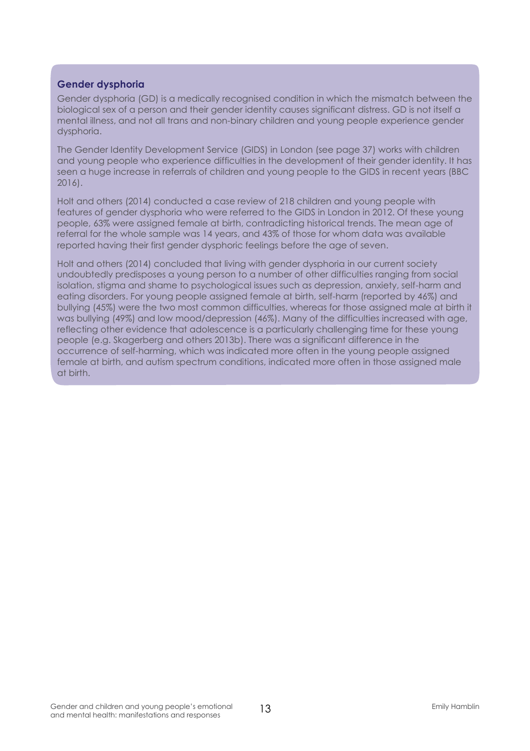### Gender dysphoria

Gender dysphoria (GD) is a medically recognised condition in which the mismatch between the biological sex of a person and their gender identity causes significant distress. GD is not itself a mental illness, and not all trans and non-binary children and young people experience gender dysphoria.

The Gender Identity Development Service (GIDS) in London (see page 37) works with children and young people who experience difficulties in the development of their gender identity. It has seen a huge increase in referrals of children and young people to the GIDS in recent years (BBC 2016).

Holt and others (2014) conducted a case review of 218 children and young people with features of gender dysphoria who were referred to the GIDS in London in 2012. Of these young people, 63% were assigned female at birth, contradicting historical trends. The mean age of referral for the whole sample was 14 years, and 43% of those for whom data was available reported having their first gender dysphoric feelings before the age of seven.

Holt and others (2014) concluded that living with gender dysphoria in our current society undoubtedly predisposes a young person to a number of other difficulties ranging from social isolation, stigma and shame to psychological issues such as depression, anxiety, self-harm and eating disorders. For young people assigned female at birth, self-harm (reported by 46%) and bullying (45%) were the two most common difficulties, whereas for those assigned male at birth it was bullying (49%) and low mood/depression (46%). Many of the difficulties increased with age, reflecting other evidence that adolescence is a particularly challenging time for these young people (e.g. Skagerberg and others 2013b). There was a significant difference in the occurrence of self-harming, which was indicated more often in the young people assigned female at birth, and autism spectrum conditions, indicated more often in those assigned male at birth.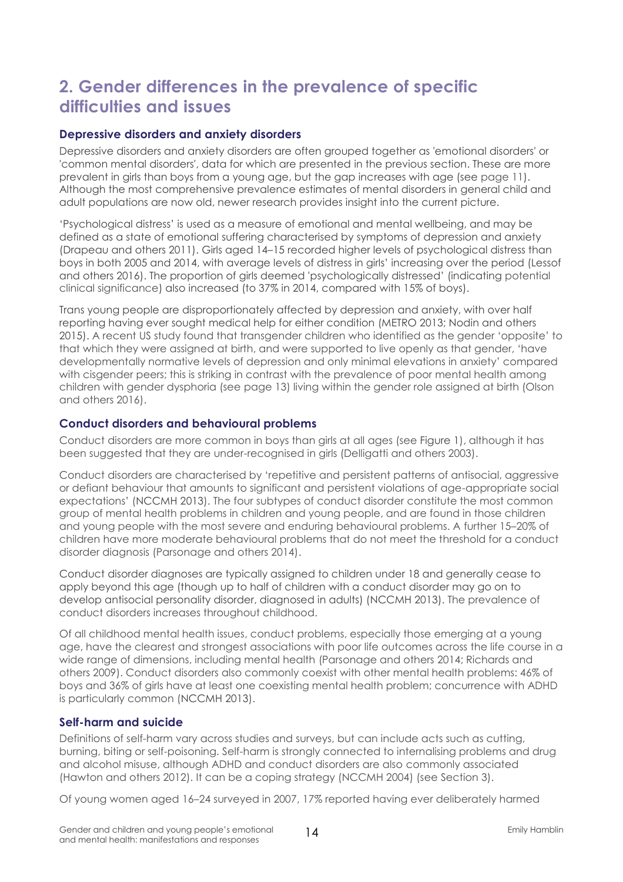## 2. Gender differences in the prevalence of specific difficulties and issues

### Depressive disorders and anxiety disorders

Depressive disorders and anxiety disorders are often grouped together as 'emotional disorders' or 'common mental disorders', data for which are presented in the previous section. These are more prevalent in girls than boys from a young age, but the gap increases with age (see page 11). Although the most comprehensive prevalence estimates of mental disorders in general child and adult populations are now old, newer research provides insight into the current picture.

'Psychological distress' is used as a measure of emotional and mental wellbeing, and may be defined as a state of emotional suffering characterised by symptoms of depression and anxiety (Drapeau and others 2011). Girls aged 14–15 recorded higher levels of psychological distress than boys in both 2005 and 2014, with average levels of distress in girls' increasing over the period (Lessof and others 2016). The proportion of girls deemed 'psychologically distressed' (indicating potential clinical significance) also increased (to 37% in 2014, compared with 15% of boys).

Trans young people are disproportionately affected by depression and anxiety, with over half reporting having ever sought medical help for either condition (METRO 2013; Nodin and others 2015). A recent US study found that transgender children who identified as the gender 'opposite' to that which they were assigned at birth, and were supported to live openly as that gender, 'have developmentally normative levels of depression and only minimal elevations in anxiety' compared with cisgender peers; this is striking in contrast with the prevalence of poor mental health among children with gender dysphoria (see page 13) living within the gender role assigned at birth (Olson and others 2016).

### Conduct disorders and behavioural problems

Conduct disorders are more common in boys than girls at all ages (see Figure 1), although it has been suggested that they are under-recognised in girls (Delligatti and others 2003).

Conduct disorders are characterised by 'repetitive and persistent patterns of antisocial, aggressive or defiant behaviour that amounts to significant and persistent violations of age-appropriate social expectations' (NCCMH 2013). The four subtypes of conduct disorder constitute the most common group of mental health problems in children and young people, and are found in those children and young people with the most severe and enduring behavioural problems. A further 15–20% of children have more moderate behavioural problems that do not meet the threshold for a conduct disorder diagnosis (Parsonage and others 2014).

Conduct disorder diagnoses are typically assigned to children under 18 and generally cease to apply beyond this age (though up to half of children with a conduct disorder may go on to develop antisocial personality disorder, diagnosed in adults) (NCCMH 2013). The prevalence of conduct disorders increases throughout childhood.

Of all childhood mental health issues, conduct problems, especially those emerging at a young age, have the clearest and strongest associations with poor life outcomes across the life course in a wide range of dimensions, including mental health (Parsonage and others 2014; Richards and others 2009). Conduct disorders also commonly coexist with other mental health problems: 46% of boys and 36% of girls have at least one coexisting mental health problem; concurrence with ADHD is particularly common (NCCMH 2013).

### Self-harm and suicide

Definitions of self-harm vary across studies and surveys, but can include acts such as cutting, burning, biting or self-poisoning. Self-harm is strongly connected to internalising problems and drug and alcohol misuse, although ADHD and conduct disorders are also commonly associated (Hawton and others 2012). It can be a coping strategy (NCCMH 2004) (see Section 3).

Of young women aged 16–24 surveyed in 2007, 17% reported having ever deliberately harmed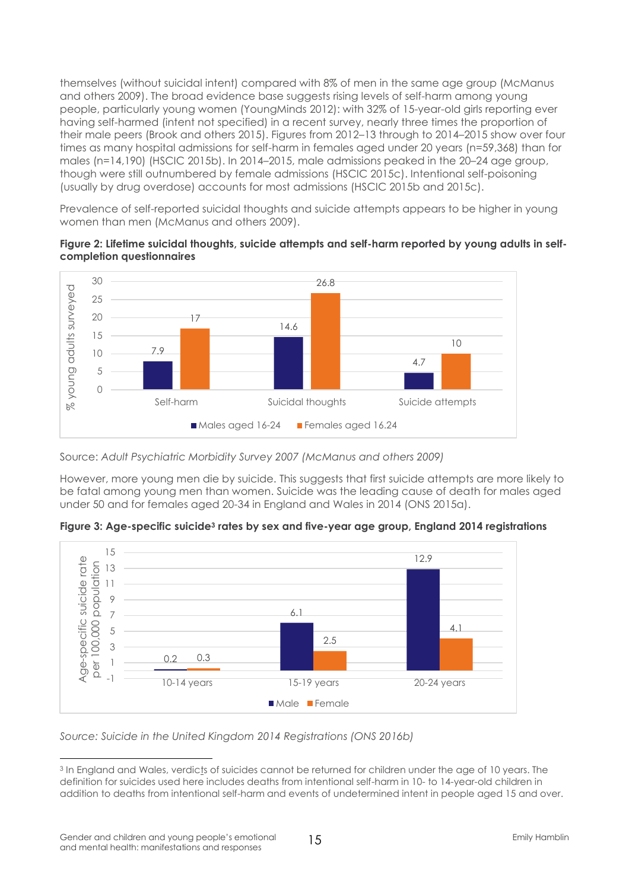themselves (without suicidal intent) compared with 8% of men in the same age group (McManus and others 2009). The broad evidence base suggests rising levels of self-harm among young people, particularly young women (YoungMinds 2012): with 32% of 15-year-old girls reporting ever having self-harmed (intent not specified) in a recent survey, nearly three times the proportion of their male peers (Brook and others 2015). Figures from 2012–13 through to 2014–2015 show over four times as many hospital admissions for self-harm in females aged under 20 years (n=59,368) than for males (n=14,190) (HSCIC 2015b). In 2014–2015, male admissions peaked in the 20–24 age group, though were still outnumbered by female admissions (HSCIC 2015c). Intentional self-poisoning (usually by drug overdose) accounts for most admissions (HSCIC 2015b and 2015c).

Prevalence of self-reported suicidal thoughts and suicide attempts appears to be higher in young women than men (McManus and others 2009).

**Figure 2: Lifetime suicidal thoughts, suicide attempts and self-harm reported by young adults in self-completion questionnaires**

| % young adults surveyed | Males aged 16-24 | Females aged 16.24 |
|---|---|---|
| Self-harm | 7.9 | 17 |
| Suicidal thoughts | 14.6 | 26.8 |
| Suicide attempts | 4.7 | 10 |

Source: *Adult Psychiatric Morbidity Survey 2007 (McManus and others 2009)*

However, more young men die by suicide. This suggests that first suicide attempts are more likely to be fatal among young men than women. Suicide was the leading cause of death for males aged under 50 and for females aged 20-34 in England and Wales in 2014 (ONS 2015a).

**Figure 3: Age-specific suicide[3] rates by sex and five-year age group, England 2014 registrations**

| Age-specific suicide rate per 100,000 population | Male | Female |
|---|---|---|
| 10-14 years | 0.2 | 0.3 |
| 15-19 years | 6.1 | 2.5 |
| 20-24 years | 12.9 | 4.1 |

*Source: Suicide in the United Kingdom 2014 Registrations (ONS 2016b)*

[3] In England and Wales, verdicts of suicides cannot be returned for children under the age of 10 years. The definition for suicides used here includes deaths from intentional self-harm in 10- to 14-year-old children in addition to deaths from intentional self-harm and events of undetermined intent in people aged 15 and over.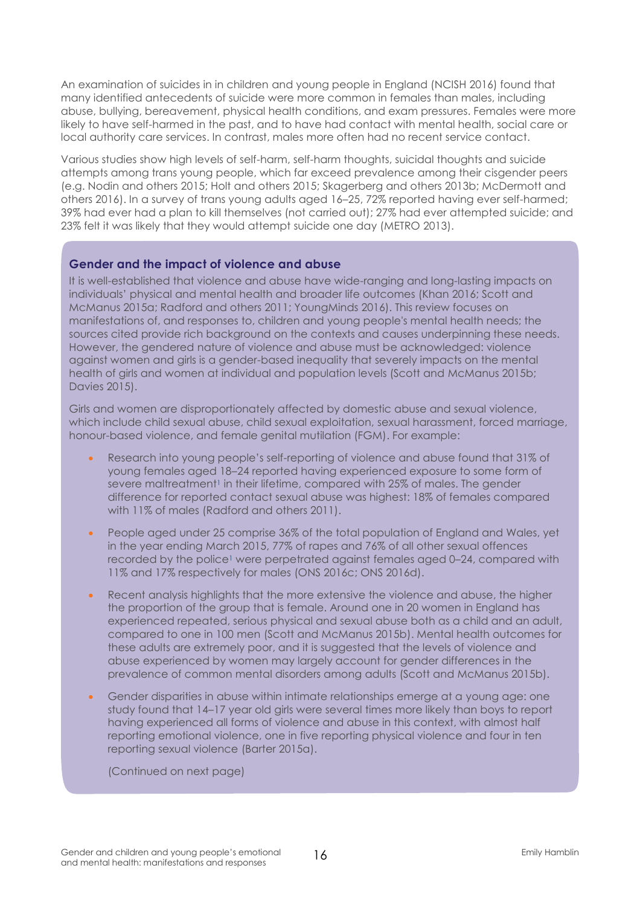An examination of suicides in in children and young people in England (NCISH 2016) found that many identified antecedents of suicide were more common in females than males, including abuse, bullying, bereavement, physical health conditions, and exam pressures. Females were more likely to have self-harmed in the past, and to have had contact with mental health, social care or local authority care services. In contrast, males more often had no recent service contact.

Various studies show high levels of self-harm, self-harm thoughts, suicidal thoughts and suicide attempts among trans young people, which far exceed prevalence among their cisgender peers (e.g. Nodin and others 2015; Holt and others 2015; Skagerberg and others 2013b; McDermott and others 2016). In a survey of trans young adults aged 16–25, 72% reported having ever self-harmed; 39% had ever had a plan to kill themselves (not carried out); 27% had ever attempted suicide; and 23% felt it was likely that they would attempt suicide one day (METRO 2013).

### Gender and the impact of violence and abuse

It is well-established that violence and abuse have wide-ranging and long-lasting impacts on individuals' physical and mental health and broader life outcomes (Khan 2016; Scott and McManus 2015a; Radford and others 2011; YoungMinds 2016). This review focuses on manifestations of, and responses to, children and young people's mental health needs; the sources cited provide rich background on the contexts and causes underpinning these needs. However, the gendered nature of violence and abuse must be acknowledged: violence against women and girls is a gender-based inequality that severely impacts on the mental health of girls and women at individual and population levels (Scott and McManus 2015b; Davies 2015).

Girls and women are disproportionately affected by domestic abuse and sexual violence, which include child sexual abuse, child sexual exploitation, sexual harassment, forced marriage, honour-based violence, and female genital mutilation (FGM). For example:

- Research into young people's self-reporting of violence and abuse found that 31% of young females aged 18–24 reported having experienced exposure to some form of severe maltreatment[1] in their lifetime, compared with 25% of males. The gender difference for reported contact sexual abuse was highest: 18% of females compared with 11% of males (Radford and others 2011).
- People aged under 25 comprise 36% of the total population of England and Wales, yet in the year ending March 2015, 77% of rapes and 76% of all other sexual offences recorded by the police[1] were perpetrated against females aged 0–24, compared with 11% and 17% respectively for males (ONS 2016c; ONS 2016d).
- Recent analysis highlights that the more extensive the violence and abuse, the higher the proportion of the group that is female. Around one in 20 women in England has experienced repeated, serious physical and sexual abuse both as a child and an adult, compared to one in 100 men (Scott and McManus 2015b). Mental health outcomes for these adults are extremely poor, and it is suggested that the levels of violence and abuse experienced by women may largely account for gender differences in the prevalence of common mental disorders among adults (Scott and McManus 2015b).
- Gender disparities in abuse within intimate relationships emerge at a young age: one study found that 14–17 year old girls were several times more likely than boys to report having experienced all forms of violence and abuse in this context, with almost half reporting emotional violence, one in five reporting physical violence and four in ten reporting sexual violence (Barter 2015a).

(Continued on next page)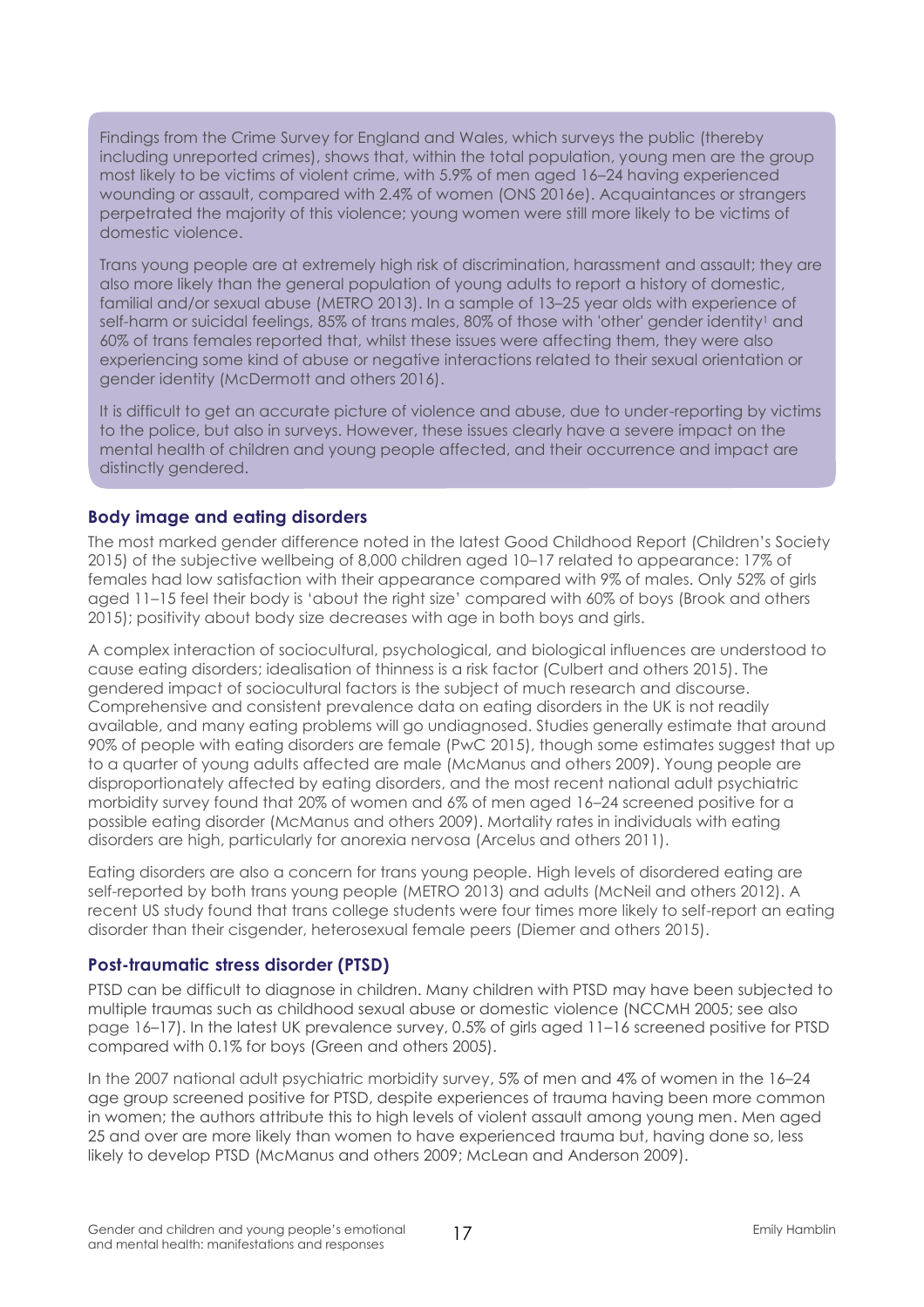Findings from the Crime Survey for England and Wales, which surveys the public (thereby including unreported crimes), shows that, within the total population, young men are the group most likely to be victims of violent crime, with 5.9% of men aged 16–24 having experienced wounding or assault, compared with 2.4% of women (ONS 2016e). Acquaintances or strangers perpetrated the majority of this violence; young women were still more likely to be victims of domestic violence.

Trans young people are at extremely high risk of discrimination, harassment and assault; they are also more likely than the general population of young adults to report a history of domestic, familial and/or sexual abuse (METRO 2013). In a sample of 13–25 year olds with experience of self-harm or suicidal feelings, 85% of trans males, 80% of those with 'other' gender identity[1] and 60% of trans females reported that, whilst these issues were affecting them, they were also experiencing some kind of abuse or negative interactions related to their sexual orientation or gender identity (McDermott and others 2016).

It is difficult to get an accurate picture of violence and abuse, due to under-reporting by victims to the police, but also in surveys. However, these issues clearly have a severe impact on the mental health of children and young people affected, and their occurrence and impact are distinctly gendered.

### Body image and eating disorders

The most marked gender difference noted in the latest Good Childhood Report (Children's Society 2015) of the subjective wellbeing of 8,000 children aged 10–17 related to appearance: 17% of females had low satisfaction with their appearance compared with 9% of males. Only 52% of girls aged 11–15 feel their body is 'about the right size' compared with 60% of boys (Brook and others 2015); positivity about body size decreases with age in both boys and girls.

A complex interaction of sociocultural, psychological, and biological influences are understood to cause eating disorders; idealisation of thinness is a risk factor (Culbert and others 2015). The gendered impact of sociocultural factors is the subject of much research and discourse. Comprehensive and consistent prevalence data on eating disorders in the UK is not readily available, and many eating problems will go undiagnosed. Studies generally estimate that around 90% of people with eating disorders are female (PwC 2015), though some estimates suggest that up to a quarter of young adults affected are male (McManus and others 2009). Young people are disproportionately affected by eating disorders, and the most recent national adult psychiatric morbidity survey found that 20% of women and 6% of men aged 16–24 screened positive for a possible eating disorder (McManus and others 2009). Mortality rates in individuals with eating disorders are high, particularly for anorexia nervosa (Arcelus and others 2011).

Eating disorders are also a concern for trans young people. High levels of disordered eating are self-reported by both trans young people (METRO 2013) and adults (McNeil and others 2012). A recent US study found that trans college students were four times more likely to self-report an eating disorder than their cisgender, heterosexual female peers (Diemer and others 2015).

### Post-traumatic stress disorder (PTSD)

PTSD can be difficult to diagnose in children. Many children with PTSD may have been subjected to multiple traumas such as childhood sexual abuse or domestic violence (NCCMH 2005; see also page 16–17). In the latest UK prevalence survey, 0.5% of girls aged 11–16 screened positive for PTSD compared with 0.1% for boys (Green and others 2005).

In the 2007 national adult psychiatric morbidity survey, 5% of men and 4% of women in the 16–24 age group screened positive for PTSD, despite experiences of trauma having been more common in women; the authors attribute this to high levels of violent assault among young men. Men aged 25 and over are more likely than women to have experienced trauma but, having done so, less likely to develop PTSD (McManus and others 2009; McLean and Anderson 2009).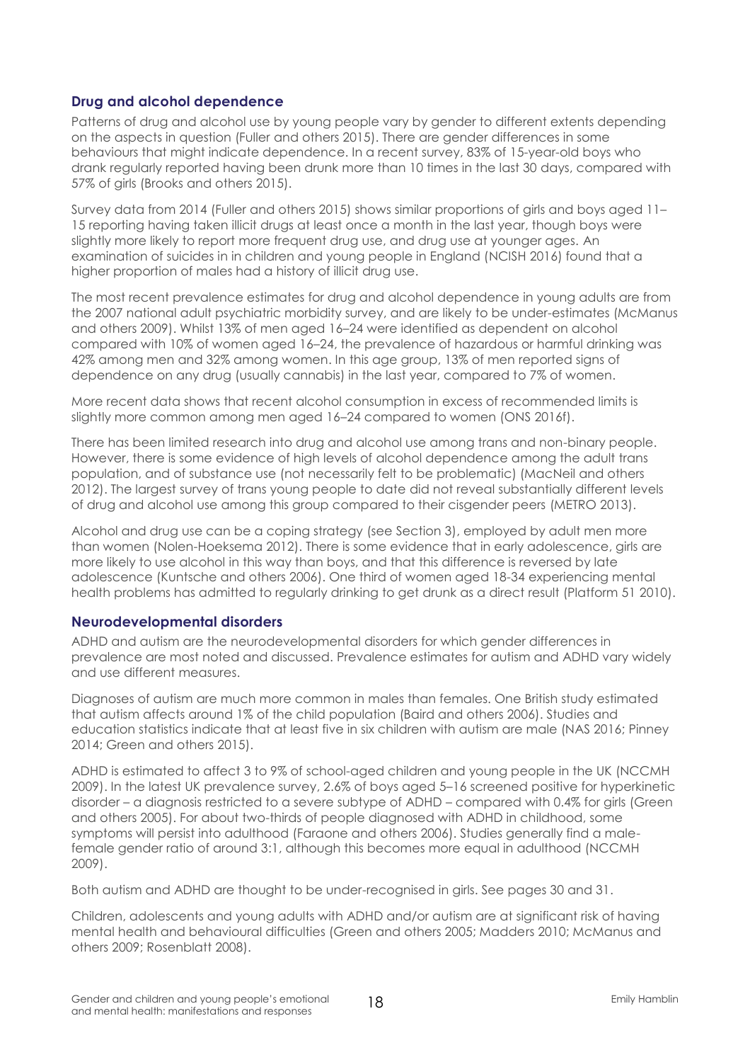### Drug and alcohol dependence

Patterns of drug and alcohol use by young people vary by gender to different extents depending on the aspects in question (Fuller and others 2015). There are gender differences in some behaviours that might indicate dependence. In a recent survey, 83% of 15-year-old boys who drank regularly reported having been drunk more than 10 times in the last 30 days, compared with 57% of girls (Brooks and others 2015).

Survey data from 2014 (Fuller and others 2015) shows similar proportions of girls and boys aged 11–15 reporting having taken illicit drugs at least once a month in the last year, though boys were slightly more likely to report more frequent drug use, and drug use at younger ages. An examination of suicides in in children and young people in England (NCISH 2016) found that a higher proportion of males had a history of illicit drug use.

The most recent prevalence estimates for drug and alcohol dependence in young adults are from the 2007 national adult psychiatric morbidity survey, and are likely to be under-estimates (McManus and others 2009). Whilst 13% of men aged 16–24 were identified as dependent on alcohol compared with 10% of women aged 16–24, the prevalence of hazardous or harmful drinking was 42% among men and 32% among women. In this age group, 13% of men reported signs of dependence on any drug (usually cannabis) in the last year, compared to 7% of women.

More recent data shows that recent alcohol consumption in excess of recommended limits is slightly more common among men aged 16–24 compared to women (ONS 2016f).

There has been limited research into drug and alcohol use among trans and non-binary people. However, there is some evidence of high levels of alcohol dependence among the adult trans population, and of substance use (not necessarily felt to be problematic) (MacNeil and others 2012). The largest survey of trans young people to date did not reveal substantially different levels of drug and alcohol use among this group compared to their cisgender peers (METRO 2013).

Alcohol and drug use can be a coping strategy (see Section 3), employed by adult men more than women (Nolen-Hoeksema 2012). There is some evidence that in early adolescence, girls are more likely to use alcohol in this way than boys, and that this difference is reversed by late adolescence (Kuntsche and others 2006). One third of women aged 18-34 experiencing mental health problems has admitted to regularly drinking to get drunk as a direct result (Platform 51 2010).

### Neurodevelopmental disorders

ADHD and autism are the neurodevelopmental disorders for which gender differences in prevalence are most noted and discussed. Prevalence estimates for autism and ADHD vary widely and use different measures.

Diagnoses of autism are much more common in males than females. One British study estimated that autism affects around 1% of the child population (Baird and others 2006). Studies and education statistics indicate that at least five in six children with autism are male (NAS 2016; Pinney 2014; Green and others 2015).

ADHD is estimated to affect 3 to 9% of school-aged children and young people in the UK (NCCMH 2009). In the latest UK prevalence survey, 2.6% of boys aged 5–16 screened positive for hyperkinetic disorder – a diagnosis restricted to a severe subtype of ADHD – compared with 0.4% for girls (Green and others 2005). For about two-thirds of people diagnosed with ADHD in childhood, some symptoms will persist into adulthood (Faraone and others 2006). Studies generally find a male-female gender ratio of around 3:1, although this becomes more equal in adulthood (NCCMH 2009).

Both autism and ADHD are thought to be under-recognised in girls. See pages 30 and 31.

Children, adolescents and young adults with ADHD and/or autism are at significant risk of having mental health and behavioural difficulties (Green and others 2005; Madders 2010; McManus and others 2009; Rosenblatt 2008).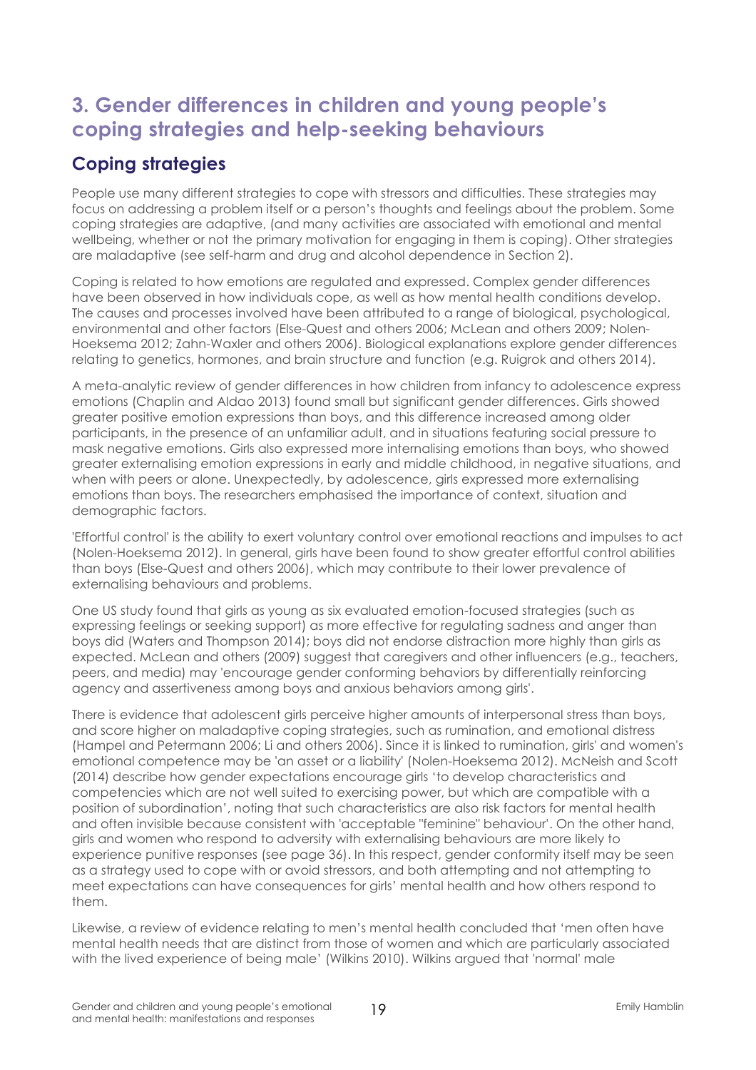## 3. Gender differences in children and young people's coping strategies and help-seeking behaviours

### Coping strategies

People use many different strategies to cope with stressors and difficulties. These strategies may focus on addressing a problem itself or a person's thoughts and feelings about the problem. Some coping strategies are adaptive, (and many activities are associated with emotional and mental wellbeing, whether or not the primary motivation for engaging in them is coping). Other strategies are maladaptive (see self-harm and drug and alcohol dependence in Section 2).

Coping is related to how emotions are regulated and expressed. Complex gender differences have been observed in how individuals cope, as well as how mental health conditions develop. The causes and processes involved have been attributed to a range of biological, psychological, environmental and other factors (Else-Quest and others 2006; McLean and others 2009; Nolen-Hoeksema 2012; Zahn-Waxler and others 2006). Biological explanations explore gender differences relating to genetics, hormones, and brain structure and function (e.g. Ruigrok and others 2014).

A meta-analytic review of gender differences in how children from infancy to adolescence express emotions (Chaplin and Aldao 2013) found small but significant gender differences. Girls showed greater positive emotion expressions than boys, and this difference increased among older participants, in the presence of an unfamiliar adult, and in situations featuring social pressure to mask negative emotions. Girls also expressed more internalising emotions than boys, who showed greater externalising emotion expressions in early and middle childhood, in negative situations, and when with peers or alone. Unexpectedly, by adolescence, girls expressed more externalising emotions than boys. The researchers emphasised the importance of context, situation and demographic factors.

'Effortful control' is the ability to exert voluntary control over emotional reactions and impulses to act (Nolen-Hoeksema 2012). In general, girls have been found to show greater effortful control abilities than boys (Else-Quest and others 2006), which may contribute to their lower prevalence of externalising behaviours and problems.

One US study found that girls as young as six evaluated emotion-focused strategies (such as expressing feelings or seeking support) as more effective for regulating sadness and anger than boys did (Waters and Thompson 2014); boys did not endorse distraction more highly than girls as expected. McLean and others (2009) suggest that caregivers and other influencers (e.g., teachers, peers, and media) may 'encourage gender conforming behaviors by differentially reinforcing agency and assertiveness among boys and anxious behaviors among girls'.

There is evidence that adolescent girls perceive higher amounts of interpersonal stress than boys, and score higher on maladaptive coping strategies, such as rumination, and emotional distress (Hampel and Petermann 2006; Li and others 2006). Since it is linked to rumination, girls' and women's emotional competence may be 'an asset or a liability' (Nolen-Hoeksema 2012). McNeish and Scott (2014) describe how gender expectations encourage girls 'to develop characteristics and competencies which are not well suited to exercising power, but which are compatible with a position of subordination', noting that such characteristics are also risk factors for mental health and often invisible because consistent with 'acceptable "feminine" behaviour'. On the other hand, girls and women who respond to adversity with externalising behaviours are more likely to experience punitive responses (see page 36). In this respect, gender conformity itself may be seen as a strategy used to cope with or avoid stressors, and both attempting and not attempting to meet expectations can have consequences for girls' mental health and how others respond to them.

Likewise, a review of evidence relating to men's mental health concluded that 'men often have mental health needs that are distinct from those of women and which are particularly associated with the lived experience of being male' (Wilkins 2010). Wilkins argued that 'normal' male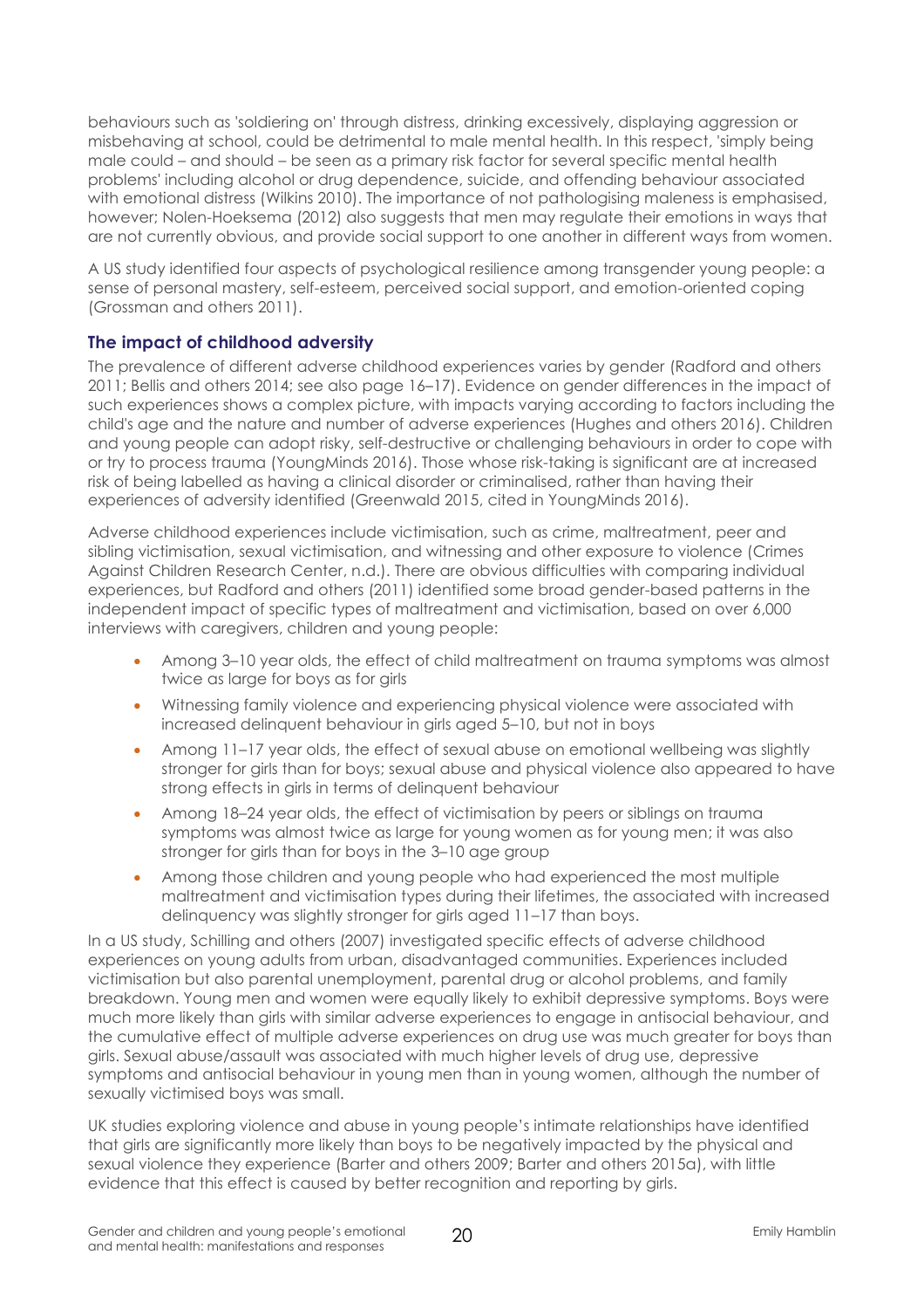behaviours such as 'soldiering on' through distress, drinking excessively, displaying aggression or misbehaving at school, could be detrimental to male mental health. In this respect, 'simply being male could – and should – be seen as a primary risk factor for several specific mental health problems' including alcohol or drug dependence, suicide, and offending behaviour associated with emotional distress (Wilkins 2010). The importance of not pathologising maleness is emphasised, however; Nolen-Hoeksema (2012) also suggests that men may regulate their emotions in ways that are not currently obvious, and provide social support to one another in different ways from women.

A US study identified four aspects of psychological resilience among transgender young people: a sense of personal mastery, self-esteem, perceived social support, and emotion-oriented coping (Grossman and others 2011).

### The impact of childhood adversity

The prevalence of different adverse childhood experiences varies by gender (Radford and others 2011; Bellis and others 2014; see also page 16–17). Evidence on gender differences in the impact of such experiences shows a complex picture, with impacts varying according to factors including the child's age and the nature and number of adverse experiences (Hughes and others 2016). Children and young people can adopt risky, self-destructive or challenging behaviours in order to cope with or try to process trauma (YoungMinds 2016). Those whose risk-taking is significant are at increased risk of being labelled as having a clinical disorder or criminalised, rather than having their experiences of adversity identified (Greenwald 2015, cited in YoungMinds 2016).

Adverse childhood experiences include victimisation, such as crime, maltreatment, peer and sibling victimisation, sexual victimisation, and witnessing and other exposure to violence (Crimes Against Children Research Center, n.d.). There are obvious difficulties with comparing individual experiences, but Radford and others (2011) identified some broad gender-based patterns in the independent impact of specific types of maltreatment and victimisation, based on over 6,000 interviews with caregivers, children and young people:

- Among 3–10 year olds, the effect of child maltreatment on trauma symptoms was almost twice as large for boys as for girls
- Witnessing family violence and experiencing physical violence were associated with increased delinquent behaviour in girls aged 5–10, but not in boys
- Among 11–17 year olds, the effect of sexual abuse on emotional wellbeing was slightly stronger for girls than for boys; sexual abuse and physical violence also appeared to have strong effects in girls in terms of delinquent behaviour
- Among 18–24 year olds, the effect of victimisation by peers or siblings on trauma symptoms was almost twice as large for young women as for young men; it was also stronger for girls than for boys in the 3–10 age group
- Among those children and young people who had experienced the most multiple maltreatment and victimisation types during their lifetimes, the associated with increased delinquency was slightly stronger for girls aged 11–17 than boys.

In a US study, Schilling and others (2007) investigated specific effects of adverse childhood experiences on young adults from urban, disadvantaged communities. Experiences included victimisation but also parental unemployment, parental drug or alcohol problems, and family breakdown. Young men and women were equally likely to exhibit depressive symptoms. Boys were much more likely than girls with similar adverse experiences to engage in antisocial behaviour, and the cumulative effect of multiple adverse experiences on drug use was much greater for boys than girls. Sexual abuse/assault was associated with much higher levels of drug use, depressive symptoms and antisocial behaviour in young men than in young women, although the number of sexually victimised boys was small.

UK studies exploring violence and abuse in young people's intimate relationships have identified that girls are significantly more likely than boys to be negatively impacted by the physical and sexual violence they experience (Barter and others 2009; Barter and others 2015a), with little evidence that this effect is caused by better recognition and reporting by girls.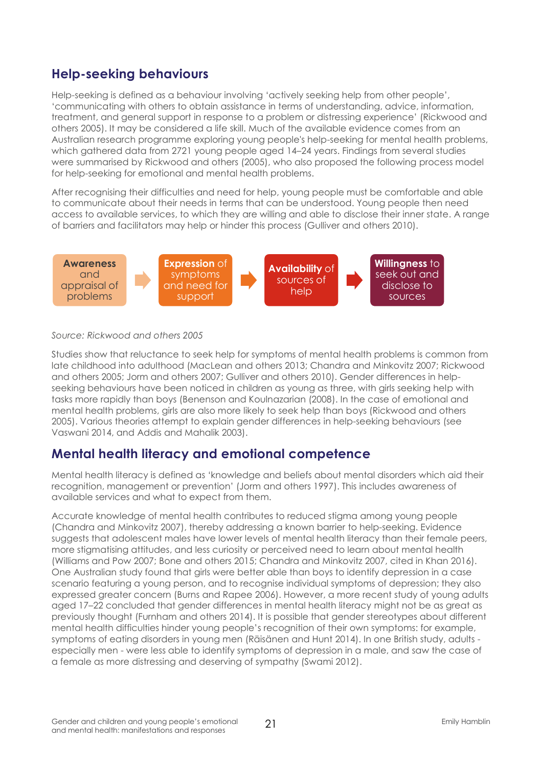## Help-seeking behaviours

Help-seeking is defined as a behaviour involving 'actively seeking help from other people', 'communicating with others to obtain assistance in terms of understanding, advice, information, treatment, and general support in response to a problem or distressing experience' (Rickwood and others 2005). It may be considered a life skill. Much of the available evidence comes from an Australian research programme exploring young people's help-seeking for mental health problems, which gathered data from 2721 young people aged 14–24 years. Findings from several studies were summarised by Rickwood and others (2005), who also proposed the following process model for help-seeking for emotional and mental health problems.

After recognising their difficulties and need for help, young people must be comfortable and able to communicate about their needs in terms that can be understood. Young people then need access to available services, to which they are willing and able to disclose their inner state. A range of barriers and facilitators may help or hinder this process (Gulliver and others 2010).

**Awareness** and appraisal of problems → **Expression** of symptoms and need for support → **Availability** of sources of help → **Willingness** to seek out and disclose to sources

*Source: Rickwood and others 2005*

Studies show that reluctance to seek help for symptoms of mental health problems is common from late childhood into adulthood (MacLean and others 2013; Chandra and Minkovitz 2007; Rickwood and others 2005; Jorm and others 2007; Gulliver and others 2010). Gender differences in help-seeking behaviours have been noticed in children as young as three, with girls seeking help with tasks more rapidly than boys (Benenson and Koulnazarian (2008). In the case of emotional and mental health problems, girls are also more likely to seek help than boys (Rickwood and others 2005). Various theories attempt to explain gender differences in help-seeking behaviours (see Vaswani 2014, and Addis and Mahalik 2003).

## Mental health literacy and emotional competence

Mental health literacy is defined as 'knowledge and beliefs about mental disorders which aid their recognition, management or prevention' (Jorm and others 1997). This includes awareness of available services and what to expect from them.

Accurate knowledge of mental health contributes to reduced stigma among young people (Chandra and Minkovitz 2007), thereby addressing a known barrier to help-seeking. Evidence suggests that adolescent males have lower levels of mental health literacy than their female peers, more stigmatising attitudes, and less curiosity or perceived need to learn about mental health (Williams and Pow 2007; Bone and others 2015; Chandra and Minkovitz 2007, cited in Khan 2016). One Australian study found that girls were better able than boys to identify depression in a case scenario featuring a young person, and to recognise individual symptoms of depression; they also expressed greater concern (Burns and Rapee 2006). However, a more recent study of young adults aged 17–22 concluded that gender differences in mental health literacy might not be as great as previously thought (Furnham and others 2014). It is possible that gender stereotypes about different mental health difficulties hinder young people's recognition of their own symptoms: for example, symptoms of eating disorders in young men (Räisänen and Hunt 2014). In one British study, adults - especially men - were less able to identify symptoms of depression in a male, and saw the case of a female as more distressing and deserving of sympathy (Swami 2012).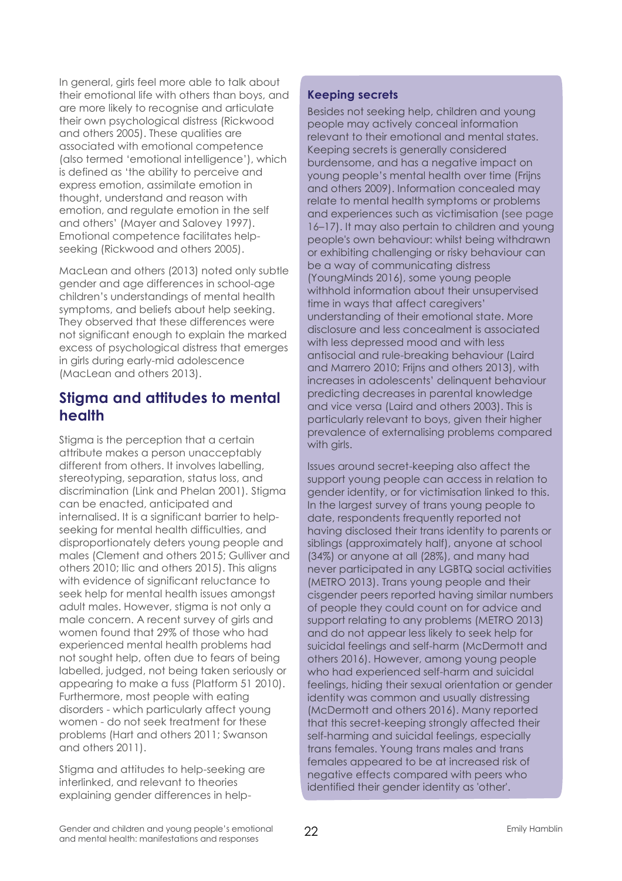In general, girls feel more able to talk about their emotional life with others than boys, and are more likely to recognise and articulate their own psychological distress (Rickwood and others 2005). These qualities are associated with emotional competence (also termed 'emotional intelligence'), which is defined as 'the ability to perceive and express emotion, assimilate emotion in thought, understand and reason with emotion, and regulate emotion in the self and others' (Mayer and Salovey 1997). Emotional competence facilitates help-seeking (Rickwood and others 2005).

MacLean and others (2013) noted only subtle gender and age differences in school-age children's understandings of mental health symptoms, and beliefs about help seeking. They observed that these differences were not significant enough to explain the marked excess of psychological distress that emerges in girls during early-mid adolescence (MacLean and others 2013).

## Stigma and attitudes to mental health

Stigma is the perception that a certain attribute makes a person unacceptably different from others. It involves labelling, stereotyping, separation, status loss, and discrimination (Link and Phelan 2001). Stigma can be enacted, anticipated and internalised. It is a significant barrier to help-seeking for mental health difficulties, and disproportionately deters young people and males (Clement and others 2015; Gulliver and others 2010; Ilic and others 2015). This aligns with evidence of significant reluctance to seek help for mental health issues amongst adult males. However, stigma is not only a male concern. A recent survey of girls and women found that 29% of those who had experienced mental health problems had not sought help, often due to fears of being labelled, judged, not being taken seriously or appearing to make a fuss (Platform 51 2010). Furthermore, most people with eating disorders - which particularly affect young women - do not seek treatment for these problems (Hart and others 2011; Swanson and others 2011).

Stigma and attitudes to help-seeking are interlinked, and relevant to theories explaining gender differences in help-

### Keeping secrets

Besides not seeking help, children and young people may actively conceal information relevant to their emotional and mental states. Keeping secrets is generally considered burdensome, and has a negative impact on young people's mental health over time (Frijns and others 2009). Information concealed may relate to mental health symptoms or problems and experiences such as victimisation (see page 16–17). It may also pertain to children and young people's own behaviour: whilst being withdrawn or exhibiting challenging or risky behaviour can be a way of communicating distress (YoungMinds 2016), some young people withhold information about their unsupervised time in ways that affect caregivers' understanding of their emotional state. More disclosure and less concealment is associated with less depressed mood and with less antisocial and rule-breaking behaviour (Laird and Marrero 2010; Frijns and others 2013), with increases in adolescents' delinquent behaviour predicting decreases in parental knowledge and vice versa (Laird and others 2003). This is particularly relevant to boys, given their higher prevalence of externalising problems compared with girls.

Issues around secret-keeping also affect the support young people can access in relation to gender identity, or for victimisation linked to this. In the largest survey of trans young people to date, respondents frequently reported not having disclosed their trans identity to parents or siblings (approximately half), anyone at school (34%) or anyone at all (28%), and many had never participated in any LGBTQ social activities (METRO 2013). Trans young people and their cisgender peers reported having similar numbers of people they could count on for advice and support relating to any problems (METRO 2013) and do not appear less likely to seek help for suicidal feelings and self-harm (McDermott and others 2016). However, among young people who had experienced self-harm and suicidal feelings, hiding their sexual orientation or gender identity was common and usually distressing (McDermott and others 2016). Many reported that this secret-keeping strongly affected their self-harming and suicidal feelings, especially trans females. Young trans males and trans females appeared to be at increased risk of negative effects compared with peers who identified their gender identity as 'other'.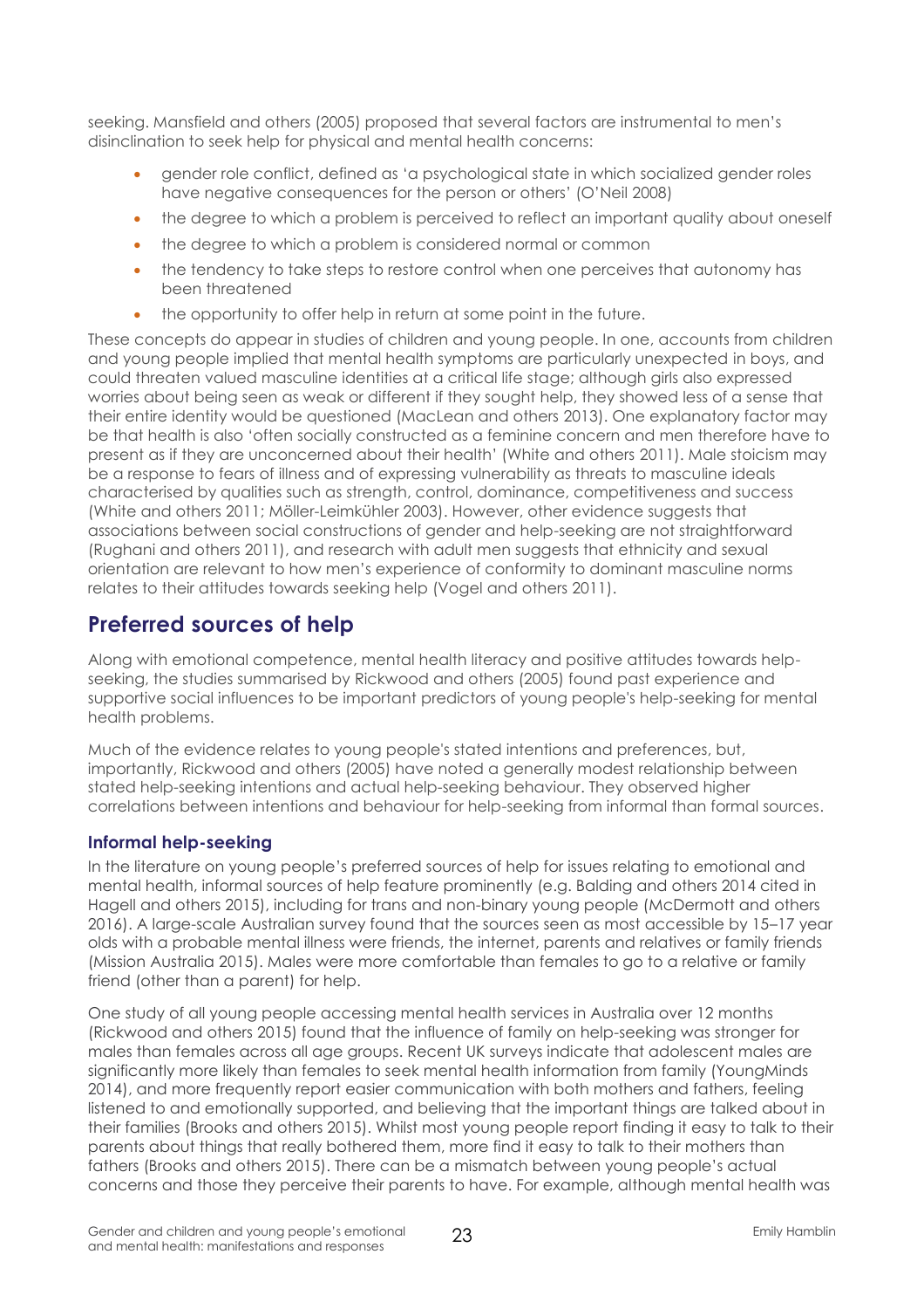seeking. Mansfield and others (2005) proposed that several factors are instrumental to men's disinclination to seek help for physical and mental health concerns:

- gender role conflict, defined as 'a psychological state in which socialized gender roles have negative consequences for the person or others' (O'Neil 2008)
- the degree to which a problem is perceived to reflect an important quality about oneself
- the degree to which a problem is considered normal or common
- the tendency to take steps to restore control when one perceives that autonomy has been threatened
- the opportunity to offer help in return at some point in the future.

These concepts do appear in studies of children and young people. In one, accounts from children and young people implied that mental health symptoms are particularly unexpected in boys, and could threaten valued masculine identities at a critical life stage; although girls also expressed worries about being seen as weak or different if they sought help, they showed less of a sense that their entire identity would be questioned (MacLean and others 2013). One explanatory factor may be that health is also 'often socially constructed as a feminine concern and men therefore have to present as if they are unconcerned about their health' (White and others 2011). Male stoicism may be a response to fears of illness and of expressing vulnerability as threats to masculine ideals characterised by qualities such as strength, control, dominance, competitiveness and success (White and others 2011; Möller-Leimkühler 2003). However, other evidence suggests that associations between social constructions of gender and help-seeking are not straightforward (Rughani and others 2011), and research with adult men suggests that ethnicity and sexual orientation are relevant to how men's experience of conformity to dominant masculine norms relates to their attitudes towards seeking help (Vogel and others 2011).

## Preferred sources of help

Along with emotional competence, mental health literacy and positive attitudes towards help-seeking, the studies summarised by Rickwood and others (2005) found past experience and supportive social influences to be important predictors of young people's help-seeking for mental health problems.

Much of the evidence relates to young people's stated intentions and preferences, but, importantly, Rickwood and others (2005) have noted a generally modest relationship between stated help-seeking intentions and actual help-seeking behaviour. They observed higher correlations between intentions and behaviour for help-seeking from informal than formal sources.

### Informal help-seeking

In the literature on young people's preferred sources of help for issues relating to emotional and mental health, informal sources of help feature prominently (e.g. Balding and others 2014 cited in Hagell and others 2015), including for trans and non-binary young people (McDermott and others 2016). A large-scale Australian survey found that the sources seen as most accessible by 15–17 year olds with a probable mental illness were friends, the internet, parents and relatives or family friends (Mission Australia 2015). Males were more comfortable than females to go to a relative or family friend (other than a parent) for help.

One study of all young people accessing mental health services in Australia over 12 months (Rickwood and others 2015) found that the influence of family on help-seeking was stronger for males than females across all age groups. Recent UK surveys indicate that adolescent males are significantly more likely than females to seek mental health information from family (YoungMinds 2014), and more frequently report easier communication with both mothers and fathers, feeling listened to and emotionally supported, and believing that the important things are talked about in their families (Brooks and others 2015). Whilst most young people report finding it easy to talk to their parents about things that really bothered them, more find it easy to talk to their mothers than fathers (Brooks and others 2015). There can be a mismatch between young people's actual concerns and those they perceive their parents to have. For example, although mental health was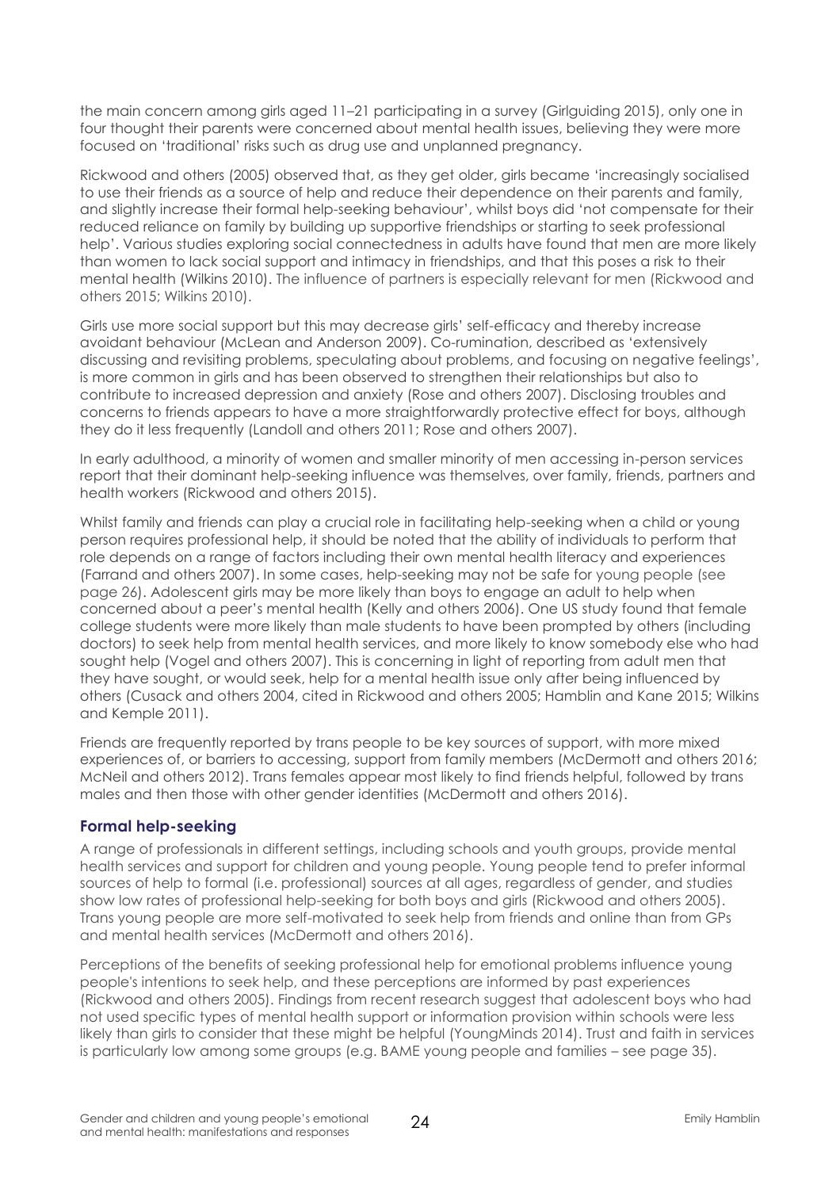the main concern among girls aged 11–21 participating in a survey (Girlguiding 2015), only one in four thought their parents were concerned about mental health issues, believing they were more focused on 'traditional' risks such as drug use and unplanned pregnancy.

Rickwood and others (2005) observed that, as they get older, girls became 'increasingly socialised to use their friends as a source of help and reduce their dependence on their parents and family, and slightly increase their formal help-seeking behaviour', whilst boys did 'not compensate for their reduced reliance on family by building up supportive friendships or starting to seek professional help'. Various studies exploring social connectedness in adults have found that men are more likely than women to lack social support and intimacy in friendships, and that this poses a risk to their mental health (Wilkins 2010). The influence of partners is especially relevant for men (Rickwood and others 2015; Wilkins 2010).

Girls use more social support but this may decrease girls' self-efficacy and thereby increase avoidant behaviour (McLean and Anderson 2009). Co-rumination, described as 'extensively discussing and revisiting problems, speculating about problems, and focusing on negative feelings', is more common in girls and has been observed to strengthen their relationships but also to contribute to increased depression and anxiety (Rose and others 2007). Disclosing troubles and concerns to friends appears to have a more straightforwardly protective effect for boys, although they do it less frequently (Landoll and others 2011; Rose and others 2007).

In early adulthood, a minority of women and smaller minority of men accessing in-person services report that their dominant help-seeking influence was themselves, over family, friends, partners and health workers (Rickwood and others 2015).

Whilst family and friends can play a crucial role in facilitating help-seeking when a child or young person requires professional help, it should be noted that the ability of individuals to perform that role depends on a range of factors including their own mental health literacy and experiences (Farrand and others 2007). In some cases, help-seeking may not be safe for young people (see page 26). Adolescent girls may be more likely than boys to engage an adult to help when concerned about a peer's mental health (Kelly and others 2006). One US study found that female college students were more likely than male students to have been prompted by others (including doctors) to seek help from mental health services, and more likely to know somebody else who had sought help (Vogel and others 2007). This is concerning in light of reporting from adult men that they have sought, or would seek, help for a mental health issue only after being influenced by others (Cusack and others 2004, cited in Rickwood and others 2005; Hamblin and Kane 2015; Wilkins and Kemple 2011).

Friends are frequently reported by trans people to be key sources of support, with more mixed experiences of, or barriers to accessing, support from family members (McDermott and others 2016; McNeil and others 2012). Trans females appear most likely to find friends helpful, followed by trans males and then those with other gender identities (McDermott and others 2016).

### Formal help-seeking

A range of professionals in different settings, including schools and youth groups, provide mental health services and support for children and young people. Young people tend to prefer informal sources of help to formal (i.e. professional) sources at all ages, regardless of gender, and studies show low rates of professional help-seeking for both boys and girls (Rickwood and others 2005). Trans young people are more self-motivated to seek help from friends and online than from GPs and mental health services (McDermott and others 2016).

Perceptions of the benefits of seeking professional help for emotional problems influence young people's intentions to seek help, and these perceptions are informed by past experiences (Rickwood and others 2005). Findings from recent research suggest that adolescent boys who had not used specific types of mental health support or information provision within schools were less likely than girls to consider that these might be helpful (YoungMinds 2014). Trust and faith in services is particularly low among some groups (e.g. BAME young people and families – see page 35).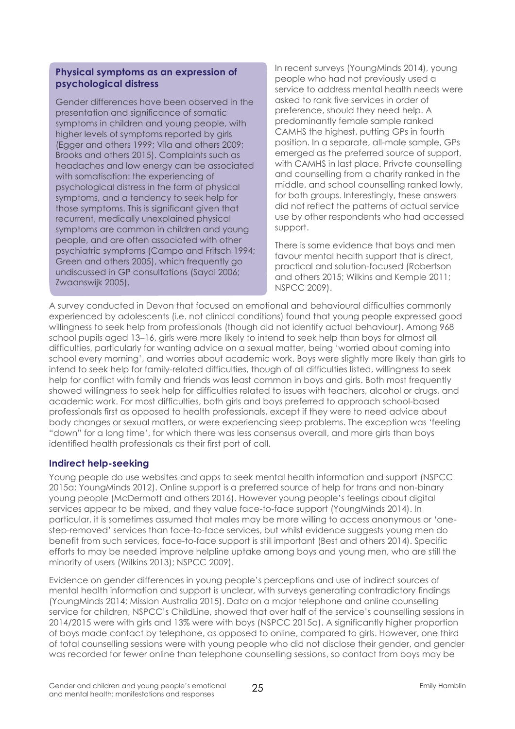### Physical symptoms as an expression of psychological distress

Gender differences have been observed in the presentation and significance of somatic symptoms in children and young people, with higher levels of symptoms reported by girls (Egger and others 1999; Vila and others 2009; Brooks and others 2015). Complaints such as headaches and low energy can be associated with somatisation: the experiencing of psychological distress in the form of physical symptoms, and a tendency to seek help for those symptoms. This is significant given that recurrent, medically unexplained physical symptoms are common in children and young people, and are often associated with other psychiatric symptoms (Campo and Fritsch 1994; Green and others 2005), which frequently go undiscussed in GP consultations (Sayal 2006; Zwaanswijk 2005).

In recent surveys (YoungMinds 2014), young people who had not previously used a service to address mental health needs were asked to rank five services in order of preference, should they need help. A predominantly female sample ranked CAMHS the highest, putting GPs in fourth position. In a separate, all-male sample, GPs emerged as the preferred source of support, with CAMHS in last place. Private counselling and counselling from a charity ranked in the middle, and school counselling ranked lowly, for both groups. Interestingly, these answers did not reflect the patterns of actual service use by other respondents who had accessed support.

There is some evidence that boys and men favour mental health support that is direct, practical and solution-focused (Robertson and others 2015; Wilkins and Kemple 2011; NSPCC 2009).

A survey conducted in Devon that focused on emotional and behavioural difficulties commonly experienced by adolescents (i.e. not clinical conditions) found that young people expressed good willingness to seek help from professionals (though did not identify actual behaviour). Among 968 school pupils aged 13–16, girls were more likely to intend to seek help than boys for almost all difficulties, particularly for wanting advice on a sexual matter, being 'worried about coming into school every morning', and worries about academic work. Boys were slightly more likely than girls to intend to seek help for family-related difficulties, though of all difficulties listed, willingness to seek help for conflict with family and friends was least common in boys and girls. Both most frequently showed willingness to seek help for difficulties related to issues with teachers, alcohol or drugs, and academic work. For most difficulties, both girls and boys preferred to approach school-based professionals first as opposed to health professionals, except if they were to need advice about body changes or sexual matters, or were experiencing sleep problems. The exception was 'feeling "down" for a long time', for which there was less consensus overall, and more girls than boys identified health professionals as their first port of call.

### Indirect help-seeking

Young people do use websites and apps to seek mental health information and support (NSPCC 2015a; YoungMinds 2012). Online support is a preferred source of help for trans and non-binary young people (McDermott and others 2016). However young people's feelings about digital services appear to be mixed, and they value face-to-face support (YoungMinds 2014). In particular, it is sometimes assumed that males may be more willing to access anonymous or 'one-step-removed' services than face-to-face services, but whilst evidence suggests young men do benefit from such services, face-to-face support is still important (Best and others 2014). Specific efforts to may be needed improve helpline uptake among boys and young men, who are still the minority of users (Wilkins 2013); NSPCC 2009).

Evidence on gender differences in young people's perceptions and use of indirect sources of mental health information and support is unclear, with surveys generating contradictory findings (YoungMinds 2014; Mission Australia 2015). Data on a major telephone and online counselling service for children, NSPCC's ChildLine, showed that over half of the service's counselling sessions in 2014/2015 were with girls and 13% were with boys (NSPCC 2015a). A significantly higher proportion of boys made contact by telephone, as opposed to online, compared to girls. However, one third of total counselling sessions were with young people who did not disclose their gender, and gender was recorded for fewer online than telephone counselling sessions, so contact from boys may be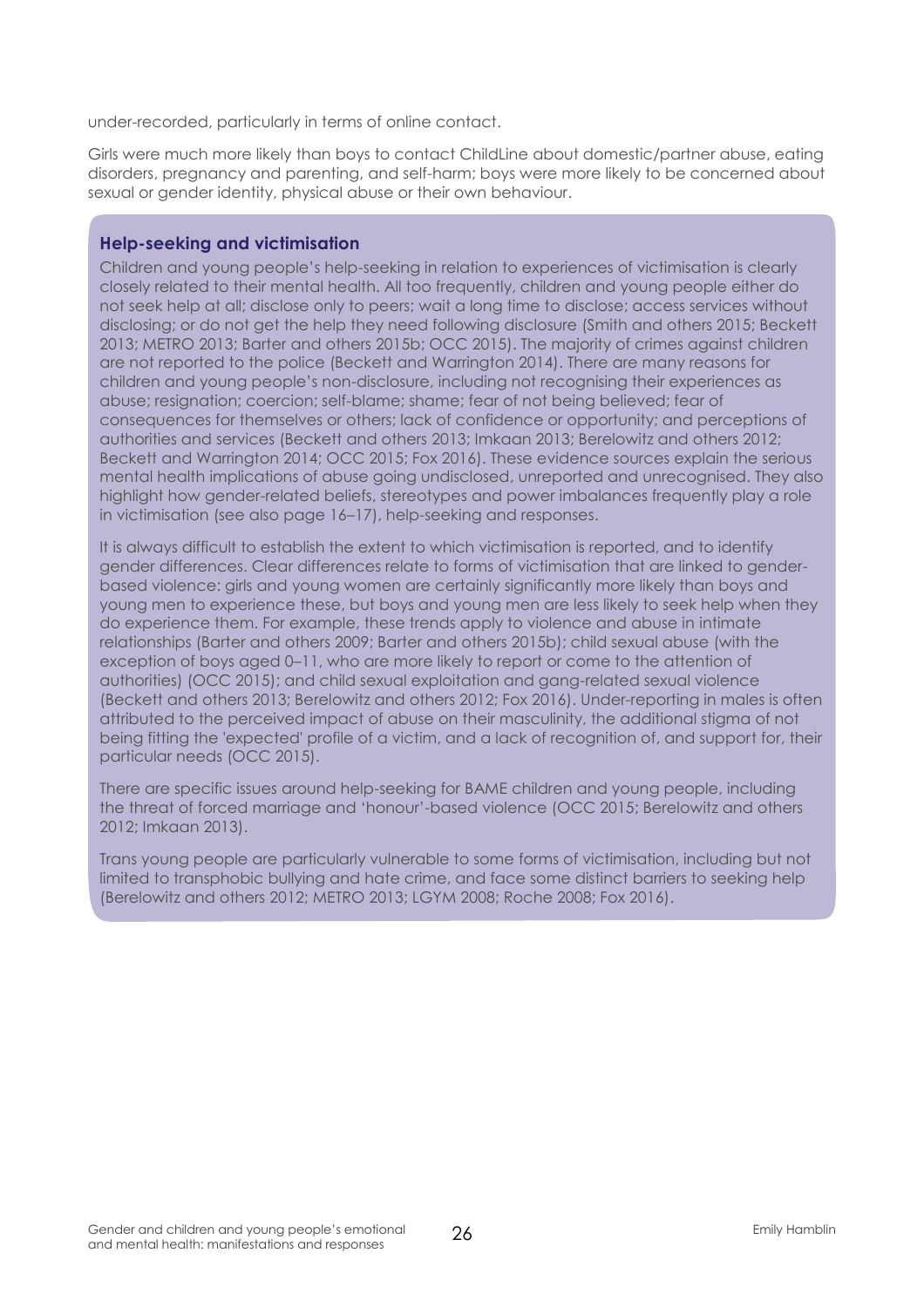under-recorded, particularly in terms of online contact.

Girls were much more likely than boys to contact ChildLine about domestic/partner abuse, eating disorders, pregnancy and parenting, and self-harm; boys were more likely to be concerned about sexual or gender identity, physical abuse or their own behaviour.

### Help-seeking and victimisation

Children and young people's help-seeking in relation to experiences of victimisation is clearly closely related to their mental health. All too frequently, children and young people either do not seek help at all; disclose only to peers; wait a long time to disclose; access services without disclosing; or do not get the help they need following disclosure (Smith and others 2015; Beckett 2013; METRO 2013; Barter and others 2015b; OCC 2015). The majority of crimes against children are not reported to the police (Beckett and Warrington 2014). There are many reasons for children and young people's non-disclosure, including not recognising their experiences as abuse; resignation; coercion; self-blame; shame; fear of not being believed; fear of consequences for themselves or others; lack of confidence or opportunity; and perceptions of authorities and services (Beckett and others 2013; Imkaan 2013; Berelowitz and others 2012; Beckett and Warrington 2014; OCC 2015; Fox 2016). These evidence sources explain the serious mental health implications of abuse going undisclosed, unreported and unrecognised. They also highlight how gender-related beliefs, stereotypes and power imbalances frequently play a role in victimisation (see also page 16–17), help-seeking and responses.

It is always difficult to establish the extent to which victimisation is reported, and to identify gender differences. Clear differences relate to forms of victimisation that are linked to gender-based violence: girls and young women are certainly significantly more likely than boys and young men to experience these, but boys and young men are less likely to seek help when they do experience them. For example, these trends apply to violence and abuse in intimate relationships (Barter and others 2009; Barter and others 2015b); child sexual abuse (with the exception of boys aged 0–11, who are more likely to report or come to the attention of authorities) (OCC 2015); and child sexual exploitation and gang-related sexual violence (Beckett and others 2013; Berelowitz and others 2012; Fox 2016). Under-reporting in males is often attributed to the perceived impact of abuse on their masculinity, the additional stigma of not being fitting the 'expected' profile of a victim, and a lack of recognition of, and support for, their particular needs (OCC 2015).

There are specific issues around help-seeking for BAME children and young people, including the threat of forced marriage and 'honour'-based violence (OCC 2015; Berelowitz and others 2012; Imkaan 2013).

Trans young people are particularly vulnerable to some forms of victimisation, including but not limited to transphobic bullying and hate crime, and face some distinct barriers to seeking help (Berelowitz and others 2012; METRO 2013; LGYM 2008; Roche 2008; Fox 2016).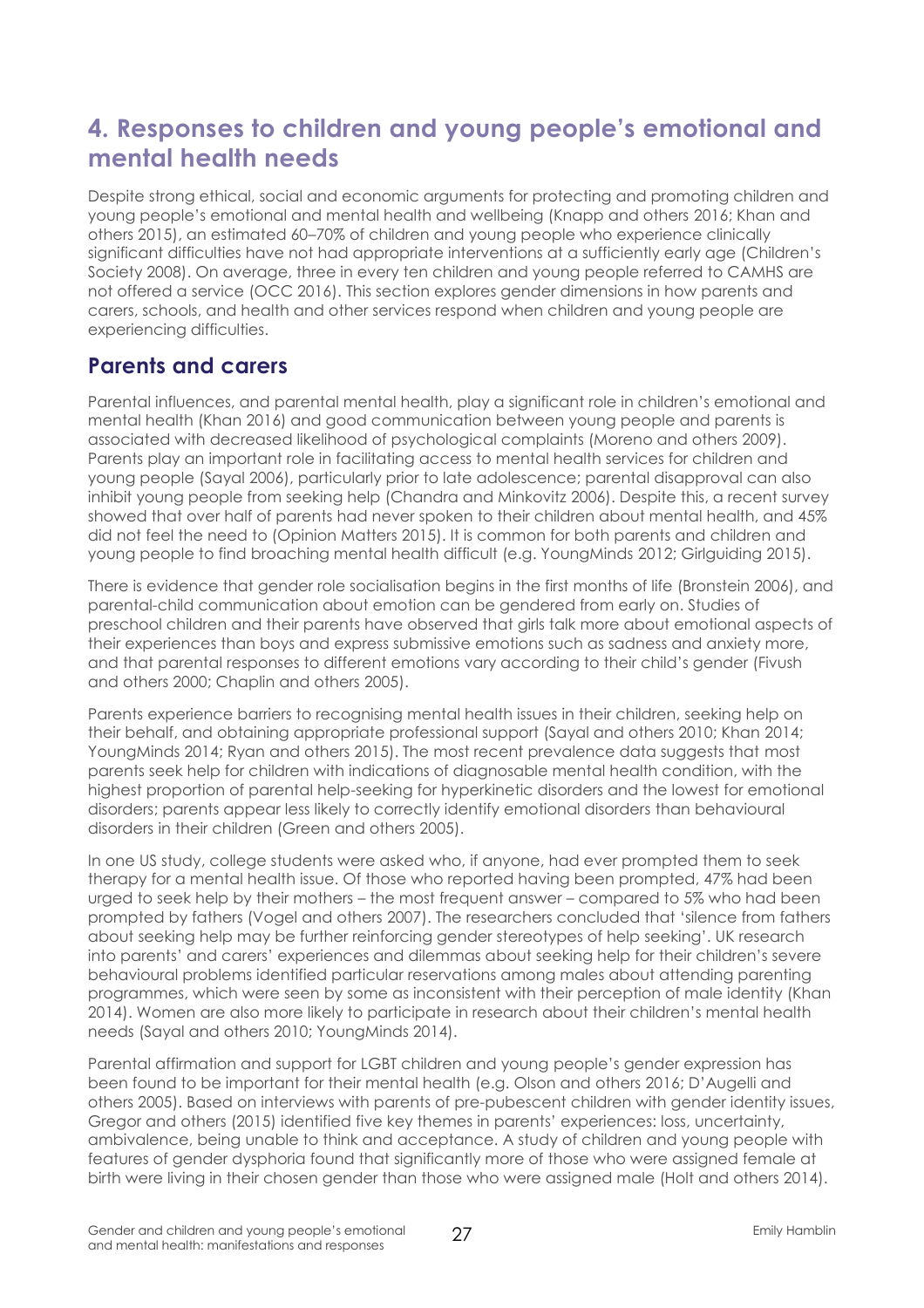# 4. Responses to children and young people's emotional and mental health needs

Despite strong ethical, social and economic arguments for protecting and promoting children and young people's emotional and mental health and wellbeing (Knapp and others 2016; Khan and others 2015), an estimated 60–70% of children and young people who experience clinically significant difficulties have not had appropriate interventions at a sufficiently early age (Children's Society 2008). On average, three in every ten children and young people referred to CAMHS are not offered a service (OCC 2016). This section explores gender dimensions in how parents and carers, schools, and health and other services respond when children and young people are experiencing difficulties.

## Parents and carers

Parental influences, and parental mental health, play a significant role in children's emotional and mental health (Khan 2016) and good communication between young people and parents is associated with decreased likelihood of psychological complaints (Moreno and others 2009). Parents play an important role in facilitating access to mental health services for children and young people (Sayal 2006), particularly prior to late adolescence; parental disapproval can also inhibit young people from seeking help (Chandra and Minkovitz 2006). Despite this, a recent survey showed that over half of parents had never spoken to their children about mental health, and 45% did not feel the need to (Opinion Matters 2015). It is common for both parents and children and young people to find broaching mental health difficult (e.g. YoungMinds 2012; Girlguiding 2015).

There is evidence that gender role socialisation begins in the first months of life (Bronstein 2006), and parental-child communication about emotion can be gendered from early on. Studies of preschool children and their parents have observed that girls talk more about emotional aspects of their experiences than boys and express submissive emotions such as sadness and anxiety more, and that parental responses to different emotions vary according to their child's gender (Fivush and others 2000; Chaplin and others 2005).

Parents experience barriers to recognising mental health issues in their children, seeking help on their behalf, and obtaining appropriate professional support (Sayal and others 2010; Khan 2014; YoungMinds 2014; Ryan and others 2015). The most recent prevalence data suggests that most parents seek help for children with indications of diagnosable mental health condition, with the highest proportion of parental help-seeking for hyperkinetic disorders and the lowest for emotional disorders; parents appear less likely to correctly identify emotional disorders than behavioural disorders in their children (Green and others 2005).

In one US study, college students were asked who, if anyone, had ever prompted them to seek therapy for a mental health issue. Of those who reported having been prompted, 47% had been urged to seek help by their mothers – the most frequent answer – compared to 5% who had been prompted by fathers (Vogel and others 2007). The researchers concluded that 'silence from fathers about seeking help may be further reinforcing gender stereotypes of help seeking'. UK research into parents' and carers' experiences and dilemmas about seeking help for their children's severe behavioural problems identified particular reservations among males about attending parenting programmes, which were seen by some as inconsistent with their perception of male identity (Khan 2014). Women are also more likely to participate in research about their children's mental health needs (Sayal and others 2010; YoungMinds 2014).

Parental affirmation and support for LGBT children and young people's gender expression has been found to be important for their mental health (e.g. Olson and others 2016; D'Augelli and others 2005). Based on interviews with parents of pre-pubescent children with gender identity issues, Gregor and others (2015) identified five key themes in parents' experiences: loss, uncertainty, ambivalence, being unable to think and acceptance. A study of children and young people with features of gender dysphoria found that significantly more of those who were assigned female at birth were living in their chosen gender than those who were assigned male (Holt and others 2014).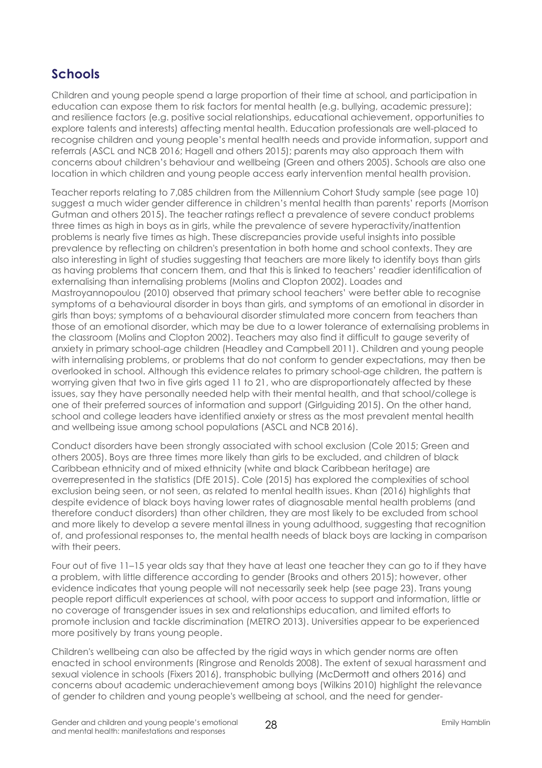## Schools

Children and young people spend a large proportion of their time at school, and participation in education can expose them to risk factors for mental health (e.g. bullying, academic pressure); and resilience factors (e.g. positive social relationships, educational achievement, opportunities to explore talents and interests) affecting mental health. Education professionals are well-placed to recognise children and young people's mental health needs and provide information, support and referrals (ASCL and NCB 2016; Hagell and others 2015); parents may also approach them with concerns about children's behaviour and wellbeing (Green and others 2005). Schools are also one location in which children and young people access early intervention mental health provision.

Teacher reports relating to 7,085 children from the Millennium Cohort Study sample (see page 10) suggest a much wider gender difference in children's mental health than parents' reports (Morrison Gutman and others 2015). The teacher ratings reflect a prevalence of severe conduct problems three times as high in boys as in girls, while the prevalence of severe hyperactivity/inattention problems is nearly five times as high. These discrepancies provide useful insights into possible prevalence by reflecting on children's presentation in both home and school contexts. They are also interesting in light of studies suggesting that teachers are more likely to identify boys than girls as having problems that concern them, and that this is linked to teachers' readier identification of externalising than internalising problems (Molins and Clopton 2002). Loades and Mastroyannopoulou (2010) observed that primary school teachers' were better able to recognise symptoms of a behavioural disorder in boys than girls, and symptoms of an emotional in disorder in girls than boys; symptoms of a behavioural disorder stimulated more concern from teachers than those of an emotional disorder, which may be due to a lower tolerance of externalising problems in the classroom (Molins and Clopton 2002). Teachers may also find it difficult to gauge severity of anxiety in primary school-age children (Headley and Campbell 2011). Children and young people with internalising problems, or problems that do not conform to gender expectations, may then be overlooked in school. Although this evidence relates to primary school-age children, the pattern is worrying given that two in five girls aged 11 to 21, who are disproportionately affected by these issues, say they have personally needed help with their mental health, and that school/college is one of their preferred sources of information and support (Girlguiding 2015). On the other hand, school and college leaders have identified anxiety or stress as the most prevalent mental health and wellbeing issue among school populations (ASCL and NCB 2016).

Conduct disorders have been strongly associated with school exclusion (Cole 2015; Green and others 2005). Boys are three times more likely than girls to be excluded, and children of black Caribbean ethnicity and of mixed ethnicity (white and black Caribbean heritage) are overrepresented in the statistics (DfE 2015). Cole (2015) has explored the complexities of school exclusion being seen, or not seen, as related to mental health issues. Khan (2016) highlights that despite evidence of black boys having lower rates of diagnosable mental health problems (and therefore conduct disorders) than other children, they are most likely to be excluded from school and more likely to develop a severe mental illness in young adulthood, suggesting that recognition of, and professional responses to, the mental health needs of black boys are lacking in comparison with their peers.

Four out of five 11–15 year olds say that they have at least one teacher they can go to if they have a problem, with little difference according to gender (Brooks and others 2015); however, other evidence indicates that young people will not necessarily seek help (see page 23). Trans young people report difficult experiences at school, with poor access to support and information, little or no coverage of transgender issues in sex and relationships education, and limited efforts to promote inclusion and tackle discrimination (METRO 2013). Universities appear to be experienced more positively by trans young people.

Children's wellbeing can also be affected by the rigid ways in which gender norms are often enacted in school environments (Ringrose and Renolds 2008). The extent of sexual harassment and sexual violence in schools (Fixers 2016), transphobic bullying (McDermott and others 2016) and concerns about academic underachievement among boys (Wilkins 2010) highlight the relevance of gender to children and young people's wellbeing at school, and the need for gender-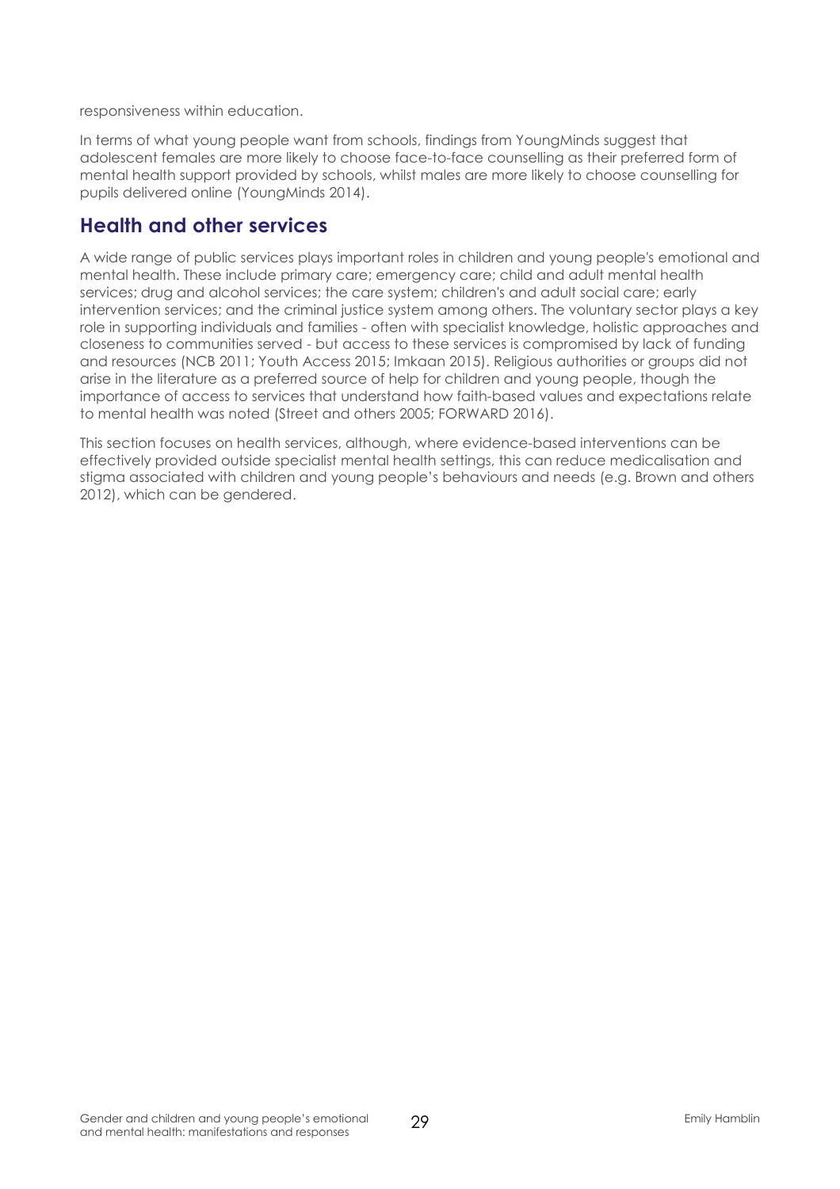responsiveness within education.

In terms of what young people want from schools, findings from YoungMinds suggest that adolescent females are more likely to choose face-to-face counselling as their preferred form of mental health support provided by schools, whilst males are more likely to choose counselling for pupils delivered online (YoungMinds 2014).

## Health and other services

A wide range of public services plays important roles in children and young people's emotional and mental health. These include primary care; emergency care; child and adult mental health services; drug and alcohol services; the care system; children's and adult social care; early intervention services; and the criminal justice system among others. The voluntary sector plays a key role in supporting individuals and families - often with specialist knowledge, holistic approaches and closeness to communities served - but access to these services is compromised by lack of funding and resources (NCB 2011; Youth Access 2015; Imkaan 2015). Religious authorities or groups did not arise in the literature as a preferred source of help for children and young people, though the importance of access to services that understand how faith-based values and expectations relate to mental health was noted (Street and others 2005; FORWARD 2016).

This section focuses on health services, although, where evidence-based interventions can be effectively provided outside specialist mental health settings, this can reduce medicalisation and stigma associated with children and young people's behaviours and needs (e.g. Brown and others 2012), which can be gendered.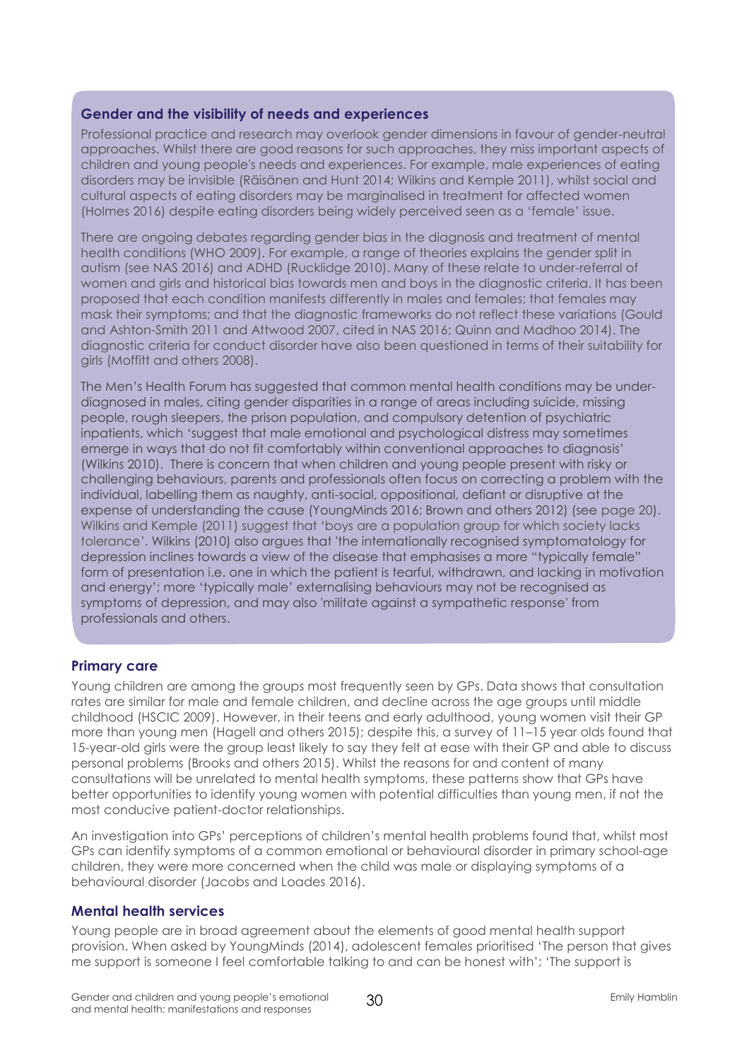### Gender and the visibility of needs and experiences

Professional practice and research may overlook gender dimensions in favour of gender-neutral approaches. Whilst there are good reasons for such approaches, they miss important aspects of children and young people's needs and experiences. For example, male experiences of eating disorders may be invisible (Räisänen and Hunt 2014; Wilkins and Kemple 2011), whilst social and cultural aspects of eating disorders may be marginalised in treatment for affected women (Holmes 2016) despite eating disorders being widely perceived seen as a 'female' issue.

There are ongoing debates regarding gender bias in the diagnosis and treatment of mental health conditions (WHO 2009). For example, a range of theories explains the gender split in autism (see NAS 2016) and ADHD (Rucklidge 2010). Many of these relate to under-referral of women and girls and historical bias towards men and boys in the diagnostic criteria. It has been proposed that each condition manifests differently in males and females; that females may mask their symptoms; and that the diagnostic frameworks do not reflect these variations (Gould and Ashton-Smith 2011 and Attwood 2007, cited in NAS 2016; Quinn and Madhoo 2014). The diagnostic criteria for conduct disorder have also been questioned in terms of their suitability for girls (Moffitt and others 2008).

The Men's Health Forum has suggested that common mental health conditions may be under-diagnosed in males, citing gender disparities in a range of areas including suicide, missing people, rough sleepers, the prison population, and compulsory detention of psychiatric inpatients, which 'suggest that male emotional and psychological distress may sometimes emerge in ways that do not fit comfortably within conventional approaches to diagnosis' (Wilkins 2010). There is concern that when children and young people present with risky or challenging behaviours, parents and professionals often focus on correcting a problem with the individual, labelling them as naughty, anti-social, oppositional, defiant or disruptive at the expense of understanding the cause (YoungMinds 2016; Brown and others 2012) (see page 20). Wilkins and Kemple (2011) suggest that 'boys are a population group for which society lacks tolerance'. Wilkins (2010) also argues that 'the internationally recognised symptomatology for depression inclines towards a view of the disease that emphasises a more "typically female" form of presentation i.e. one in which the patient is tearful, withdrawn, and lacking in motivation and energy'; more 'typically male' externalising behaviours may not be recognised as symptoms of depression, and may also 'militate against a sympathetic response' from professionals and others.

### Primary care

Young children are among the groups most frequently seen by GPs. Data shows that consultation rates are similar for male and female children, and decline across the age groups until middle childhood (HSCIC 2009). However, in their teens and early adulthood, young women visit their GP more than young men (Hagell and others 2015); despite this, a survey of 11–15 year olds found that 15-year-old girls were the group least likely to say they felt at ease with their GP and able to discuss personal problems (Brooks and others 2015). Whilst the reasons for and content of many consultations will be unrelated to mental health symptoms, these patterns show that GPs have better opportunities to identify young women with potential difficulties than young men, if not the most conducive patient-doctor relationships.

An investigation into GPs' perceptions of children's mental health problems found that, whilst most GPs can identify symptoms of a common emotional or behavioural disorder in primary school-age children, they were more concerned when the child was male or displaying symptoms of a behavioural disorder (Jacobs and Loades 2016).

### Mental health services

Young people are in broad agreement about the elements of good mental health support provision. When asked by YoungMinds (2014), adolescent females prioritised 'The person that gives me support is someone I feel comfortable talking to and can be honest with'; 'The support is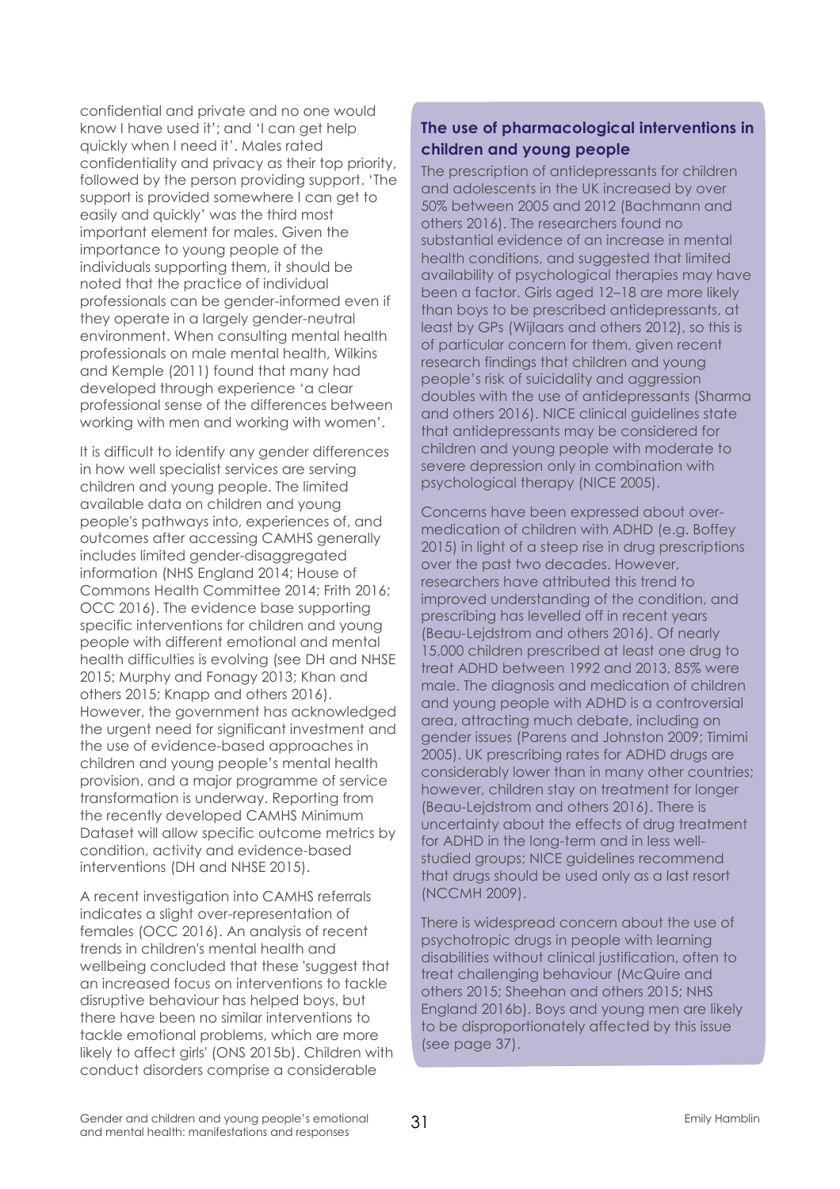confidential and private and no one would know I have used it'; and 'I can get help quickly when I need it'. Males rated confidentiality and privacy as their top priority, followed by the person providing support. 'The support is provided somewhere I can get to easily and quickly' was the third most important element for males. Given the importance to young people of the individuals supporting them, it should be noted that the practice of individual professionals can be gender-informed even if they operate in a largely gender-neutral environment. When consulting mental health professionals on male mental health, Wilkins and Kemple (2011) found that many had developed through experience 'a clear professional sense of the differences between working with men and working with women'.

It is difficult to identify any gender differences in how well specialist services are serving children and young people. The limited available data on children and young people's pathways into, experiences of, and outcomes after accessing CAMHS generally includes limited gender-disaggregated information (NHS England 2014; House of Commons Health Committee 2014; Frith 2016; OCC 2016). The evidence base supporting specific interventions for children and young people with different emotional and mental health difficulties is evolving (see DH and NHSE 2015; Murphy and Fonagy 2013; Khan and others 2015; Knapp and others 2016). However, the government has acknowledged the urgent need for significant investment and the use of evidence-based approaches in children and young people's mental health provision, and a major programme of service transformation is underway. Reporting from the recently developed CAMHS Minimum Dataset will allow specific outcome metrics by condition, activity and evidence-based interventions (DH and NHSE 2015).

A recent investigation into CAMHS referrals indicates a slight over-representation of females (OCC 2016). An analysis of recent trends in children's mental health and wellbeing concluded that these 'suggest that an increased focus on interventions to tackle disruptive behaviour has helped boys, but there have been no similar interventions to tackle emotional problems, which are more likely to affect girls' (ONS 2015b). Children with conduct disorders comprise a considerable

### The use of pharmacological interventions in children and young people

The prescription of antidepressants for children and adolescents in the UK increased by over 50% between 2005 and 2012 (Bachmann and others 2016). The researchers found no substantial evidence of an increase in mental health conditions, and suggested that limited availability of psychological therapies may have been a factor. Girls aged 12–18 are more likely than boys to be prescribed antidepressants, at least by GPs (Wijlaars and others 2012), so this is of particular concern for them, given recent research findings that children and young people's risk of suicidality and aggression doubles with the use of antidepressants (Sharma and others 2016). NICE clinical guidelines state that antidepressants may be considered for children and young people with moderate to severe depression only in combination with psychological therapy (NICE 2005).

Concerns have been expressed about over-medication of children with ADHD (e.g. Boffey 2015) in light of a steep rise in drug prescriptions over the past two decades. However, researchers have attributed this trend to improved understanding of the condition, and prescribing has levelled off in recent years (Beau-Lejdstrom and others 2016). Of nearly 15,000 children prescribed at least one drug to treat ADHD between 1992 and 2013, 85% were male. The diagnosis and medication of children and young people with ADHD is a controversial area, attracting much debate, including on gender issues (Parens and Johnston 2009; Timimi 2005). UK prescribing rates for ADHD drugs are considerably lower than in many other countries; however, children stay on treatment for longer (Beau-Lejdstrom and others 2016). There is uncertainty about the effects of drug treatment for ADHD in the long-term and in less well-studied groups; NICE guidelines recommend that drugs should be used only as a last resort (NCCMH 2009).

There is widespread concern about the use of psychotropic drugs in people with learning disabilities without clinical justification, often to treat challenging behaviour (McQuire and others 2015; Sheehan and others 2015; NHS England 2016b). Boys and young men are likely to be disproportionately affected by this issue (see page 37).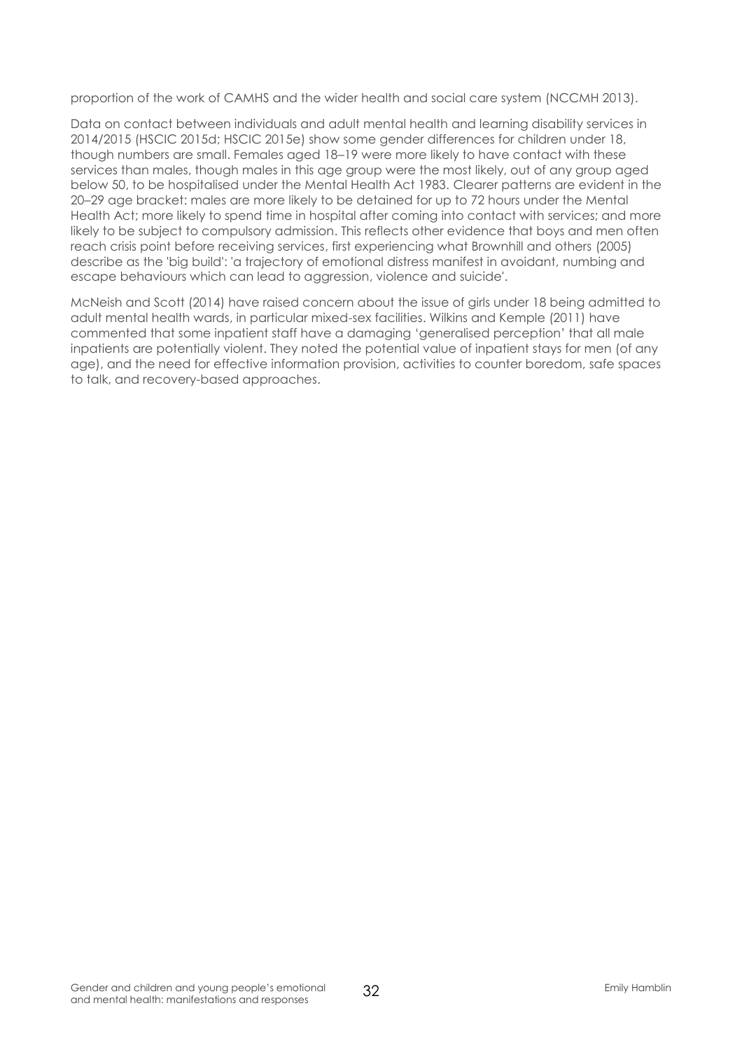proportion of the work of CAMHS and the wider health and social care system (NCCMH 2013).

Data on contact between individuals and adult mental health and learning disability services in 2014/2015 (HSCIC 2015d; HSCIC 2015e) show some gender differences for children under 18, though numbers are small. Females aged 18–19 were more likely to have contact with these services than males, though males in this age group were the most likely, out of any group aged below 50, to be hospitalised under the Mental Health Act 1983. Clearer patterns are evident in the 20–29 age bracket: males are more likely to be detained for up to 72 hours under the Mental Health Act; more likely to spend time in hospital after coming into contact with services; and more likely to be subject to compulsory admission. This reflects other evidence that boys and men often reach crisis point before receiving services, first experiencing what Brownhill and others (2005) describe as the 'big build': 'a trajectory of emotional distress manifest in avoidant, numbing and escape behaviours which can lead to aggression, violence and suicide'.

McNeish and Scott (2014) have raised concern about the issue of girls under 18 being admitted to adult mental health wards, in particular mixed-sex facilities. Wilkins and Kemple (2011) have commented that some inpatient staff have a damaging 'generalised perception' that all male inpatients are potentially violent. They noted the potential value of inpatient stays for men (of any age), and the need for effective information provision, activities to counter boredom, safe spaces to talk, and recovery-based approaches.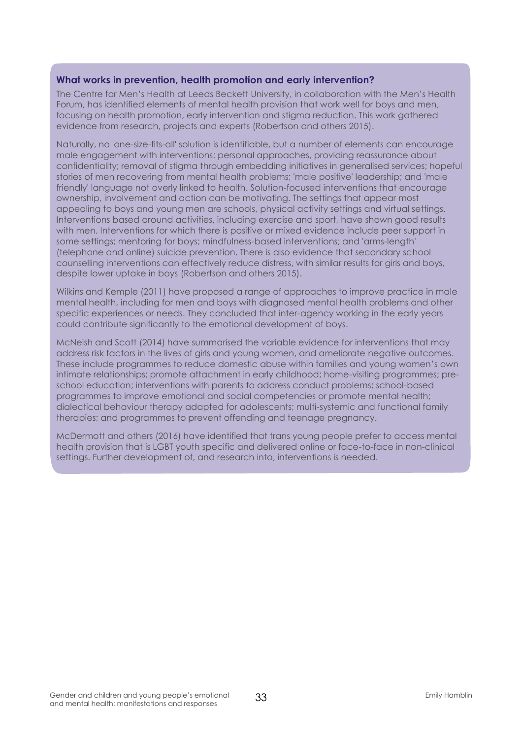### What works in prevention, health promotion and early intervention?

The Centre for Men's Health at Leeds Beckett University, in collaboration with the Men's Health Forum, has identified elements of mental health provision that work well for boys and men, focusing on health promotion, early intervention and stigma reduction. This work gathered evidence from research, projects and experts (Robertson and others 2015).

Naturally, no 'one-size-fits-all' solution is identifiable, but a number of elements can encourage male engagement with interventions: personal approaches, providing reassurance about confidentiality; removal of stigma through embedding initiatives in generalised services; hopeful stories of men recovering from mental health problems; 'male positive' leadership; and 'male friendly' language not overly linked to health. Solution-focused interventions that encourage ownership, involvement and action can be motivating. The settings that appear most appealing to boys and young men are schools, physical activity settings and virtual settings. Interventions based around activities, including exercise and sport, have shown good results with men. Interventions for which there is positive or mixed evidence include peer support in some settings; mentoring for boys; mindfulness-based interventions; and 'arms-length' (telephone and online) suicide prevention. There is also evidence that secondary school counselling interventions can effectively reduce distress, with similar results for girls and boys, despite lower uptake in boys (Robertson and others 2015).

Wilkins and Kemple (2011) have proposed a range of approaches to improve practice in male mental health, including for men and boys with diagnosed mental health problems and other specific experiences or needs. They concluded that inter-agency working in the early years could contribute significantly to the emotional development of boys.

McNeish and Scott (2014) have summarised the variable evidence for interventions that may address risk factors in the lives of girls and young women, and ameliorate negative outcomes. These include programmes to reduce domestic abuse within families and young women's own intimate relationships; promote attachment in early childhood; home-visiting programmes; pre-school education; interventions with parents to address conduct problems; school-based programmes to improve emotional and social competencies or promote mental health; dialectical behaviour therapy adapted for adolescents; multi-systemic and functional family therapies; and programmes to prevent offending and teenage pregnancy.

McDermott and others (2016) have identified that trans young people prefer to access mental health provision that is LGBT youth specific and delivered online or face-to-face in non-clinical settings. Further development of, and research into, interventions is needed.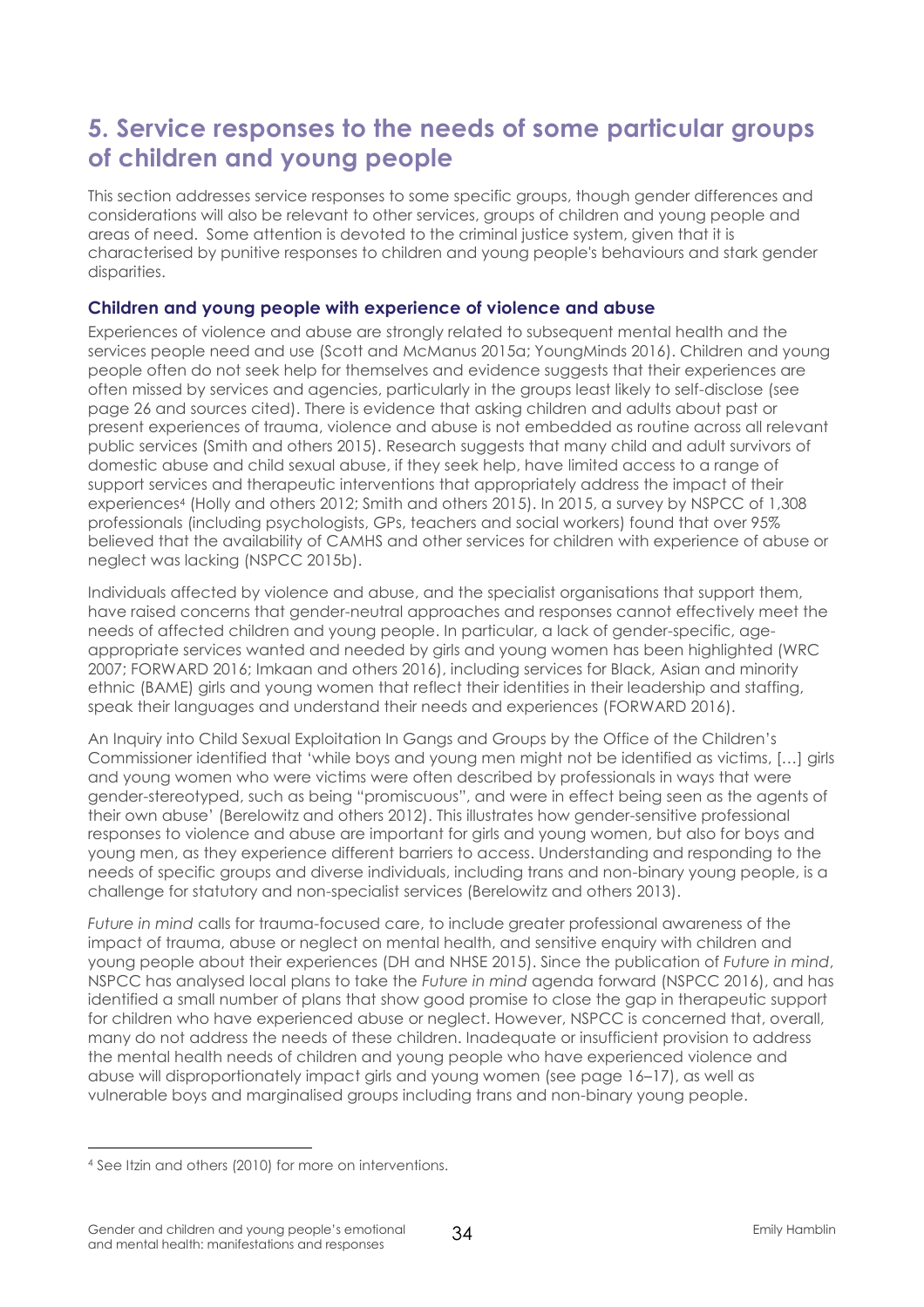# 5. Service responses to the needs of some particular groups of children and young people

This section addresses service responses to some specific groups, though gender differences and considerations will also be relevant to other services, groups of children and young people and areas of need. Some attention is devoted to the criminal justice system, given that it is characterised by punitive responses to children and young people's behaviours and stark gender disparities.

### Children and young people with experience of violence and abuse

Experiences of violence and abuse are strongly related to subsequent mental health and the services people need and use (Scott and McManus 2015a; YoungMinds 2016). Children and young people often do not seek help for themselves and evidence suggests that their experiences are often missed by services and agencies, particularly in the groups least likely to self-disclose (see page 26 and sources cited). There is evidence that asking children and adults about past or present experiences of trauma, violence and abuse is not embedded as routine across all relevant public services (Smith and others 2015). Research suggests that many child and adult survivors of domestic abuse and child sexual abuse, if they seek help, have limited access to a range of support services and therapeutic interventions that appropriately address the impact of their experiences[4] (Holly and others 2012; Smith and others 2015). In 2015, a survey by NSPCC of 1,308 professionals (including psychologists, GPs, teachers and social workers) found that over 95% believed that the availability of CAMHS and other services for children with experience of abuse or neglect was lacking (NSPCC 2015b).

Individuals affected by violence and abuse, and the specialist organisations that support them, have raised concerns that gender-neutral approaches and responses cannot effectively meet the needs of affected children and young people. In particular, a lack of gender-specific, age-appropriate services wanted and needed by girls and young women has been highlighted (WRC 2007; FORWARD 2016; Imkaan and others 2016), including services for Black, Asian and minority ethnic (BAME) girls and young women that reflect their identities in their leadership and staffing, speak their languages and understand their needs and experiences (FORWARD 2016).

An Inquiry into Child Sexual Exploitation In Gangs and Groups by the Office of the Children's Commissioner identified that 'while boys and young men might not be identified as victims, […] girls and young women who were victims were often described by professionals in ways that were gender-stereotyped, such as being "promiscuous", and were in effect being seen as the agents of their own abuse' (Berelowitz and others 2012). This illustrates how gender-sensitive professional responses to violence and abuse are important for girls and young women, but also for boys and young men, as they experience different barriers to access. Understanding and responding to the needs of specific groups and diverse individuals, including trans and non-binary young people, is a challenge for statutory and non-specialist services (Berelowitz and others 2013).

*Future in mind* calls for trauma-focused care, to include greater professional awareness of the impact of trauma, abuse or neglect on mental health, and sensitive enquiry with children and young people about their experiences (DH and NHSE 2015). Since the publication of *Future in mind*, NSPCC has analysed local plans to take the *Future in mind* agenda forward (NSPCC 2016), and has identified a small number of plans that show good promise to close the gap in therapeutic support for children who have experienced abuse or neglect. However, NSPCC is concerned that, overall, many do not address the needs of these children. Inadequate or insufficient provision to address the mental health needs of children and young people who have experienced violence and abuse will disproportionately impact girls and young women (see page 16–17), as well as vulnerable boys and marginalised groups including trans and non-binary young people.

---

[4] See Itzin and others (2010) for more on interventions.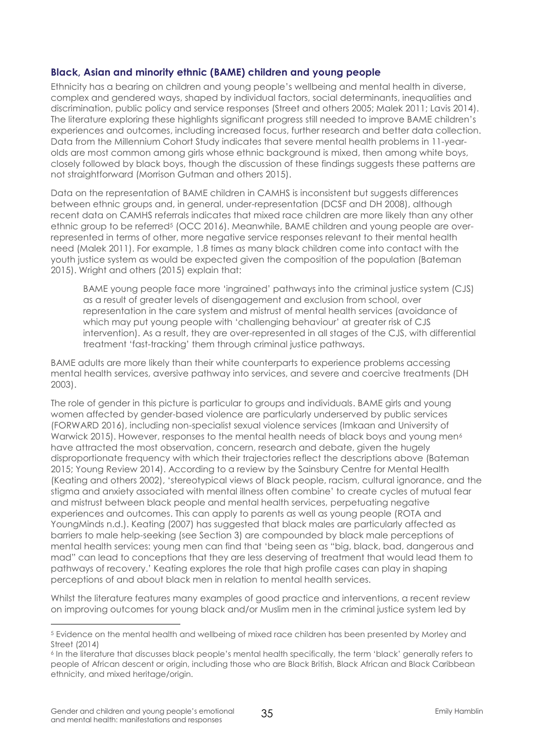### Black, Asian and minority ethnic (BAME) children and young people

Ethnicity has a bearing on children and young people's wellbeing and mental health in diverse, complex and gendered ways, shaped by individual factors, social determinants, inequalities and discrimination, public policy and service responses (Street and others 2005; Malek 2011; Lavis 2014). The literature exploring these highlights significant progress still needed to improve BAME children's experiences and outcomes, including increased focus, further research and better data collection. Data from the Millennium Cohort Study indicates that severe mental health problems in 11-year-olds are most common among girls whose ethnic background is mixed, then among white boys, closely followed by black boys, though the discussion of these findings suggests these patterns are not straightforward (Morrison Gutman and others 2015).

Data on the representation of BAME children in CAMHS is inconsistent but suggests differences between ethnic groups and, in general, under-representation (DCSF and DH 2008), although recent data on CAMHS referrals indicates that mixed race children are more likely than any other ethnic group to be referred[5] (OCC 2016). Meanwhile, BAME children and young people are over-represented in terms of other, more negative service responses relevant to their mental health need (Malek 2011). For example, 1.8 times as many black children come into contact with the youth justice system as would be expected given the composition of the population (Bateman 2015). Wright and others (2015) explain that:

> BAME young people face more 'ingrained' pathways into the criminal justice system (CJS) as a result of greater levels of disengagement and exclusion from school, over representation in the care system and mistrust of mental health services (avoidance of which may put young people with 'challenging behaviour' at greater risk of CJS intervention). As a result, they are over-represented in all stages of the CJS, with differential treatment 'fast-tracking' them through criminal justice pathways.

BAME adults are more likely than their white counterparts to experience problems accessing mental health services, aversive pathway into services, and severe and coercive treatments (DH 2003).

The role of gender in this picture is particular to groups and individuals. BAME girls and young women affected by gender-based violence are particularly underserved by public services (FORWARD 2016), including non-specialist sexual violence services (Imkaan and University of Warwick 2015). However, responses to the mental health needs of black boys and young men[6] have attracted the most observation, concern, research and debate, given the hugely disproportionate frequency with which their trajectories reflect the descriptions above (Bateman 2015; Young Review 2014). According to a review by the Sainsbury Centre for Mental Health (Keating and others 2002), 'stereotypical views of Black people, racism, cultural ignorance, and the stigma and anxiety associated with mental illness often combine' to create cycles of mutual fear and mistrust between black people and mental health services, perpetuating negative experiences and outcomes. This can apply to parents as well as young people (ROTA and YoungMinds n.d.). Keating (2007) has suggested that black males are particularly affected as barriers to male help-seeking (see Section 3) are compounded by black male perceptions of mental health services: young men can find that 'being seen as "big, black, bad, dangerous and mad" can lead to conceptions that they are less deserving of treatment that would lead them to pathways of recovery.' Keating explores the role that high profile cases can play in shaping perceptions of and about black men in relation to mental health services.

Whilst the literature features many examples of good practice and interventions, a recent review on improving outcomes for young black and/or Muslim men in the criminal justice system led by

---

[5] Evidence on the mental health and wellbeing of mixed race children has been presented by Morley and Street (2014)

[6] In the literature that discusses black people's mental health specifically, the term 'black' generally refers to people of African descent or origin, including those who are Black British, Black African and Black Caribbean ethnicity, and mixed heritage/origin.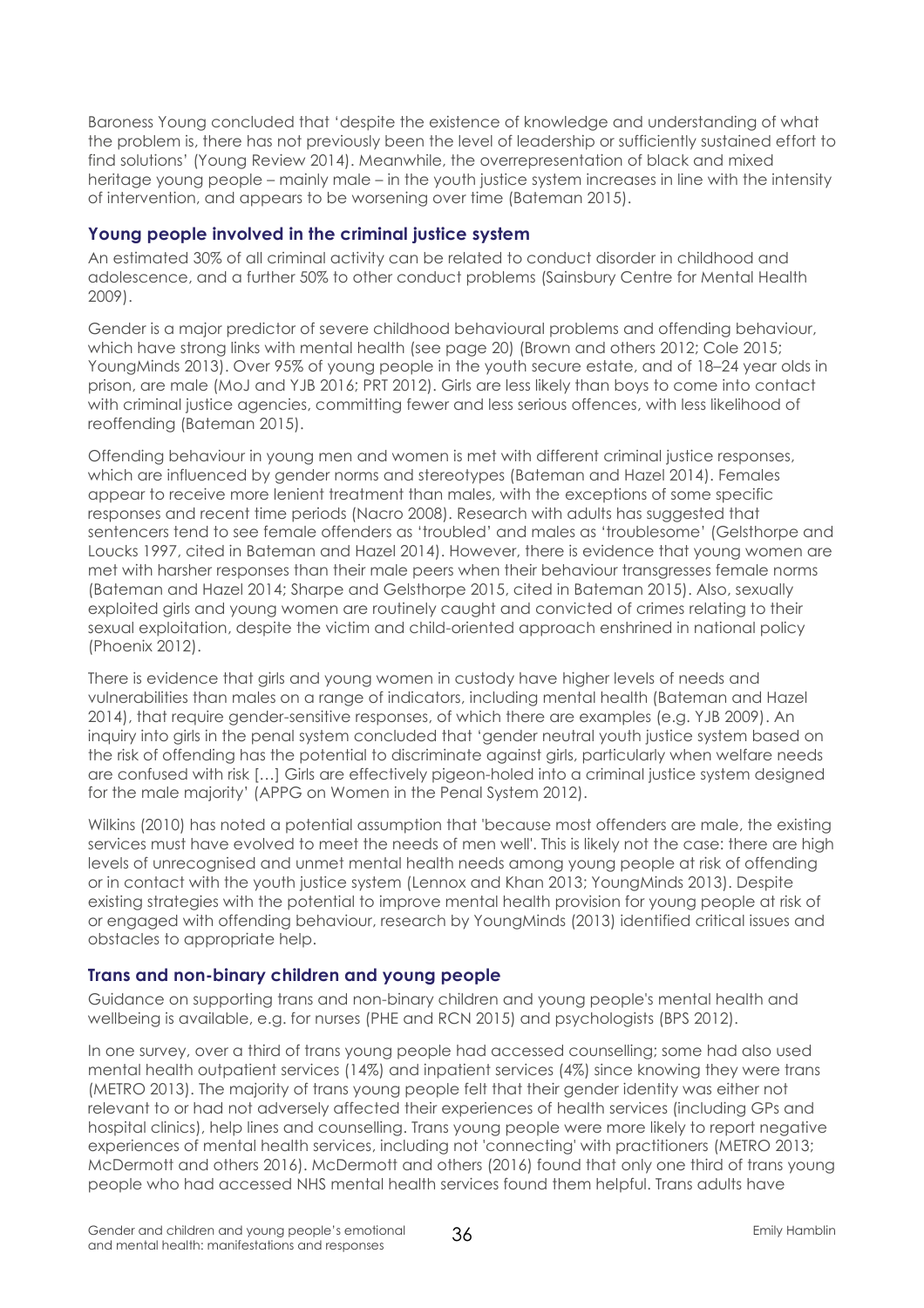Baroness Young concluded that 'despite the existence of knowledge and understanding of what the problem is, there has not previously been the level of leadership or sufficiently sustained effort to find solutions' (Young Review 2014). Meanwhile, the overrepresentation of black and mixed heritage young people – mainly male – in the youth justice system increases in line with the intensity of intervention, and appears to be worsening over time (Bateman 2015).

### Young people involved in the criminal justice system

An estimated 30% of all criminal activity can be related to conduct disorder in childhood and adolescence, and a further 50% to other conduct problems (Sainsbury Centre for Mental Health 2009).

Gender is a major predictor of severe childhood behavioural problems and offending behaviour, which have strong links with mental health (see page 20) (Brown and others 2012; Cole 2015; YoungMinds 2013). Over 95% of young people in the youth secure estate, and of 18–24 year olds in prison, are male (MoJ and YJB 2016; PRT 2012). Girls are less likely than boys to come into contact with criminal justice agencies, committing fewer and less serious offences, with less likelihood of reoffending (Bateman 2015).

Offending behaviour in young men and women is met with different criminal justice responses, which are influenced by gender norms and stereotypes (Bateman and Hazel 2014). Females appear to receive more lenient treatment than males, with the exceptions of some specific responses and recent time periods (Nacro 2008). Research with adults has suggested that sentencers tend to see female offenders as 'troubled' and males as 'troublesome' (Gelsthorpe and Loucks 1997, cited in Bateman and Hazel 2014). However, there is evidence that young women are met with harsher responses than their male peers when their behaviour transgresses female norms (Bateman and Hazel 2014; Sharpe and Gelsthorpe 2015, cited in Bateman 2015). Also, sexually exploited girls and young women are routinely caught and convicted of crimes relating to their sexual exploitation, despite the victim and child-oriented approach enshrined in national policy (Phoenix 2012).

There is evidence that girls and young women in custody have higher levels of needs and vulnerabilities than males on a range of indicators, including mental health (Bateman and Hazel 2014), that require gender-sensitive responses, of which there are examples (e.g. YJB 2009). An inquiry into girls in the penal system concluded that 'gender neutral youth justice system based on the risk of offending has the potential to discriminate against girls, particularly when welfare needs are confused with risk […] Girls are effectively pigeon-holed into a criminal justice system designed for the male majority' (APPG on Women in the Penal System 2012).

Wilkins (2010) has noted a potential assumption that 'because most offenders are male, the existing services must have evolved to meet the needs of men well'. This is likely not the case: there are high levels of unrecognised and unmet mental health needs among young people at risk of offending or in contact with the youth justice system (Lennox and Khan 2013; YoungMinds 2013). Despite existing strategies with the potential to improve mental health provision for young people at risk of or engaged with offending behaviour, research by YoungMinds (2013) identified critical issues and obstacles to appropriate help.

### Trans and non-binary children and young people

Guidance on supporting trans and non-binary children and young people's mental health and wellbeing is available, e.g. for nurses (PHE and RCN 2015) and psychologists (BPS 2012).

In one survey, over a third of trans young people had accessed counselling; some had also used mental health outpatient services (14%) and inpatient services (4%) since knowing they were trans (METRO 2013). The majority of trans young people felt that their gender identity was either not relevant to or had not adversely affected their experiences of health services (including GPs and hospital clinics), help lines and counselling. Trans young people were more likely to report negative experiences of mental health services, including not 'connecting' with practitioners (METRO 2013; McDermott and others 2016). McDermott and others (2016) found that only one third of trans young people who had accessed NHS mental health services found them helpful. Trans adults have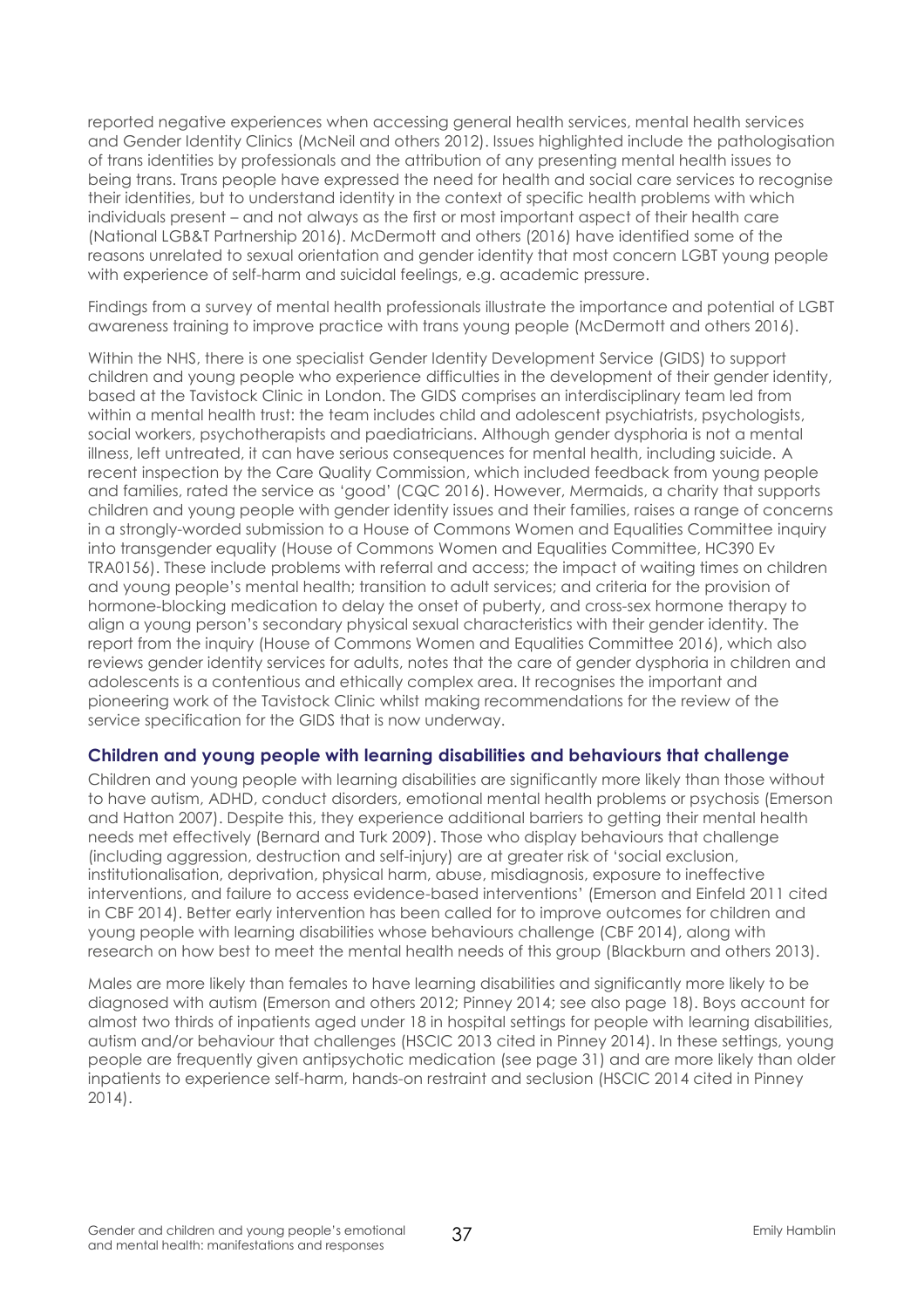reported negative experiences when accessing general health services, mental health services and Gender Identity Clinics (McNeil and others 2012). Issues highlighted include the pathologisation of trans identities by professionals and the attribution of any presenting mental health issues to being trans. Trans people have expressed the need for health and social care services to recognise their identities, but to understand identity in the context of specific health problems with which individuals present – and not always as the first or most important aspect of their health care (National LGB&T Partnership 2016). McDermott and others (2016) have identified some of the reasons unrelated to sexual orientation and gender identity that most concern LGBT young people with experience of self-harm and suicidal feelings, e.g. academic pressure.

Findings from a survey of mental health professionals illustrate the importance and potential of LGBT awareness training to improve practice with trans young people (McDermott and others 2016).

Within the NHS, there is one specialist Gender Identity Development Service (GIDS) to support children and young people who experience difficulties in the development of their gender identity, based at the Tavistock Clinic in London. The GIDS comprises an interdisciplinary team led from within a mental health trust: the team includes child and adolescent psychiatrists, psychologists, social workers, psychotherapists and paediatricians. Although gender dysphoria is not a mental illness, left untreated, it can have serious consequences for mental health, including suicide. A recent inspection by the Care Quality Commission, which included feedback from young people and families, rated the service as 'good' (CQC 2016). However, Mermaids, a charity that supports children and young people with gender identity issues and their families, raises a range of concerns in a strongly-worded submission to a House of Commons Women and Equalities Committee inquiry into transgender equality (House of Commons Women and Equalities Committee, HC390 Ev TRA0156). These include problems with referral and access; the impact of waiting times on children and young people's mental health; transition to adult services; and criteria for the provision of hormone-blocking medication to delay the onset of puberty, and cross-sex hormone therapy to align a young person's secondary physical sexual characteristics with their gender identity. The report from the inquiry (House of Commons Women and Equalities Committee 2016), which also reviews gender identity services for adults, notes that the care of gender dysphoria in children and adolescents is a contentious and ethically complex area. It recognises the important and pioneering work of the Tavistock Clinic whilst making recommendations for the review of the service specification for the GIDS that is now underway.

## Children and young people with learning disabilities and behaviours that challenge

Children and young people with learning disabilities are significantly more likely than those without to have autism, ADHD, conduct disorders, emotional mental health problems or psychosis (Emerson and Hatton 2007). Despite this, they experience additional barriers to getting their mental health needs met effectively (Bernard and Turk 2009). Those who display behaviours that challenge (including aggression, destruction and self-injury) are at greater risk of 'social exclusion, institutionalisation, deprivation, physical harm, abuse, misdiagnosis, exposure to ineffective interventions, and failure to access evidence-based interventions' (Emerson and Einfeld 2011 cited in CBF 2014). Better early intervention has been called for to improve outcomes for children and young people with learning disabilities whose behaviours challenge (CBF 2014), along with research on how best to meet the mental health needs of this group (Blackburn and others 2013).

Males are more likely than females to have learning disabilities and significantly more likely to be diagnosed with autism (Emerson and others 2012; Pinney 2014; see also page 18). Boys account for almost two thirds of inpatients aged under 18 in hospital settings for people with learning disabilities, autism and/or behaviour that challenges (HSCIC 2013 cited in Pinney 2014). In these settings, young people are frequently given antipsychotic medication (see page 31) and are more likely than older inpatients to experience self-harm, hands-on restraint and seclusion (HSCIC 2014 cited in Pinney 2014).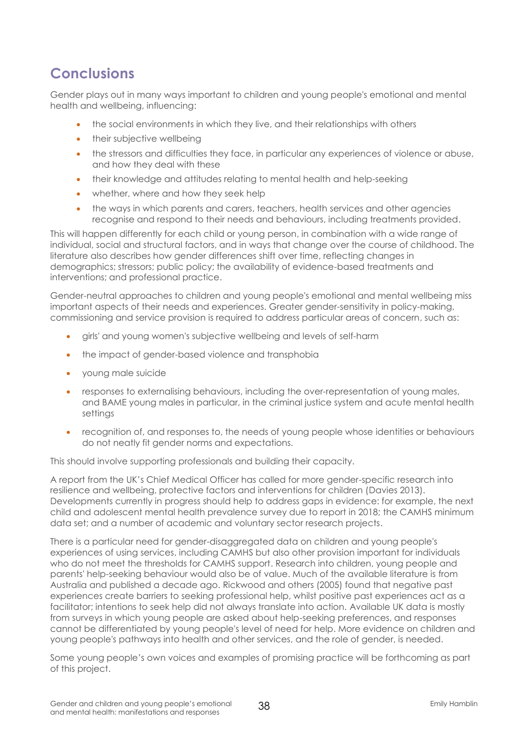## Conclusions

Gender plays out in many ways important to children and young people's emotional and mental health and wellbeing, influencing:

- the social environments in which they live, and their relationships with others
- their subjective wellbeing
- the stressors and difficulties they face, in particular any experiences of violence or abuse, and how they deal with these
- their knowledge and attitudes relating to mental health and help-seeking
- whether, where and how they seek help
- the ways in which parents and carers, teachers, health services and other agencies recognise and respond to their needs and behaviours, including treatments provided.

This will happen differently for each child or young person, in combination with a wide range of individual, social and structural factors, and in ways that change over the course of childhood. The literature also describes how gender differences shift over time, reflecting changes in demographics; stressors; public policy; the availability of evidence-based treatments and interventions; and professional practice.

Gender-neutral approaches to children and young people's emotional and mental wellbeing miss important aspects of their needs and experiences. Greater gender-sensitivity in policy-making, commissioning and service provision is required to address particular areas of concern, such as:

- girls' and young women's subjective wellbeing and levels of self-harm
- the impact of gender-based violence and transphobia
- young male suicide
- responses to externalising behaviours, including the over-representation of young males, and BAME young males in particular, in the criminal justice system and acute mental health settings
- recognition of, and responses to, the needs of young people whose identities or behaviours do not neatly fit gender norms and expectations.

This should involve supporting professionals and building their capacity.

A report from the UK's Chief Medical Officer has called for more gender-specific research into resilience and wellbeing, protective factors and interventions for children (Davies 2013). Developments currently in progress should help to address gaps in evidence: for example, the next child and adolescent mental health prevalence survey due to report in 2018; the CAMHS minimum data set; and a number of academic and voluntary sector research projects.

There is a particular need for gender-disaggregated data on children and young people's experiences of using services, including CAMHS but also other provision important for individuals who do not meet the thresholds for CAMHS support. Research into children, young people and parents' help-seeking behaviour would also be of value. Much of the available literature is from Australia and published a decade ago. Rickwood and others (2005) found that negative past experiences create barriers to seeking professional help, whilst positive past experiences act as a facilitator; intentions to seek help did not always translate into action. Available UK data is mostly from surveys in which young people are asked about help-seeking preferences, and responses cannot be differentiated by young people's level of need for help. More evidence on children and young people's pathways into health and other services, and the role of gender, is needed.

Some young people's own voices and examples of promising practice will be forthcoming as part of this project.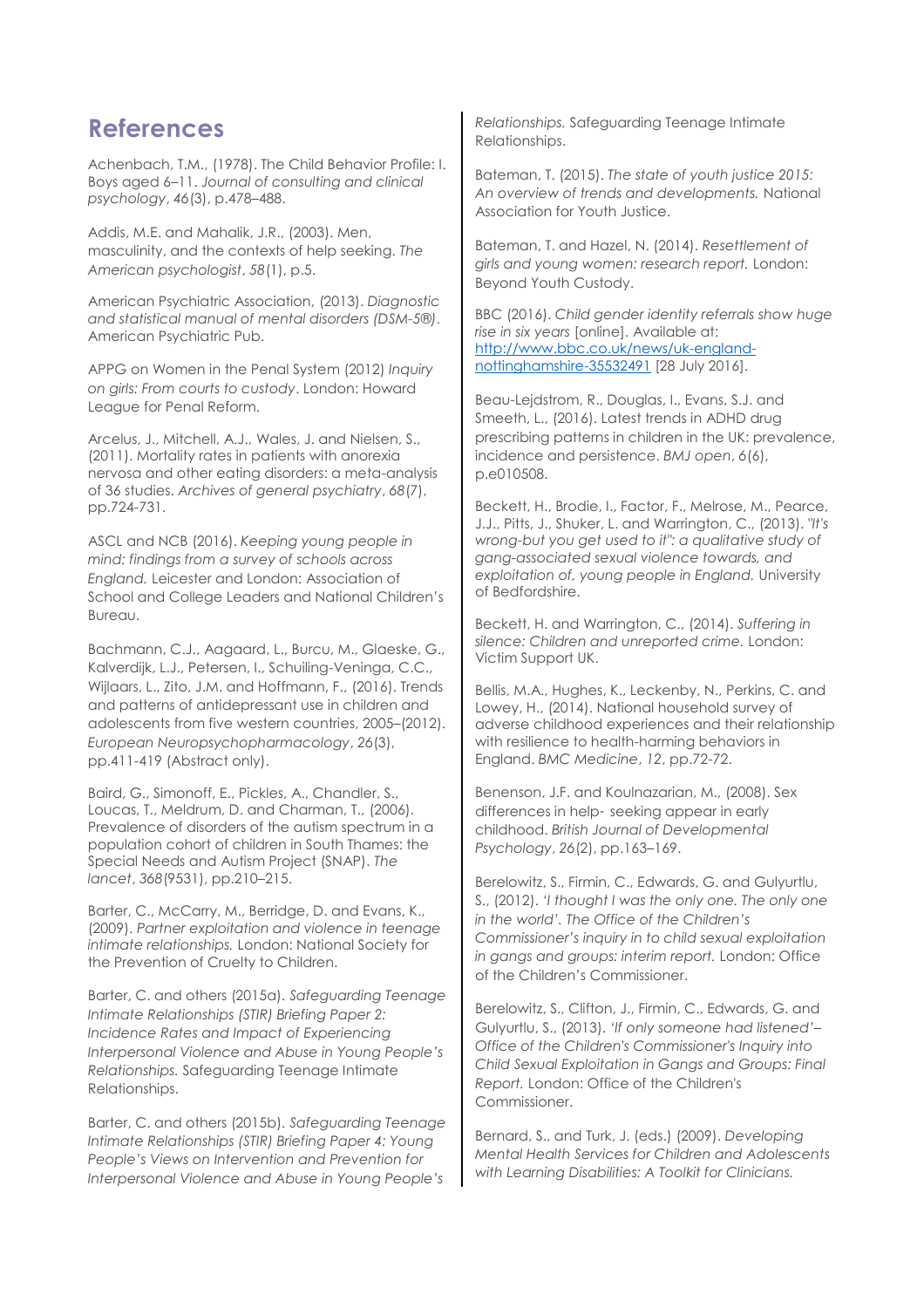## References

Achenbach, T.M., (1978). The Child Behavior Profile: I. Boys aged 6–11. *Journal of consulting and clinical psychology*, *46*(3), p.478–488.

Addis, M.E. and Mahalik, J.R., (2003). Men, masculinity, and the contexts of help seeking. *The American psychologist*, *58*(1), p.5.

American Psychiatric Association, (2013). *Diagnostic and statistical manual of mental disorders (DSM-5®)*. American Psychiatric Pub.

APPG on Women in the Penal System (2012) *Inquiry on girls: From courts to custody*. London: Howard League for Penal Reform.

Arcelus, J., Mitchell, A.J., Wales, J. and Nielsen, S., (2011). Mortality rates in patients with anorexia nervosa and other eating disorders: a meta-analysis of 36 studies. *Archives of general psychiatry*, *68*(7), pp.724-731.

ASCL and NCB (2016). *Keeping young people in mind: findings from a survey of schools across England.* Leicester and London: Association of School and College Leaders and National Children's Bureau.

Bachmann, C.J., Aagaard, L., Burcu, M., Glaeske, G., Kalverdijk, L.J., Petersen, I., Schuiling-Veninga, C.C., Wijlaars, L., Zito, J.M. and Hoffmann, F., (2016). Trends and patterns of antidepressant use in children and adolescents from five western countries, 2005–(2012). *European Neuropsychopharmacology*, *26*(3), pp.411-419 (Abstract only).

Baird, G., Simonoff, E., Pickles, A., Chandler, S., Loucas, T., Meldrum, D. and Charman, T., (2006). Prevalence of disorders of the autism spectrum in a population cohort of children in South Thames: the Special Needs and Autism Project (SNAP). *The lancet*, *368*(9531), pp.210–215.

Barter, C., McCarry, M., Berridge, D. and Evans, K., (2009). *Partner exploitation and violence in teenage intimate relationships.* London: National Society for the Prevention of Cruelty to Children.

Barter, C. and others (2015a). *Safeguarding Teenage Intimate Relationships (STIR) Briefing Paper 2: Incidence Rates and Impact of Experiencing Interpersonal Violence and Abuse in Young People's Relationships.* Safeguarding Teenage Intimate Relationships.

Barter, C. and others (2015b). *Safeguarding Teenage Intimate Relationships (STIR) Briefing Paper 4: Young People's Views on Intervention and Prevention for Interpersonal Violence and Abuse in Young People's Relationships.* Safeguarding Teenage Intimate Relationships.

Bateman, T. (2015). *The state of youth justice 2015: An overview of trends and developments.* National Association for Youth Justice.

Bateman, T. and Hazel, N. (2014). *Resettlement of girls and young women: research report.* London: Beyond Youth Custody.

BBC (2016). *Child gender identity referrals show huge rise in six years* [online]. Available at: [http://www.bbc.co.uk/news/uk-england-nottinghamshire-35532491](http://www.bbc.co.uk/news/uk-england-nottinghamshire-35532491) [28 July 2016].

Beau-Lejdstrom, R., Douglas, I., Evans, S.J. and Smeeth, L., (2016). Latest trends in ADHD drug prescribing patterns in children in the UK: prevalence, incidence and persistence. *BMJ open*, *6*(6), p.e010508.

Beckett, H., Brodie, I., Factor, F., Melrose, M., Pearce, J.J., Pitts, J., Shuker, L. and Warrington, C., (2013). *"It's wrong-but you get used to it": a qualitative study of gang-associated sexual violence towards, and exploitation of, young people in England.* University of Bedfordshire.

Beckett, H. and Warrington, C., (2014). *Suffering in silence: Children and unreported crime.* London: Victim Support UK.

Bellis, M.A., Hughes, K., Leckenby, N., Perkins, C. and Lowey, H., (2014). National household survey of adverse childhood experiences and their relationship with resilience to health-harming behaviors in England. *BMC Medicine*, *12*, pp.72-72.

Benenson, J.F. and Koulnazarian, M., (2008). Sex differences in help- seeking appear in early childhood. *British Journal of Developmental Psychology*, *26*(2), pp.163–169.

Berelowitz, S., Firmin, C., Edwards, G. and Gulyurtlu, S., (2012). *'I thought I was the only one. The only one in the world'. The Office of the Children's Commissioner's inquiry in to child sexual exploitation in gangs and groups: interim report.* London: Office of the Children's Commissioner.

Berelowitz, S., Clifton, J., Firmin, C., Edwards, G. and Gulyurtlu, S., (2013). *'If only someone had listened'– Office of the Children's Commissioner's Inquiry into Child Sexual Exploitation in Gangs and Groups: Final Report.* London: Office of the Children's Commissioner.

Bernard, S., and Turk, J. (eds.) (2009). *Developing Mental Health Services for Children and Adolescents with Learning Disabilities: A Toolkit for Clinicians.*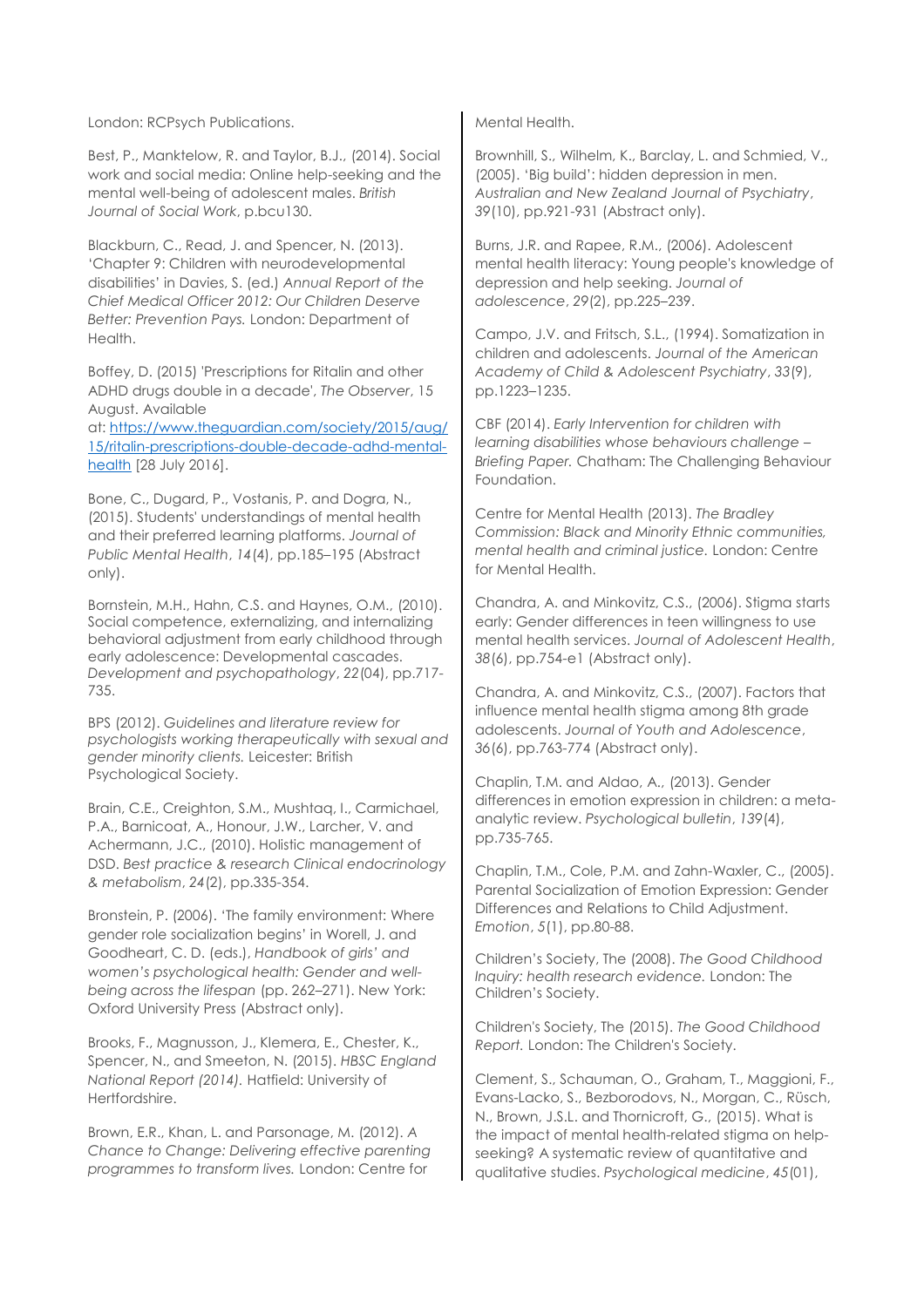London: RCPsych Publications.

Best, P., Manktelow, R. and Taylor, B.J., (2014). Social work and social media: Online help-seeking and the mental well-being of adolescent males. *British Journal of Social Work*, p.bcu130.

Blackburn, C., Read, J. and Spencer, N. (2013). 'Chapter 9: Children with neurodevelopmental disabilities' in Davies, S. (ed.) *Annual Report of the Chief Medical Officer 2012: Our Children Deserve Better: Prevention Pays.* London: Department of Health.

Boffey, D. (2015) 'Prescriptions for Ritalin and other ADHD drugs double in a decade', *The Observer*, 15 August. Available at: [https://www.theguardian.com/society/2015/aug/15/ritalin-prescriptions-double-decade-adhd-mental-health](https://www.theguardian.com/society/2015/aug/15/ritalin-prescriptions-double-decade-adhd-mental-health) [28 July 2016].

Bone, C., Dugard, P., Vostanis, P. and Dogra, N., (2015). Students' understandings of mental health and their preferred learning platforms. *Journal of Public Mental Health*, *14*(4), pp.185–195 (Abstract only).

Bornstein, M.H., Hahn, C.S. and Haynes, O.M., (2010). Social competence, externalizing, and internalizing behavioral adjustment from early childhood through early adolescence: Developmental cascades. *Development and psychopathology*, *22*(04), pp.717-735.

BPS (2012). *Guidelines and literature review for psychologists working therapeutically with sexual and gender minority clients.* Leicester: British Psychological Society.

Brain, C.E., Creighton, S.M., Mushtaq, I., Carmichael, P.A., Barnicoat, A., Honour, J.W., Larcher, V. and Achermann, J.C., (2010). Holistic management of DSD. *Best practice & research Clinical endocrinology & metabolism*, *24*(2), pp.335-354.

Bronstein, P. (2006). 'The family environment: Where gender role socialization begins' in Worell, J. and Goodheart, C. D. (eds.), *Handbook of girls' and women's psychological health: Gender and well-being across the lifespan* (pp. 262–271). New York: Oxford University Press (Abstract only).

Brooks, F., Magnusson, J., Klemera, E., Chester, K., Spencer, N., and Smeeton, N. (2015). *HBSC England National Report (2014).* Hatfield: University of Hertfordshire.

Brown, E.R., Khan, L. and Parsonage, M. (2012). *A Chance to Change: Delivering effective parenting programmes to transform lives.* London: Centre for Mental Health.

Brownhill, S., Wilhelm, K., Barclay, L. and Schmied, V., (2005). 'Big build': hidden depression in men. *Australian and New Zealand Journal of Psychiatry*, *39*(10), pp.921-931 (Abstract only).

Burns, J.R. and Rapee, R.M., (2006). Adolescent mental health literacy: Young people's knowledge of depression and help seeking. *Journal of adolescence*, *29*(2), pp.225–239.

Campo, J.V. and Fritsch, S.L., (1994). Somatization in children and adolescents. *Journal of the American Academy of Child & Adolescent Psychiatry*, *33*(9), pp.1223–1235.

CBF (2014). *Early Intervention for children with learning disabilities whose behaviours challenge – Briefing Paper.* Chatham: The Challenging Behaviour Foundation.

Centre for Mental Health (2013). *The Bradley Commission: Black and Minority Ethnic communities, mental health and criminal justice.* London: Centre for Mental Health.

Chandra, A. and Minkovitz, C.S., (2006). Stigma starts early: Gender differences in teen willingness to use mental health services. *Journal of Adolescent Health*, *38*(6), pp.754-e1 (Abstract only).

Chandra, A. and Minkovitz, C.S., (2007). Factors that influence mental health stigma among 8th grade adolescents. *Journal of Youth and Adolescence*, *36*(6), pp.763-774 (Abstract only).

Chaplin, T.M. and Aldao, A., (2013). Gender differences in emotion expression in children: a meta-analytic review. *Psychological bulletin*, *139*(4), pp.735-765.

Chaplin, T.M., Cole, P.M. and Zahn-Waxler, C., (2005). Parental Socialization of Emotion Expression: Gender Differences and Relations to Child Adjustment. *Emotion*, *5*(1), pp.80-88.

Children's Society, The (2008). *The Good Childhood Inquiry: health research evidence.* London: The Children's Society.

Children's Society, The (2015). *The Good Childhood Report.* London: The Children's Society.

Clement, S., Schauman, O., Graham, T., Maggioni, F., Evans-Lacko, S., Bezborodovs, N., Morgan, C., Rüsch, N., Brown, J.S.L. and Thornicroft, G., (2015). What is the impact of mental health-related stigma on help-seeking? A systematic review of quantitative and qualitative studies. *Psychological medicine*, *45*(01),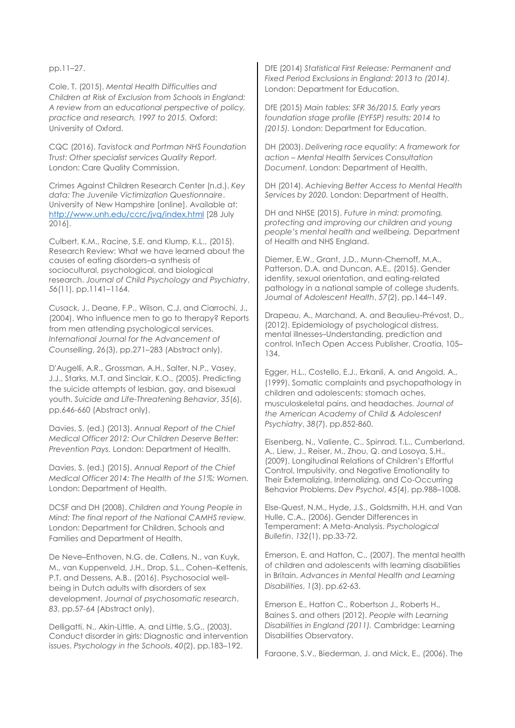pp.11–27.

Cole, T. (2015). *Mental Health Difficulties and Children at Risk of Exclusion from Schools in England: A review from an educational perspective of policy, practice and research, 1997 to 2015.* Oxford: University of Oxford.

CQC (2016). *Tavistock and Portman NHS Foundation Trust: Other specialist services Quality Report.* London: Care Quality Commission.

Crimes Against Children Research Center (n.d.). *Key data: The Juvenile Victimization Questionnaire*. University of New Hampshire [online]. Available at: http://www.unh.edu/ccrc/jvq/index.html [28 July 2016].

Culbert, K.M., Racine, S.E. and Klump, K.L., (2015). Research Review: What we have learned about the causes of eating disorders–a synthesis of sociocultural, psychological, and biological research. *Journal of Child Psychology and Psychiatry*, *56*(11), pp.1141–1164.

Cusack, J., Deane, F.P., Wilson, C.J. and Ciarrochi, J., (2004). Who influence men to go to therapy? Reports from men attending psychological services. *International Journal for the Advancement of Counselling*, *26*(3), pp.271–283 (Abstract only).

D'Augelli, A.R., Grossman, A.H., Salter, N.P., Vasey, J.J., Starks, M.T. and Sinclair, K.O., (2005). Predicting the suicide attempts of lesbian, gay, and bisexual youth. *Suicide and Life-Threatening Behavior*, *35*(6), pp.646-660 (Abstract only).

Davies, S. (ed.) (2013). *Annual Report of the Chief Medical Officer 2012: Our Children Deserve Better: Prevention Pays.* London: Department of Health.

Davies, S. (ed.) (2015). *Annual Report of the Chief Medical Officer 2014: The Health of the 51%: Women.* London: Department of Health.

DCSF and DH (2008). *Children and Young People in Mind: The final report of the National CAMHS review.* London: Department for Children, Schools and Families and Department of Health.

De Neve–Enthoven, N.G. de, Callens, N., van Kuyk, M., van Kuppenveld, J.H., Drop, S.L., Cohen–Kettenis, P.T. and Dessens, A.B., (2016). Psychosocial well-being in Dutch adults with disorders of sex development. *Journal of psychosomatic research*, *83*, pp.57-64 (Abstract only).

Delligatti, N., Akin-Little, A. and Little, S.G., (2003). Conduct disorder in girls: Diagnostic and intervention issues. *Psychology in the Schools*, *40*(2), pp.183–192.

DfE (2014) *Statistical First Release: Permanent and Fixed Period Exclusions in England: 2013 to (2014).* London: Department for Education.

DfE (2015) *Main tables: SFR 36/2015, Early years foundation stage profile (EYFSP) results: 2014 to (2015).* London: Department for Education.

DH (2003). *Delivering race equality: A framework for action – Mental Health Services Consultation Document.* London: Department of Health.

DH (2014). *Achieving Better Access to Mental Health Services by 2020.* London: Department of Health.

DH and NHSE (2015). *Future in mind: promoting, protecting and improving our children and young people's mental health and wellbeing.* Department of Health and NHS England.

Diemer, E.W., Grant, J.D., Munn-Chernoff, M.A., Patterson, D.A. and Duncan, A.E., (2015). Gender identity, sexual orientation, and eating-related pathology in a national sample of college students. *Journal of Adolescent Health*, *57*(2), pp.144–149.

Drapeau, A., Marchand, A. and Beaulieu-Prévost, D., (2012). Epidemiology of psychological distress, mental illnesses–Understanding, prediction and control. InTech Open Access Publisher, Croatia, 105–134.

Egger, H.L., Costello, E.J., Erkanli, A. and Angold, A., (1999). Somatic complaints and psychopathology in children and adolescents: stomach aches, musculoskeletal pains, and headaches. *Journal of the American Academy of Child & Adolescent Psychiatry*, *38*(7), pp.852-860.

Eisenberg, N., Valiente, C., Spinrad, T.L., Cumberland, A., Liew, J., Reiser, M., Zhou, Q. and Losoya, S.H., (2009). Longitudinal Relations of Children's Effortful Control, Impulsivity, and Negative Emotionality to Their Externalizing, Internalizing, and Co-Occurring Behavior Problems. *Dev Psychol*, *45*(4), pp.988–1008.

Else-Quest, N.M., Hyde, J.S., Goldsmith, H.H. and Van Hulle, C.A., (2006). Gender Differences in Temperament: A Meta-Analysis. *Psychological Bulletin*, *132*(1), pp.33-72.

Emerson, E. and Hatton, C., (2007). The mental health of children and adolescents with learning disabilities in Britain. *Advances in Mental Health and Learning Disabilities*, *1*(3), pp.62-63.

Emerson E., Hatton C., Robertson J., Roberts H., Baines S. and others (2012). *People with Learning Disabilities in England (2011).* Cambridge: Learning Disabilities Observatory.

Faraone, S.V., Biederman, J. and Mick, E., (2006). The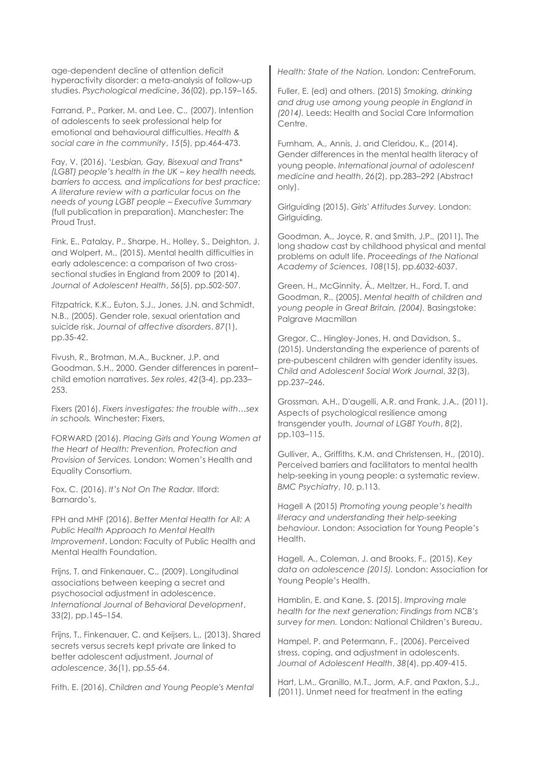age-dependent decline of attention deficit hyperactivity disorder: a meta-analysis of follow-up studies. *Psychological medicine*, *36*(02), pp.159–165.

Farrand, P., Parker, M. and Lee, C., (2007). Intention of adolescents to seek professional help for emotional and behavioural difficulties. *Health & social care in the community*, *15*(5), pp.464-473.

Fay, V. (2016). *'Lesbian, Gay, Bisexual and Trans* (LGBT) people's health in the UK – key health needs, barriers to access, and implications for best practice: A literature review with a particular focus on the needs of young LGBT people – Executive Summary* (full publication in preparation). Manchester: The Proud Trust.

Fink, E., Patalay, P., Sharpe, H., Holley, S., Deighton, J. and Wolpert, M., (2015). Mental health difficulties in early adolescence: a comparison of two cross-sectional studies in England from 2009 to (2014). *Journal of Adolescent Health*, *56*(5), pp.502-507.

Fitzpatrick, K.K., Euton, S.J., Jones, J.N. and Schmidt, N.B., (2005). Gender role, sexual orientation and suicide risk. *Journal of affective disorders*, *87*(1), pp.35-42.

Fivush, R., Brotman, M.A., Buckner, J.P. and Goodman, S.H., 2000. Gender differences in parent–child emotion narratives. *Sex roles*, *42*(3-4), pp.233–253.

Fixers (2016). *Fixers investigates: the trouble with…sex in schools.* Winchester: Fixers.

FORWARD (2016). *Placing Girls and Young Women at the Heart of Health: Prevention, Protection and Provision of Services.* London: Women's Health and Equality Consortium.

Fox, C. (2016). *It's Not On The Radar.* Ilford: Barnardo's.

FPH and MHF (2016). *Better Mental Health for All: A Public Health Approach to Mental Health Improvement*. London: Faculty of Public Health and Mental Health Foundation.

Frijns, T. and Finkenauer, C., (2009). Longitudinal associations between keeping a secret and psychosocial adjustment in adolescence. *International Journal of Behavioral Development*, 33(2), pp.145–154.

Frijns, T., Finkenauer, C. and Keijsers, L., (2013). Shared secrets versus secrets kept private are linked to better adolescent adjustment. *Journal of adolescence*, *36*(1), pp.55-64.

Frith, E. (2016). *Children and Young People's Mental Health: State of the Nation.* London: CentreForum.

Fuller, E. (ed) and others. (2015) *Smoking, drinking and drug use among young people in England in (2014).* Leeds: Health and Social Care Information Centre.

Furnham, A., Annis, J. and Cleridou, K., (2014). Gender differences in the mental health literacy of young people. *International journal of adolescent medicine and health*, *26*(2), pp.283–292 (Abstract only).

Girlguiding (2015). *Girls' Attitudes Survey.* London: Girlguiding.

Goodman, A., Joyce, R. and Smith, J.P., (2011). The long shadow cast by childhood physical and mental problems on adult life. *Proceedings of the National Academy of Sciences*, *108*(15), pp.6032-6037.

Green, H., McGinnity, Á., Meltzer, H., Ford, T. and Goodman, R., (2005). *Mental health of children and young people in Great Britain, (2004).* Basingstoke: Palgrave Macmillan

Gregor, C., Hingley-Jones, H. and Davidson, S., (2015). Understanding the experience of parents of pre-pubescent children with gender identity issues. *Child and Adolescent Social Work Journal*, *32*(3), pp.237–246.

Grossman, A.H., D'augelli, A.R. and Frank, J.A., (2011). Aspects of psychological resilience among transgender youth. *Journal of LGBT Youth*, *8*(2), pp.103–115.

Gulliver, A., Griffiths, K.M. and Christensen, H., (2010). Perceived barriers and facilitators to mental health help-seeking in young people: a systematic review. *BMC Psychiatry*, *10*, p.113.

Hagell A (2015) *Promoting young people's health literacy and understanding their help-seeking behaviour.* London: Association for Young People's Health.

Hagell, A., Coleman, J. and Brooks, F., (2015). *Key data on adolescence (2015).* London: Association for Young People's Health.

Hamblin, E. and Kane, S. (2015). *Improving male health for the next generation: Findings from NCB's survey for men.* London: National Children's Bureau.

Hampel, P. and Petermann, F., (2006). Perceived stress, coping, and adjustment in adolescents. *Journal of Adolescent Health*, *38*(4), pp.409-415.

Hart, L.M., Granillo, M.T., Jorm, A.F. and Paxton, S.J., (2011). Unmet need for treatment in the eating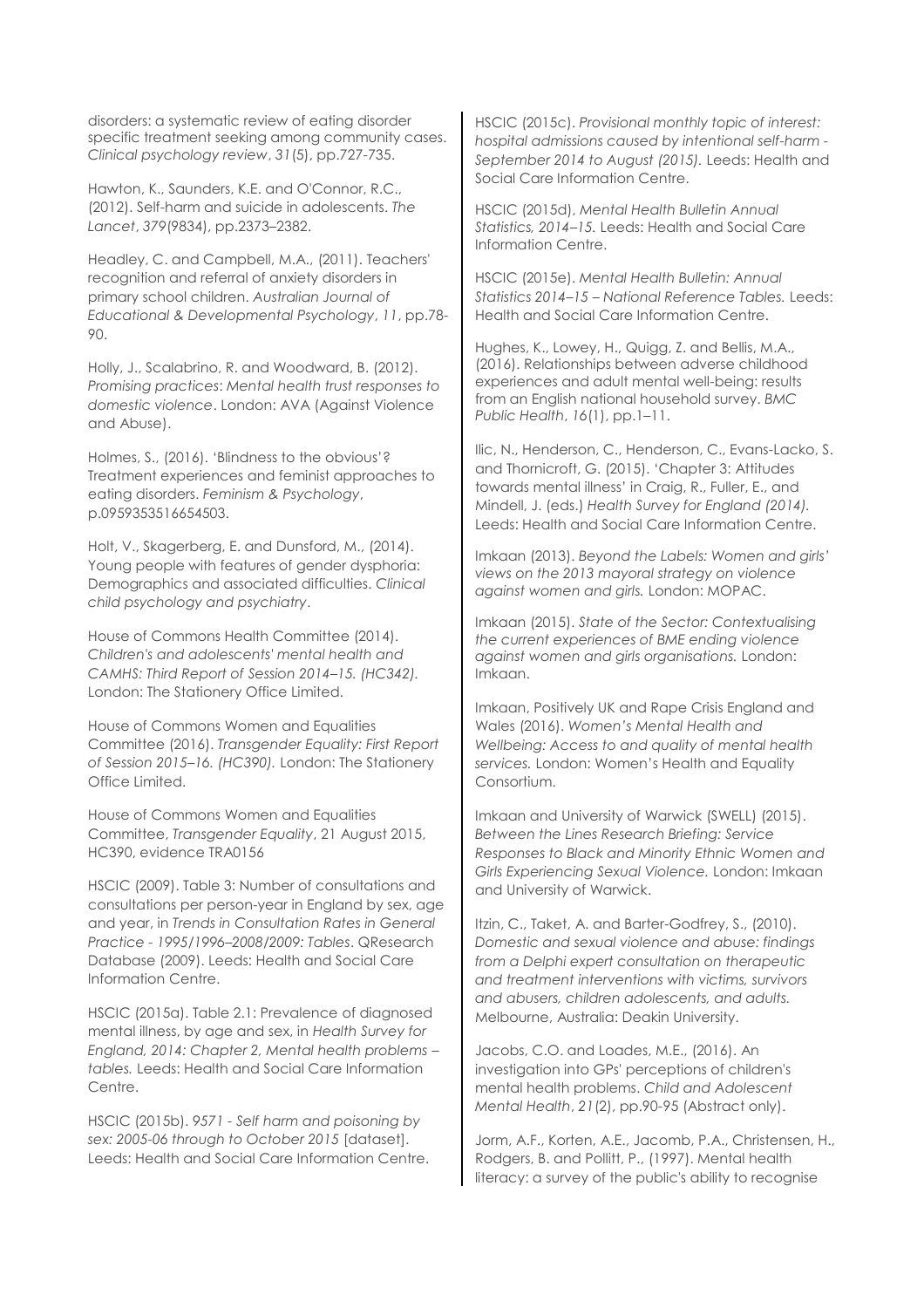disorders: a systematic review of eating disorder specific treatment seeking among community cases. *Clinical psychology review*, *31*(5), pp.727-735.

Hawton, K., Saunders, K.E. and O'Connor, R.C., (2012). Self-harm and suicide in adolescents. *The Lancet*, *379*(9834), pp.2373–2382.

Headley, C. and Campbell, M.A., (2011). Teachers' recognition and referral of anxiety disorders in primary school children. *Australian Journal of Educational & Developmental Psychology*, *11*, pp.78-90.

Holly, J., Scalabrino, R. and Woodward, B. (2012). *Promising practices*: *Mental health trust responses to domestic violence*. London: AVA (Against Violence and Abuse).

Holmes, S., (2016). 'Blindness to the obvious'? Treatment experiences and feminist approaches to eating disorders. *Feminism & Psychology*, p.0959353516654503.

Holt, V., Skagerberg, E. and Dunsford, M., (2014). Young people with features of gender dysphoria: Demographics and associated difficulties. *Clinical child psychology and psychiatry*.

House of Commons Health Committee (2014). *Children's and adolescents' mental health and CAMHS: Third Report of Session 2014–15. (HC342).* London: The Stationery Office Limited.

House of Commons Women and Equalities Committee (2016). *Transgender Equality: First Report of Session 2015–16. (HC390).* London: The Stationery Office Limited.

House of Commons Women and Equalities Committee, *Transgender Equality*, 21 August 2015, HC390, evidence TRA0156

HSCIC (2009). Table 3: Number of consultations and consultations per person-year in England by sex, age and year, in *Trends in Consultation Rates in General Practice - 1995/1996–2008/2009: Tables*. QResearch Database (2009). Leeds: Health and Social Care Information Centre.

HSCIC (2015a). Table 2.1: Prevalence of diagnosed mental illness, by age and sex, in *Health Survey for England, 2014: Chapter 2, Mental health problems – tables.* Leeds: Health and Social Care Information Centre.

HSCIC (2015b). *9571 - Self harm and poisoning by sex: 2005-06 through to October 2015* [dataset]. Leeds: Health and Social Care Information Centre.

HSCIC (2015c). *Provisional monthly topic of interest: hospital admissions caused by intentional self-harm - September 2014 to August (2015).* Leeds: Health and Social Care Information Centre.

HSCIC (2015d), *Mental Health Bulletin Annual Statistics, 2014–15.* Leeds: Health and Social Care Information Centre.

HSCIC (2015e). *Mental Health Bulletin: Annual Statistics 2014–15 – National Reference Tables.* Leeds: Health and Social Care Information Centre.

Hughes, K., Lowey, H., Quigg, Z. and Bellis, M.A., (2016). Relationships between adverse childhood experiences and adult mental well-being: results from an English national household survey. *BMC Public Health*, *16*(1), pp.1–11.

Ilic, N., Henderson, C., Henderson, C., Evans-Lacko, S. and Thornicroft, G. (2015). 'Chapter 3: Attitudes towards mental illness' in Craig, R., Fuller, E., and Mindell, J. (eds.) *Health Survey for England (2014).* Leeds: Health and Social Care Information Centre.

Imkaan (2013). *Beyond the Labels: Women and girls' views on the 2013 mayoral strategy on violence against women and girls.* London: MOPAC.

Imkaan (2015). *State of the Sector: Contextualising the current experiences of BME ending violence against women and girls organisations.* London: Imkaan.

Imkaan, Positively UK and Rape Crisis England and Wales (2016). *Women's Mental Health and Wellbeing: Access to and quality of mental health services.* London: Women's Health and Equality Consortium.

Imkaan and University of Warwick (SWELL) (2015). *Between the Lines Research Briefing: Service Responses to Black and Minority Ethnic Women and Girls Experiencing Sexual Violence.* London: Imkaan and University of Warwick.

Itzin, C., Taket, A. and Barter-Godfrey, S., (2010). *Domestic and sexual violence and abuse: findings from a Delphi expert consultation on therapeutic and treatment interventions with victims, survivors and abusers, children adolescents, and adults.* Melbourne, Australia: Deakin University.

Jacobs, C.O. and Loades, M.E., (2016). An investigation into GPs' perceptions of children's mental health problems. *Child and Adolescent Mental Health*, *21*(2), pp.90-95 (Abstract only).

Jorm, A.F., Korten, A.E., Jacomb, P.A., Christensen, H., Rodgers, B. and Pollitt, P., (1997). Mental health literacy: a survey of the public's ability to recognise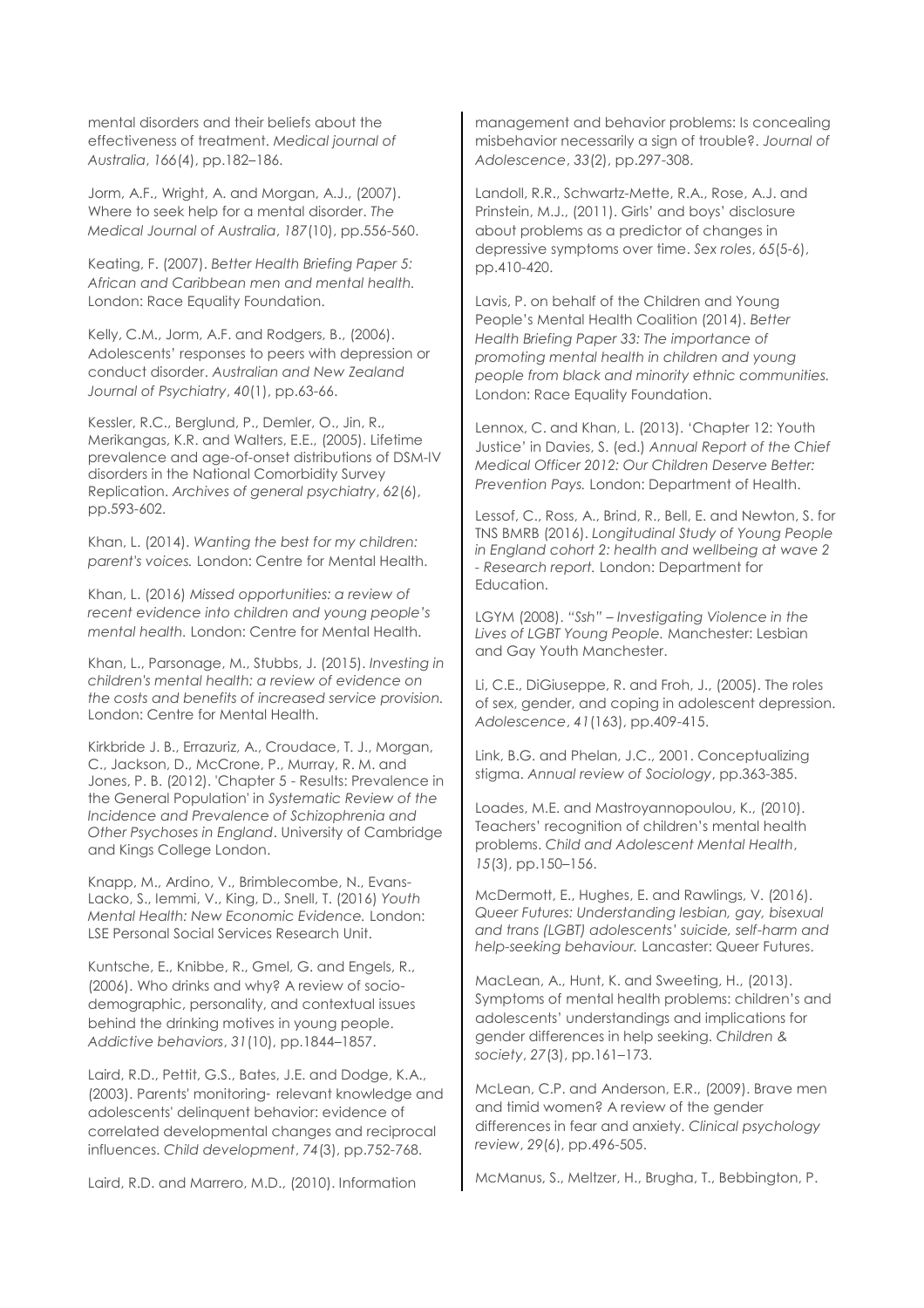mental disorders and their beliefs about the effectiveness of treatment. *Medical journal of Australia*, *166*(4), pp.182–186.

Jorm, A.F., Wright, A. and Morgan, A.J., (2007). Where to seek help for a mental disorder. *The Medical Journal of Australia*, *187*(10), pp.556-560.

Keating, F. (2007). *Better Health Briefing Paper 5: African and Caribbean men and mental health.* London: Race Equality Foundation.

Kelly, C.M., Jorm, A.F. and Rodgers, B., (2006). Adolescents' responses to peers with depression or conduct disorder. *Australian and New Zealand Journal of Psychiatry*, *40*(1), pp.63-66.

Kessler, R.C., Berglund, P., Demler, O., Jin, R., Merikangas, K.R. and Walters, E.E., (2005). Lifetime prevalence and age-of-onset distributions of DSM-IV disorders in the National Comorbidity Survey Replication. *Archives of general psychiatry*, *62*(6), pp.593-602.

Khan, L. (2014). *Wanting the best for my children: parent's voices.* London: Centre for Mental Health.

Khan, L. (2016) *Missed opportunities: a review of recent evidence into children and young people's mental health.* London: Centre for Mental Health.

Khan, L., Parsonage, M., Stubbs, J. (2015). *Investing in children's mental health: a review of evidence on the costs and benefits of increased service provision.* London: Centre for Mental Health.

Kirkbride J. B., Errazuriz, A., Croudace, T. J., Morgan, C., Jackson, D., McCrone, P., Murray, R. M. and Jones, P. B. (2012). 'Chapter 5 - Results: Prevalence in the General Population' in *Systematic Review of the Incidence and Prevalence of Schizophrenia and Other Psychoses in England*. University of Cambridge and Kings College London.

Knapp, M., Ardino, V., Brimblecombe, N., Evans-Lacko, S., Iemmi, V., King, D., Snell, T. (2016) *Youth Mental Health: New Economic Evidence.* London: LSE Personal Social Services Research Unit.

Kuntsche, E., Knibbe, R., Gmel, G. and Engels, R., (2006). Who drinks and why? A review of socio-demographic, personality, and contextual issues behind the drinking motives in young people. *Addictive behaviors*, *31*(10), pp.1844–1857.

Laird, R.D., Pettit, G.S., Bates, J.E. and Dodge, K.A., (2003). Parents' monitoring- relevant knowledge and adolescents' delinquent behavior: evidence of correlated developmental changes and reciprocal influences. *Child development*, *74*(3), pp.752-768.

Laird, R.D. and Marrero, M.D., (2010). Information management and behavior problems: Is concealing misbehavior necessarily a sign of trouble?. *Journal of Adolescence*, *33*(2), pp.297-308.

Landoll, R.R., Schwartz-Mette, R.A., Rose, A.J. and Prinstein, M.J., (2011). Girls' and boys' disclosure about problems as a predictor of changes in depressive symptoms over time. *Sex roles*, *65*(5-6), pp.410-420.

Lavis, P. on behalf of the Children and Young People's Mental Health Coalition (2014). *Better Health Briefing Paper 33: The importance of promoting mental health in children and young people from black and minority ethnic communities.* London: Race Equality Foundation.

Lennox, C. and Khan, L. (2013). 'Chapter 12: Youth Justice' in Davies, S. (ed.) *Annual Report of the Chief Medical Officer 2012: Our Children Deserve Better: Prevention Pays.* London: Department of Health.

Lessof, C., Ross, A., Brind, R., Bell, E. and Newton, S. for TNS BMRB (2016). *Longitudinal Study of Young People in England cohort 2: health and wellbeing at wave 2 - Research report.* London: Department for Education.

LGYM (2008). *"Ssh" – Investigating Violence in the Lives of LGBT Young People.* Manchester: Lesbian and Gay Youth Manchester.

Li, C.E., DiGiuseppe, R. and Froh, J., (2005). The roles of sex, gender, and coping in adolescent depression. *Adolescence*, *41*(163), pp.409-415.

Link, B.G. and Phelan, J.C., 2001. Conceptualizing stigma. *Annual review of Sociology*, pp.363-385.

Loades, M.E. and Mastroyannopoulou, K., (2010). Teachers' recognition of children's mental health problems. *Child and Adolescent Mental Health*, *15*(3), pp.150–156.

McDermott, E., Hughes, E. and Rawlings, V. (2016). *Queer Futures: Understanding lesbian, gay, bisexual and trans (LGBT) adolescents' suicide, self-harm and help-seeking behaviour.* Lancaster: Queer Futures.

MacLean, A., Hunt, K. and Sweeting, H., (2013). Symptoms of mental health problems: children's and adolescents' understandings and implications for gender differences in help seeking. *Children & society*, *27*(3), pp.161–173.

McLean, C.P. and Anderson, E.R., (2009). Brave men and timid women? A review of the gender differences in fear and anxiety. *Clinical psychology review*, *29*(6), pp.496-505.

McManus, S., Meltzer, H., Brugha, T., Bebbington, P.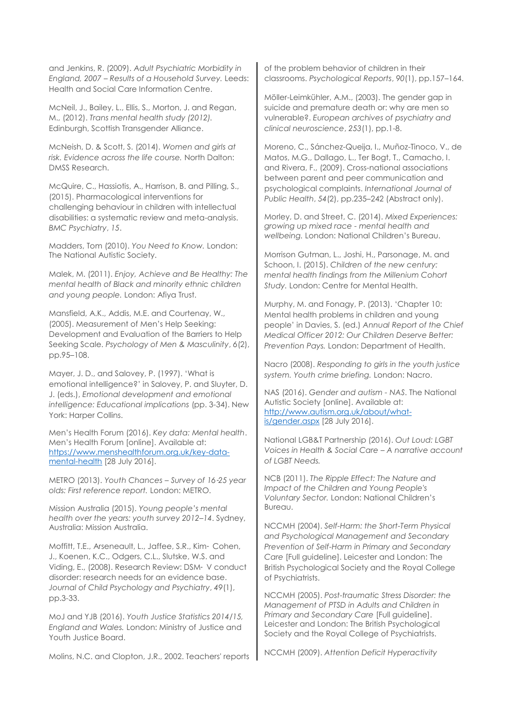and Jenkins, R. (2009). *Adult Psychiatric Morbidity in England, 2007 – Results of a Household Survey.* Leeds: Health and Social Care Information Centre.

McNeil, J., Bailey, L., Ellis, S., Morton, J. and Regan, M., (2012). *Trans mental health study (2012).* Edinburgh, Scottish Transgender Alliance.

McNeish, D. & Scott, S. (2014). *Women and girls at risk. Evidence across the life course.* North Dalton: DMSS Research.

McQuire, C., Hassiotis, A., Harrison, B. and Pilling, S., (2015). Pharmacological interventions for challenging behaviour in children with intellectual disabilities: a systematic review and meta-analysis. *BMC Psychiatry*, *15*.

Madders, Tom (2010). *You Need to Know.* London: The National Autistic Society.

Malek, M. (2011). *Enjoy, Achieve and Be Healthy: The mental health of Black and minority ethnic children and young people.* London: Afiya Trust.

Mansfield, A.K., Addis, M.E. and Courtenay, W., (2005). Measurement of Men's Help Seeking: Development and Evaluation of the Barriers to Help Seeking Scale. *Psychology of Men & Masculinity*, *6*(2), pp.95–108.

Mayer, J. D., and Salovey, P. (1997). 'What is emotional intelligence?' in Salovey, P. and Sluyter, D. J. (eds.), *Emotional development and emotional intelligence: Educational implications* (pp. 3-34). New York: Harper Collins.

Men's Health Forum (2016). *Key data: Mental health*. Men's Health Forum [online]. Available at: [https://www.menshealthforum.org.uk/key-data-mental-health](https://www.menshealthforum.org.uk/key-data-mental-health) [28 July 2016].

METRO (2013). *Youth Chances – Survey of 16-25 year olds: First reference report.* London: METRO.

Mission Australia (2015). *Young people's mental health over the years: youth survey 2012–14*. Sydney, Australia: Mission Australia.

Moffitt, T.E., Arseneault, L., Jaffee, S.R., Kim- Cohen, J., Koenen, K.C., Odgers, C.L., Slutske, W.S. and Viding, E., (2008). Research Review: DSM- V conduct disorder: research needs for an evidence base. *Journal of Child Psychology and Psychiatry*, *49*(1), pp.3-33.

MoJ and YJB (2016). *Youth Justice Statistics 2014/15, England and Wales.* London: Ministry of Justice and Youth Justice Board.

Molins, N.C. and Clopton, J.R., 2002. Teachers' reports of the problem behavior of children in their classrooms. *Psychological Reports*, *90*(1), pp.157–164.

Möller-Leimkühler, A.M., (2003). The gender gap in suicide and premature death or: why are men so vulnerable?. *European archives of psychiatry and clinical neuroscience*, *253*(1), pp.1-8.

Moreno, C., Sánchez-Queija, I., Muñoz-Tinoco, V., de Matos, M.G., Dallago, L., Ter Bogt, T., Camacho, I. and Rivera, F., (2009). Cross-national associations between parent and peer communication and psychological complaints. *International Journal of Public Health*, *54*(2), pp.235–242 (Abstract only).

Morley, D. and Street, C. (2014). *Mixed Experiences: growing up mixed race - mental health and wellbeing.* London: National Children's Bureau.

Morrison Gutman, L., Joshi, H., Parsonage, M. and Schoon, I. (2015). *Children of the new century: mental health findings from the Millenium Cohort Study.* London: Centre for Mental Health.

Murphy, M. and Fonagy, P. (2013). 'Chapter 10: Mental health problems in children and young people' in Davies, S. (ed.) *Annual Report of the Chief Medical Officer 2012: Our Children Deserve Better: Prevention Pays.* London: Department of Health.

Nacro (2008). *Responding to girls in the youth justice system. Youth crime briefing.* London: Nacro.

NAS (2016). *Gender and autism - NAS*. The National Autistic Society [online]. Available at: [http://www.autism.org.uk/about/what-is/gender.aspx](http://www.autism.org.uk/about/what-is/gender.aspx) [28 July 2016].

National LGB&T Partnership (2016). *Out Loud: LGBT Voices in Health & Social Care – A narrative account of LGBT Needs.*

NCB (2011). *The Ripple Effect: The Nature and Impact of the Children and Young People's Voluntary Sector.* London: National Children's Bureau.

NCCMH (2004). *Self-Harm: the Short-Term Physical and Psychological Management and Secondary Prevention of Self-Harm in Primary and Secondary Care* [Full guideline]. Leicester and London: The British Psychological Society and the Royal College of Psychiatrists.

NCCMH (2005). *Post-traumatic Stress Disorder: the Management of PTSD in Adults and Children in Primary and Secondary Care* [Full guideline]. Leicester and London: The British Psychological Society and the Royal College of Psychiatrists.

NCCMH (2009). *Attention Deficit Hyperactivity*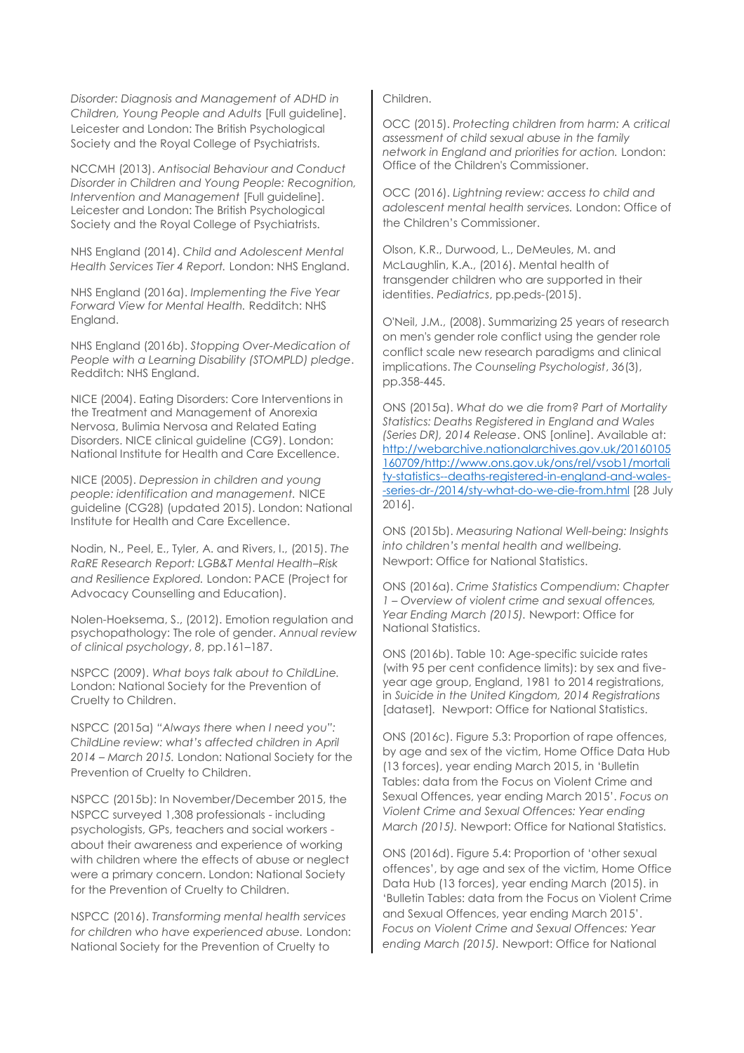*Disorder: Diagnosis and Management of ADHD in Children, Young People and Adults* [Full guideline]. Leicester and London: The British Psychological Society and the Royal College of Psychiatrists.

NCCMH (2013). *Antisocial Behaviour and Conduct Disorder in Children and Young People: Recognition, Intervention and Management* [Full guideline]. Leicester and London: The British Psychological Society and the Royal College of Psychiatrists.

NHS England (2014). *Child and Adolescent Mental Health Services Tier 4 Report.* London: NHS England.

NHS England (2016a). *Implementing the Five Year Forward View for Mental Health.* Redditch: NHS England.

NHS England (2016b). *Stopping Over-Medication of People with a Learning Disability (STOMPLD) pledge*. Redditch: NHS England.

NICE (2004). Eating Disorders: Core Interventions in the Treatment and Management of Anorexia Nervosa, Bulimia Nervosa and Related Eating Disorders. NICE clinical guideline (CG9). London: National Institute for Health and Care Excellence.

NICE (2005). *Depression in children and young people: identification and management.* NICE guideline (CG28) (updated 2015). London: National Institute for Health and Care Excellence.

Nodin, N., Peel, E., Tyler, A. and Rivers, I., (2015). *The RaRE Research Report: LGB&T Mental Health–Risk and Resilience Explored.* London: PACE (Project for Advocacy Counselling and Education).

Nolen-Hoeksema, S., (2012). Emotion regulation and psychopathology: The role of gender. *Annual review of clinical psychology*, *8*, pp.161–187.

NSPCC (2009). *What boys talk about to ChildLine.* London: National Society for the Prevention of Cruelty to Children.

NSPCC (2015a) *"Always there when I need you": ChildLine review: what's affected children in April 2014 – March 2015.* London: National Society for the Prevention of Cruelty to Children.

NSPCC (2015b): In November/December 2015, the NSPCC surveyed 1,308 professionals - including psychologists, GPs, teachers and social workers - about their awareness and experience of working with children where the effects of abuse or neglect were a primary concern. London: National Society for the Prevention of Cruelty to Children.

NSPCC (2016). *Transforming mental health services for children who have experienced abuse.* London: National Society for the Prevention of Cruelty to Children.

OCC (2015). *Protecting children from harm: A critical assessment of child sexual abuse in the family network in England and priorities for action.* London: Office of the Children's Commissioner.

OCC (2016). *Lightning review: access to child and adolescent mental health services.* London: Office of the Children's Commissioner.

Olson, K.R., Durwood, L., DeMeules, M. and McLaughlin, K.A., (2016). Mental health of transgender children who are supported in their identities. *Pediatrics*, pp.peds-(2015).

O'Neil, J.M., (2008). Summarizing 25 years of research on men's gender role conflict using the gender role conflict scale new research paradigms and clinical implications. *The Counseling Psychologist*, *36*(3), pp.358-445.

ONS (2015a). *What do we die from? Part of Mortality Statistics: Deaths Registered in England and Wales (Series DR), 2014 Release*. ONS [online]. Available at: [http://webarchive.nationalarchives.gov.uk/20160105160709/http://www.ons.gov.uk/ons/rel/vsob1/mortality-statistics--deaths-registered-in-england-and-wales--series-dr-/2014/sty-what-do-we-die-from.html](http://webarchive.nationalarchives.gov.uk/20160105160709/http://www.ons.gov.uk/ons/rel/vsob1/mortality-statistics--deaths-registered-in-england-and-wales--series-dr-/2014/sty-what-do-we-die-from.html) [28 July 2016].

ONS (2015b). *Measuring National Well-being: Insights into children's mental health and wellbeing.* Newport: Office for National Statistics.

ONS (2016a). *Crime Statistics Compendium: Chapter 1 – Overview of violent crime and sexual offences, Year Ending March (2015).* Newport: Office for National Statistics.

ONS (2016b). Table 10: Age-specific suicide rates (with 95 per cent confidence limits): by sex and five-year age group, England, 1981 to 2014 registrations, in *Suicide in the United Kingdom, 2014 Registrations* [dataset]. Newport: Office for National Statistics.

ONS (2016c). Figure 5.3: Proportion of rape offences, by age and sex of the victim, Home Office Data Hub (13 forces), year ending March 2015, in 'Bulletin Tables: data from the Focus on Violent Crime and Sexual Offences, year ending March 2015'. *Focus on Violent Crime and Sexual Offences: Year ending March (2015).* Newport: Office for National Statistics.

ONS (2016d). Figure 5.4: Proportion of 'other sexual offences', by age and sex of the victim, Home Office Data Hub (13 forces), year ending March (2015). in 'Bulletin Tables: data from the Focus on Violent Crime and Sexual Offences, year ending March 2015'. *Focus on Violent Crime and Sexual Offences: Year ending March (2015).* Newport: Office for National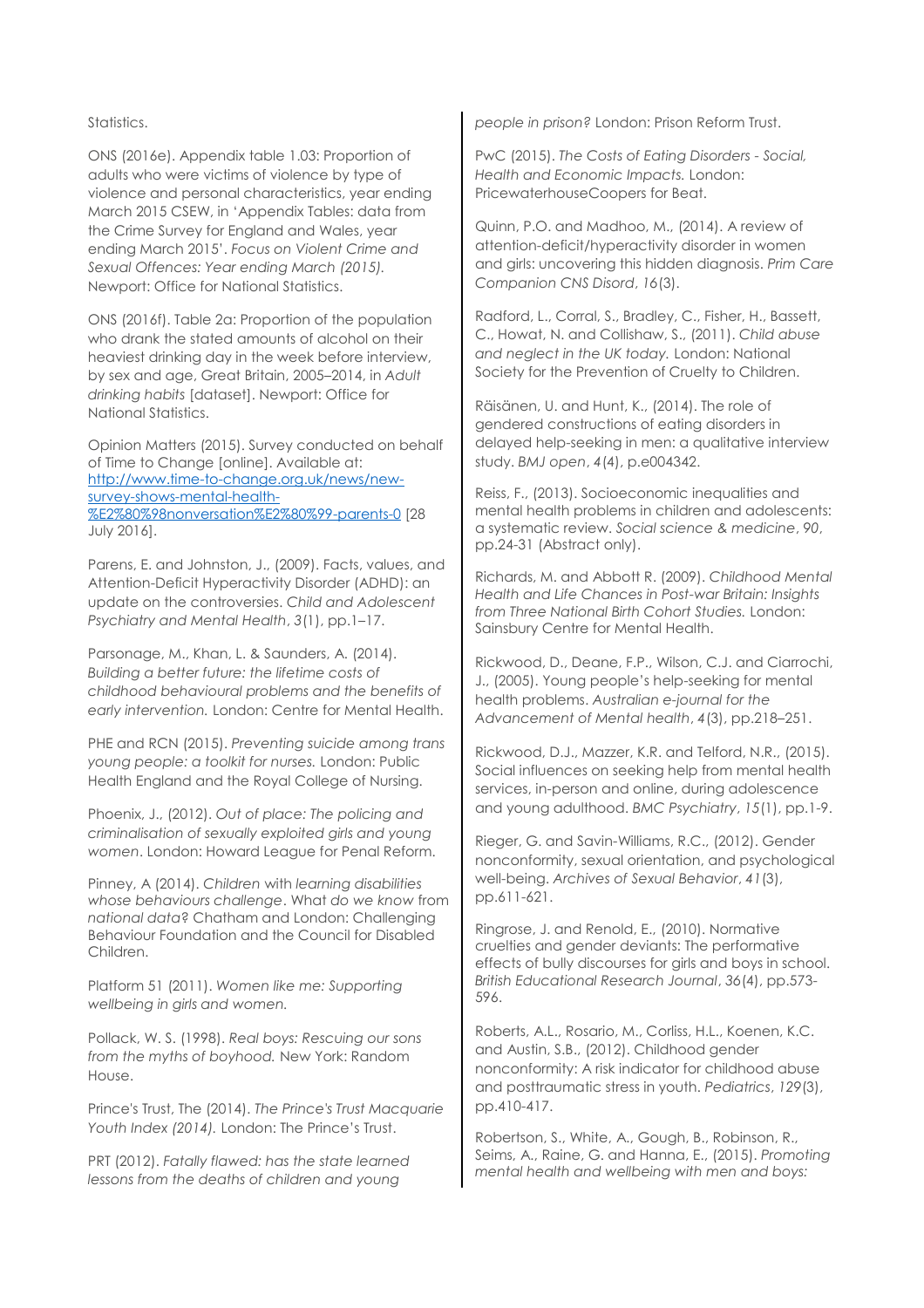Statistics.

ONS (2016e). Appendix table 1.03: Proportion of adults who were victims of violence by type of violence and personal characteristics, year ending March 2015 CSEW, in 'Appendix Tables: data from the Crime Survey for England and Wales, year ending March 2015'. *Focus on Violent Crime and Sexual Offences: Year ending March (2015).* Newport: Office for National Statistics.

ONS (2016f). Table 2a: Proportion of the population who drank the stated amounts of alcohol on their heaviest drinking day in the week before interview, by sex and age, Great Britain, 2005–2014, in *Adult drinking habits* [dataset]. Newport: Office for National Statistics.

Opinion Matters (2015). Survey conducted on behalf of Time to Change [online]. Available at: http://www.time-to-change.org.uk/news/new-survey-shows-mental-health-%E2%80%98nonversation%E2%80%99-parents-0 [28 July 2016].

Parens, E. and Johnston, J., (2009). Facts, values, and Attention-Deficit Hyperactivity Disorder (ADHD): an update on the controversies. *Child and Adolescent Psychiatry and Mental Health*, *3*(1), pp.1–17.

Parsonage, M., Khan, L. & Saunders, A. (2014). *Building a better future: the lifetime costs of childhood behavioural problems and the benefits of early intervention.* London: Centre for Mental Health.

PHE and RCN (2015). *Preventing suicide among trans young people: a toolkit for nurses.* London: Public Health England and the Royal College of Nursing.

Phoenix, J., (2012). *Out of place: The policing and criminalisation of sexually exploited girls and young women*. London: Howard League for Penal Reform.

Pinney, A (2014). *Children with learning disabilities whose behaviours challenge*. *What do we know from national data?* Chatham and London: Challenging Behaviour Foundation and the Council for Disabled Children.

Platform 51 (2011). *Women like me: Supporting wellbeing in girls and women.*

Pollack, W. S. (1998). *Real boys: Rescuing our sons from the myths of boyhood.* New York: Random House.

Prince's Trust, The (2014). *The Prince's Trust Macquarie Youth Index (2014).* London: The Prince's Trust.

PRT (2012). *Fatally flawed: has the state learned lessons from the deaths of children and young people in prison?* London: Prison Reform Trust.

PwC (2015). *The Costs of Eating Disorders - Social, Health and Economic Impacts.* London: PricewaterhouseCoopers for Beat.

Quinn, P.O. and Madhoo, M., (2014). A review of attention-deficit/hyperactivity disorder in women and girls: uncovering this hidden diagnosis. *Prim Care Companion CNS Disord*, *16*(3).

Radford, L., Corral, S., Bradley, C., Fisher, H., Bassett, C., Howat, N. and Collishaw, S., (2011). *Child abuse and neglect in the UK today.* London: National Society for the Prevention of Cruelty to Children.

Räisänen, U. and Hunt, K., (2014). The role of gendered constructions of eating disorders in delayed help-seeking in men: a qualitative interview study. *BMJ open*, *4*(4), p.e004342.

Reiss, F., (2013). Socioeconomic inequalities and mental health problems in children and adolescents: a systematic review. *Social science & medicine*, *90*, pp.24-31 (Abstract only).

Richards, M. and Abbott R. (2009). *Childhood Mental Health and Life Chances in Post-war Britain: Insights from Three National Birth Cohort Studies.* London: Sainsbury Centre for Mental Health.

Rickwood, D., Deane, F.P., Wilson, C.J. and Ciarrochi, J., (2005). Young people's help-seeking for mental health problems. *Australian e-journal for the Advancement of Mental health*, *4*(3), pp.218–251.

Rickwood, D.J., Mazzer, K.R. and Telford, N.R., (2015). Social influences on seeking help from mental health services, in-person and online, during adolescence and young adulthood. *BMC Psychiatry*, *15*(1), pp.1-9.

Rieger, G. and Savin-Williams, R.C., (2012). Gender nonconformity, sexual orientation, and psychological well-being. *Archives of Sexual Behavior*, *41*(3), pp.611-621.

Ringrose, J. and Renold, E., (2010). Normative cruelties and gender deviants: The performative effects of bully discourses for girls and boys in school. *British Educational Research Journal*, *36*(4), pp.573-596.

Roberts, A.L., Rosario, M., Corliss, H.L., Koenen, K.C. and Austin, S.B., (2012). Childhood gender nonconformity: A risk indicator for childhood abuse and posttraumatic stress in youth. *Pediatrics*, *129*(3), pp.410-417.

Robertson, S., White, A., Gough, B., Robinson, R., Seims, A., Raine, G. and Hanna, E., (2015). *Promoting mental health and wellbeing with men and boys:*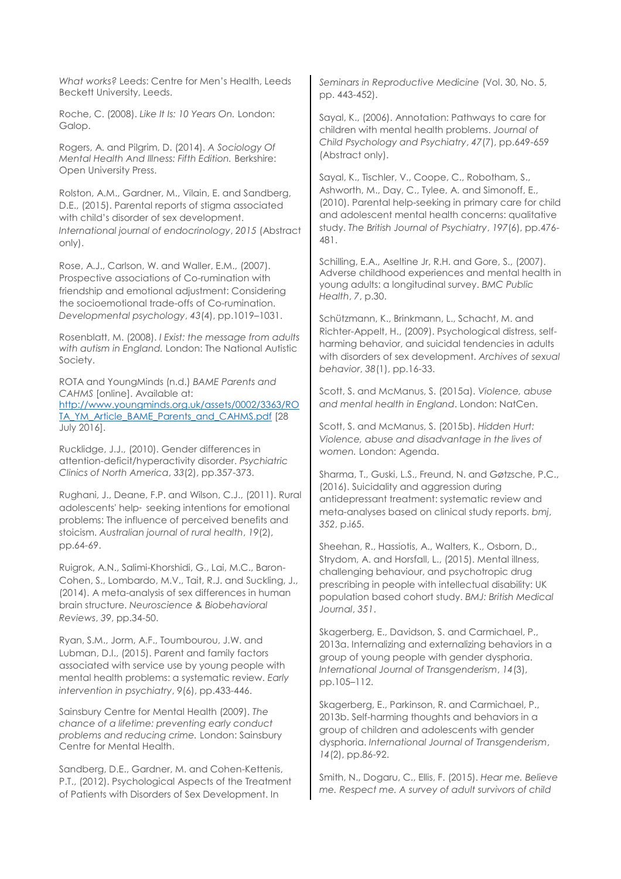*What works?* Leeds: Centre for Men's Health, Leeds Beckett University, Leeds.

Roche, C. (2008). *Like It Is: 10 Years On.* London: Galop.

Rogers, A. and Pilgrim, D. (2014). *A Sociology Of Mental Health And Illness: Fifth Edition.* Berkshire: Open University Press.

Rolston, A.M., Gardner, M., Vilain, E. and Sandberg, D.E., (2015). Parental reports of stigma associated with child's disorder of sex development. *International journal of endocrinology*, *2015* (Abstract only).

Rose, A.J., Carlson, W. and Waller, E.M., (2007). Prospective associations of Co-rumination with friendship and emotional adjustment: Considering the socioemotional trade-offs of Co-rumination. *Developmental psychology*, *43*(4), pp.1019–1031.

Rosenblatt, M. (2008). *I Exist: the message from adults with autism in England.* London: The National Autistic Society.

ROTA and YoungMinds (n.d.) *BAME Parents and CAHMS* [online]. Available at: http://www.youngminds.org.uk/assets/0002/3363/ROTA_YM_Article_BAME_Parents_and_CAHMS.pdf [28 July 2016].

Rucklidge, J.J., (2010). Gender differences in attention-deficit/hyperactivity disorder. *Psychiatric Clinics of North America*, *33*(2), pp.357-373.

Rughani, J., Deane, F.P. and Wilson, C.J., (2011). Rural adolescents' help- seeking intentions for emotional problems: The influence of perceived benefits and stoicism. *Australian journal of rural health*, *19*(2), pp.64-69.

Ruigrok, A.N., Salimi-Khorshidi, G., Lai, M.C., Baron-Cohen, S., Lombardo, M.V., Tait, R.J. and Suckling, J., (2014). A meta-analysis of sex differences in human brain structure. *Neuroscience & Biobehavioral Reviews*, *39*, pp.34-50.

Ryan, S.M., Jorm, A.F., Toumbourou, J.W. and Lubman, D.I., (2015). Parent and family factors associated with service use by young people with mental health problems: a systematic review. *Early intervention in psychiatry*, *9*(6), pp.433-446.

Sainsbury Centre for Mental Health (2009). *The chance of a lifetime: preventing early conduct problems and reducing crime.* London: Sainsbury Centre for Mental Health.

Sandberg, D.E., Gardner, M. and Cohen-Kettenis, P.T., (2012). Psychological Aspects of the Treatment of Patients with Disorders of Sex Development. In *Seminars in Reproductive Medicine* (Vol. 30, No. 5, pp. 443-452).

Sayal, K., (2006). Annotation: Pathways to care for children with mental health problems. *Journal of Child Psychology and Psychiatry*, *47*(7), pp.649-659 (Abstract only).

Sayal, K., Tischler, V., Coope, C., Robotham, S., Ashworth, M., Day, C., Tylee, A. and Simonoff, E., (2010). Parental help-seeking in primary care for child and adolescent mental health concerns: qualitative study. *The British Journal of Psychiatry*, *197*(6), pp.476-481.

Schilling, E.A., Aseltine Jr, R.H. and Gore, S., (2007). Adverse childhood experiences and mental health in young adults: a longitudinal survey. *BMC Public Health*, *7*, p.30.

Schützmann, K., Brinkmann, L., Schacht, M. and Richter-Appelt, H., (2009). Psychological distress, self-harming behavior, and suicidal tendencies in adults with disorders of sex development. *Archives of sexual behavior*, *38*(1), pp.16-33.

Scott, S. and McManus, S. (2015a). *Violence, abuse and mental health in England*. London: NatCen.

Scott, S. and McManus, S. (2015b). *Hidden Hurt: Violence, abuse and disadvantage in the lives of women.* London: Agenda.

Sharma, T., Guski, L.S., Freund, N. and Gøtzsche, P.C., (2016). Suicidality and aggression during antidepressant treatment: systematic review and meta-analyses based on clinical study reports. *bmj*, *352*, p.i65.

Sheehan, R., Hassiotis, A., Walters, K., Osborn, D., Strydom, A. and Horsfall, L., (2015). Mental illness, challenging behaviour, and psychotropic drug prescribing in people with intellectual disability: UK population based cohort study. *BMJ: British Medical Journal*, *351*.

Skagerberg, E., Davidson, S. and Carmichael, P., 2013a. Internalizing and externalizing behaviors in a group of young people with gender dysphoria. *International Journal of Transgenderism*, *14*(3), pp.105–112.

Skagerberg, E., Parkinson, R. and Carmichael, P., 2013b. Self-harming thoughts and behaviors in a group of children and adolescents with gender dysphoria. *International Journal of Transgenderism*, *14*(2), pp.86-92.

Smith, N., Dogaru, C., Ellis, F. (2015). *Hear me. Believe me. Respect me. A survey of adult survivors of child*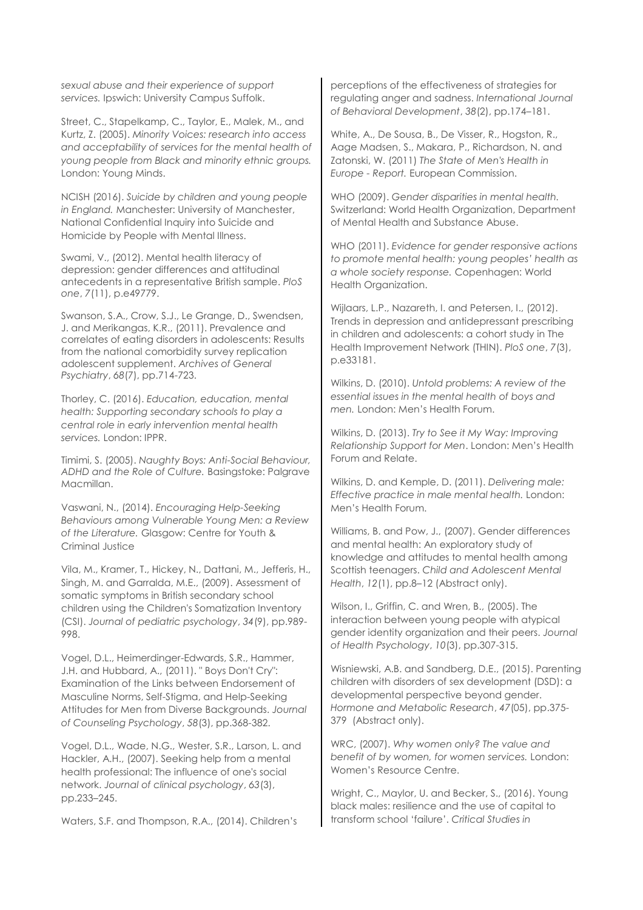*sexual abuse and their experience of support services.* Ipswich: University Campus Suffolk.

Street, C., Stapelkamp, C., Taylor, E., Malek, M., and Kurtz, Z. (2005). *Minority Voices: research into access and acceptability of services for the mental health of young people from Black and minority ethnic groups.* London: Young Minds.

NCISH (2016). *Suicide by children and young people in England.* Manchester: University of Manchester, National Confidential Inquiry into Suicide and Homicide by People with Mental Illness.

Swami, V., (2012). Mental health literacy of depression: gender differences and attitudinal antecedents in a representative British sample. *PloS one*, *7*(11), p.e49779.

Swanson, S.A., Crow, S.J., Le Grange, D., Swendsen, J. and Merikangas, K.R., (2011). Prevalence and correlates of eating disorders in adolescents: Results from the national comorbidity survey replication adolescent supplement. *Archives of General Psychiatry*, *68*(7), pp.714-723.

Thorley, C. (2016). *Education, education, mental health: Supporting secondary schools to play a central role in early intervention mental health services.* London: IPPR.

Timimi, S. (2005). *Naughty Boys: Anti-Social Behaviour, ADHD and the Role of Culture.* Basingstoke: Palgrave Macmillan.

Vaswani, N., (2014). *Encouraging Help-Seeking Behaviours among Vulnerable Young Men: a Review of the Literature.* Glasgow: Centre for Youth & Criminal Justice

Vila, M., Kramer, T., Hickey, N., Dattani, M., Jefferis, H., Singh, M. and Garralda, M.E., (2009). Assessment of somatic symptoms in British secondary school children using the Children's Somatization Inventory (CSI). *Journal of pediatric psychology*, *34*(9), pp.989-998.

Vogel, D.L., Heimerdinger-Edwards, S.R., Hammer, J.H. and Hubbard, A., (2011). " Boys Don't Cry": Examination of the Links between Endorsement of Masculine Norms, Self-Stigma, and Help-Seeking Attitudes for Men from Diverse Backgrounds. *Journal of Counseling Psychology*, *58*(3), pp.368-382.

Vogel, D.L., Wade, N.G., Wester, S.R., Larson, L. and Hackler, A.H., (2007). Seeking help from a mental health professional: The influence of one's social network. *Journal of clinical psychology*, *63*(3), pp.233–245.

Waters, S.F. and Thompson, R.A., (2014). Children's perceptions of the effectiveness of strategies for regulating anger and sadness. *International Journal of Behavioral Development*, *38*(2), pp.174–181.

White, A., De Sousa, B., De Visser, R., Hogston, R., Aage Madsen, S., Makara, P., Richardson, N. and Zatonski, W. (2011) *The State of Men's Health in Europe - Report.* European Commission.

WHO (2009). *Gender disparities in mental health.* Switzerland: World Health Organization, Department of Mental Health and Substance Abuse.

WHO (2011). *Evidence for gender responsive actions to promote mental health: young peoples' health as a whole society response.* Copenhagen: World Health Organization.

Wijlaars, L.P., Nazareth, I. and Petersen, I., (2012). Trends in depression and antidepressant prescribing in children and adolescents: a cohort study in The Health Improvement Network (THIN). *PloS one*, *7*(3), p.e33181.

Wilkins, D. (2010). *Untold problems: A review of the essential issues in the mental health of boys and men.* London: Men's Health Forum.

Wilkins, D. (2013). *Try to See it My Way: Improving Relationship Support for Men*. London: Men's Health Forum and Relate.

Wilkins, D. and Kemple, D. (2011). *Delivering male: Effective practice in male mental health.* London: Men's Health Forum.

Williams, B. and Pow, J., (2007). Gender differences and mental health: An exploratory study of knowledge and attitudes to mental health among Scottish teenagers. *Child and Adolescent Mental Health*, *12*(1), pp.8–12 (Abstract only).

Wilson, I., Griffin, C. and Wren, B., (2005). The interaction between young people with atypical gender identity organization and their peers. *Journal of Health Psychology*, *10*(3), pp.307-315.

Wisniewski, A.B. and Sandberg, D.E., (2015). Parenting children with disorders of sex development (DSD): a developmental perspective beyond gender. *Hormone and Metabolic Research*, *47*(05), pp.375-379 (Abstract only).

WRC, (2007). *Why women only? The value and benefit of by women, for women services.* London: Women's Resource Centre.

Wright, C., Maylor, U. and Becker, S., (2016). Young black males: resilience and the use of capital to transform school 'failure'. *Critical Studies in*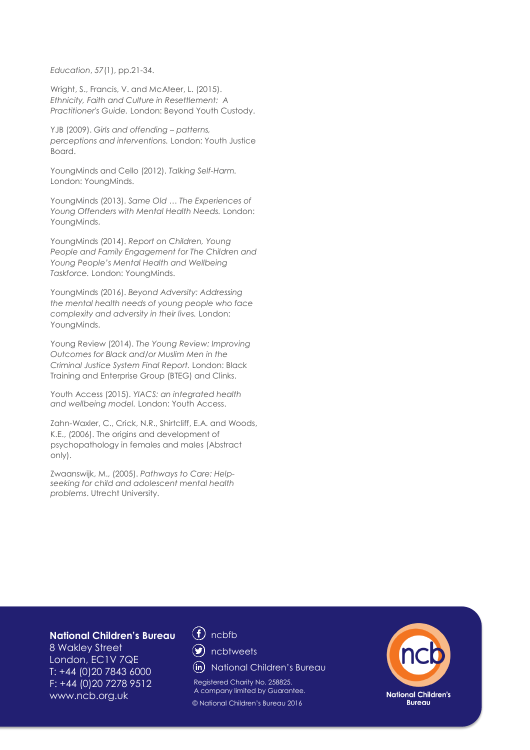*Education*, *57*(1), pp.21-34.

Wright, S., Francis, V. and McAteer, L. (2015). *Ethnicity, Faith and Culture in Resettlement: A Practitioner's Guide.* London: Beyond Youth Custody.

YJB (2009). *Girls and offending – patterns, perceptions and interventions.* London: Youth Justice Board.

YoungMinds and Cello (2012). *Talking Self-Harm.* London: YoungMinds.

YoungMinds (2013). *Same Old … The Experiences of Young Offenders with Mental Health Needs.* London: YoungMinds.

YoungMinds (2014). *Report on Children, Young People and Family Engagement for The Children and Young People's Mental Health and Wellbeing Taskforce.* London: YoungMinds.

YoungMinds (2016). *Beyond Adversity: Addressing the mental health needs of young people who face complexity and adversity in their lives.* London: YoungMinds.

Young Review (2014). *The Young Review: Improving Outcomes for Black and/or Muslim Men in the Criminal Justice System Final Report.* London: Black Training and Enterprise Group (BTEG) and Clinks.

Youth Access (2015). *YIACS: an integrated health and wellbeing model.* London: Youth Access.

Zahn-Waxler, C., Crick, N.R., Shirtcliff, E.A. and Woods, K.E., (2006). The origins and development of psychopathology in females and males (Abstract only).

Zwaanswijk, M., (2005). *Pathways to Care: Help-seeking for child and adolescent mental health problems*. Utrecht University.

**National Children's Bureau**
8 Wakley Street
London, EC1V 7QE
T: +44 (0)20 7843 6000
F: +44 (0)20 7278 9512
www.ncb.org.uk

ncbfb
ncbtweets
National Children's Bureau

Registered Charity No. 258825.
A company limited by Guarantee.
© National Children's Bureau 2016

National Children's Bureau